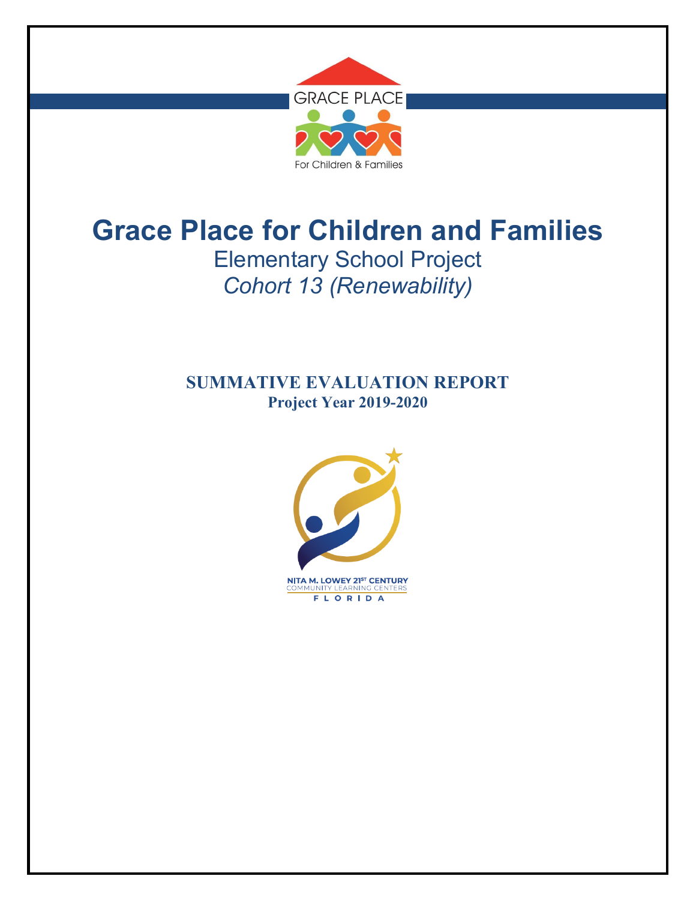# Grace Place for Children and Families

Elementary School Project

*Cohort 13 (Renewability)*

**SUMMATIVE EVALUATION REPORT**

**Project Year 2019-2020**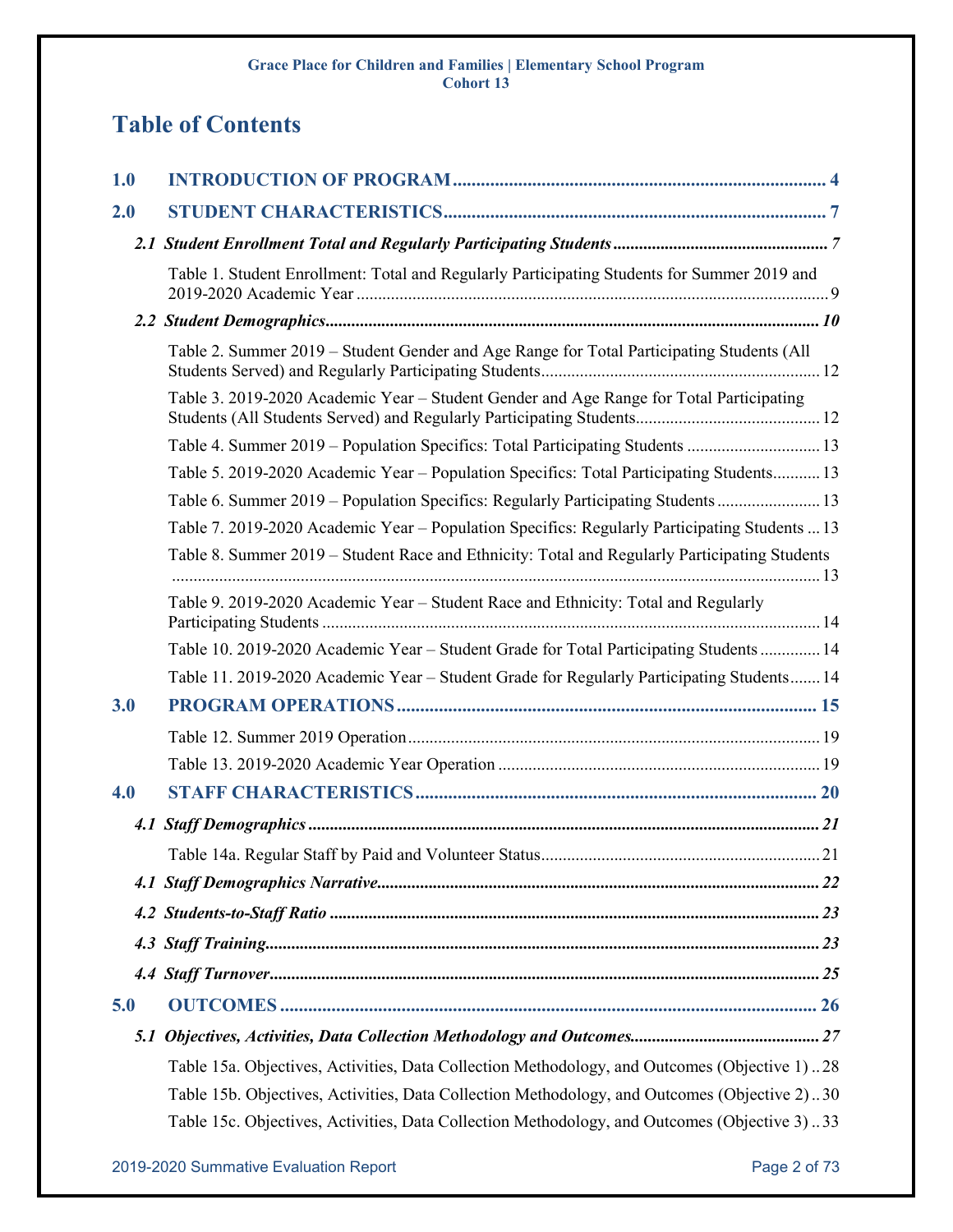# Table of Contents

**1.0 INTRODUCTION OF PROGRAM** .......... 4

**2.0 STUDENT CHARACTERISTICS** .......... 7

***2.1 Student Enrollment Total and Regularly Participating Students*** .......... 7

Table 1. Student Enrollment: Total and Regularly Participating Students for Summer 2019 and 2019-2020 Academic Year .......... 9

***2.2 Student Demographics*** .......... 10

Table 2. Summer 2019 – Student Gender and Age Range for Total Participating Students (All Students Served) and Regularly Participating Students .......... 12

Table 3. 2019-2020 Academic Year – Student Gender and Age Range for Total Participating Students (All Students Served) and Regularly Participating Students .......... 12

Table 4. Summer 2019 – Population Specifics: Total Participating Students .......... 13

Table 5. 2019-2020 Academic Year – Population Specifics: Total Participating Students .......... 13

Table 6. Summer 2019 – Population Specifics: Regularly Participating Students .......... 13

Table 7. 2019-2020 Academic Year – Population Specifics: Regularly Participating Students .......... 13

Table 8. Summer 2019 – Student Race and Ethnicity: Total and Regularly Participating Students .......... 13

Table 9. 2019-2020 Academic Year – Student Race and Ethnicity: Total and Regularly Participating Students .......... 14

Table 10. 2019-2020 Academic Year – Student Grade for Total Participating Students .......... 14

Table 11. 2019-2020 Academic Year – Student Grade for Regularly Participating Students .......... 14

**3.0 PROGRAM OPERATIONS** .......... 15

Table 12. Summer 2019 Operation .......... 19

Table 13. 2019-2020 Academic Year Operation .......... 19

**4.0 STAFF CHARACTERISTICS** .......... 20

***4.1 Staff Demographics*** .......... 21

Table 14a. Regular Staff by Paid and Volunteer Status .......... 21

***4.1 Staff Demographics Narrative*** .......... 22

***4.2 Students-to-Staff Ratio*** .......... 23

***4.3 Staff Training*** .......... 23

***4.4 Staff Turnover*** .......... 25

**5.0 OUTCOMES** .......... 26

***5.1 Objectives, Activities, Data Collection Methodology and Outcomes*** .......... 27

Table 15a. Objectives, Activities, Data Collection Methodology, and Outcomes (Objective 1) .......... 28

Table 15b. Objectives, Activities, Data Collection Methodology, and Outcomes (Objective 2) .......... 30

Table 15c. Objectives, Activities, Data Collection Methodology, and Outcomes (Objective 3) .......... 33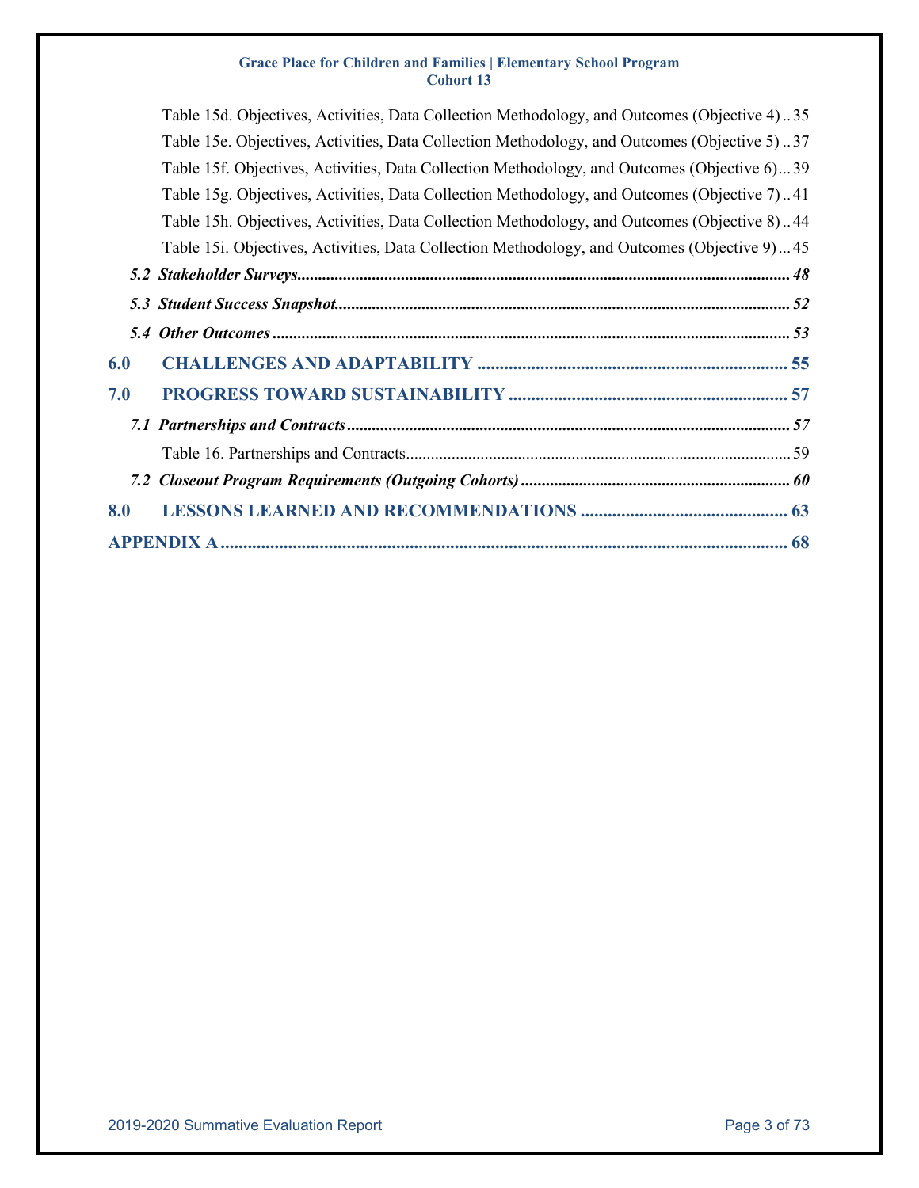Table 15d. Objectives, Activities, Data Collection Methodology, and Outcomes (Objective 4) .. 35

Table 15e. Objectives, Activities, Data Collection Methodology, and Outcomes (Objective 5) .. 37

Table 15f. Objectives, Activities, Data Collection Methodology, and Outcomes (Objective 6) ... 39

Table 15g. Objectives, Activities, Data Collection Methodology, and Outcomes (Objective 7) .. 41

Table 15h. Objectives, Activities, Data Collection Methodology, and Outcomes (Objective 8) .. 44

Table 15i. Objectives, Activities, Data Collection Methodology, and Outcomes (Objective 9) ... 45

***5.2 Stakeholder Surveys*** ........ ***48***

***5.3 Student Success Snapshot*** ........ ***52***

***5.4 Other Outcomes*** ........ ***53***

**6.0 CHALLENGES AND ADAPTABILITY** ........ **55**

**7.0 PROGRESS TOWARD SUSTAINABILITY** ........ **57**

***7.1 Partnerships and Contracts*** ........ ***57***

Table 16. Partnerships and Contracts ........ 59

***7.2 Closeout Program Requirements (Outgoing Cohorts)*** ........ ***60***

**8.0 LESSONS LEARNED AND RECOMMENDATIONS** ........ **63**

**APPENDIX A** ........ **68**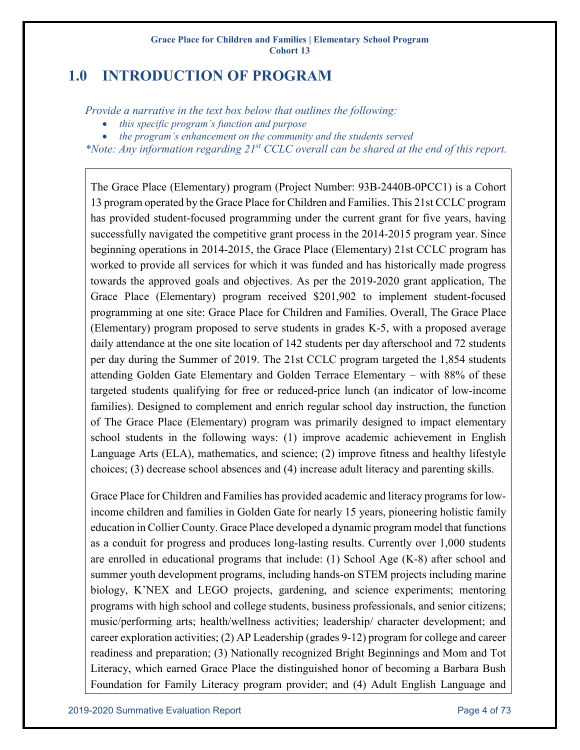## 1.0 INTRODUCTION OF PROGRAM

*Provide a narrative in the text box below that outlines the following:*

- *this specific program's function and purpose*
- *the program's enhancement on the community and the students served*

*\*Note: Any information regarding 21st CCLC overall can be shared at the end of this report.*

The Grace Place (Elementary) program (Project Number: 93B-2440B-0PCC1) is a Cohort 13 program operated by the Grace Place for Children and Families. This 21st CCLC program has provided student-focused programming under the current grant for five years, having successfully navigated the competitive grant process in the 2014-2015 program year. Since beginning operations in 2014-2015, the Grace Place (Elementary) 21st CCLC program has worked to provide all services for which it was funded and has historically made progress towards the approved goals and objectives. As per the 2019-2020 grant application, The Grace Place (Elementary) program received $201,902 to implement student-focused programming at one site: Grace Place for Children and Families. Overall, The Grace Place (Elementary) program proposed to serve students in grades K-5, with a proposed average daily attendance at the one site location of 142 students per day afterschool and 72 students per day during the Summer of 2019. The 21st CCLC program targeted the 1,854 students attending Golden Gate Elementary and Golden Terrace Elementary – with 88% of these targeted students qualifying for free or reduced-price lunch (an indicator of low-income families). Designed to complement and enrich regular school day instruction, the function of The Grace Place (Elementary) program was primarily designed to impact elementary school students in the following ways: (1) improve academic achievement in English Language Arts (ELA), mathematics, and science; (2) improve fitness and healthy lifestyle choices; (3) decrease school absences and (4) increase adult literacy and parenting skills.

Grace Place for Children and Families has provided academic and literacy programs for low-income children and families in Golden Gate for nearly 15 years, pioneering holistic family education in Collier County. Grace Place developed a dynamic program model that functions as a conduit for progress and produces long-lasting results. Currently over 1,000 students are enrolled in educational programs that include: (1) School Age (K-8) after school and summer youth development programs, including hands-on STEM projects including marine biology, K'NEX and LEGO projects, gardening, and science experiments; mentoring programs with high school and college students, business professionals, and senior citizens; music/performing arts; health/wellness activities; leadership/ character development; and career exploration activities; (2) AP Leadership (grades 9-12) program for college and career readiness and preparation; (3) Nationally recognized Bright Beginnings and Mom and Tot Literacy, which earned Grace Place the distinguished honor of becoming a Barbara Bush Foundation for Family Literacy program provider; and (4) Adult English Language and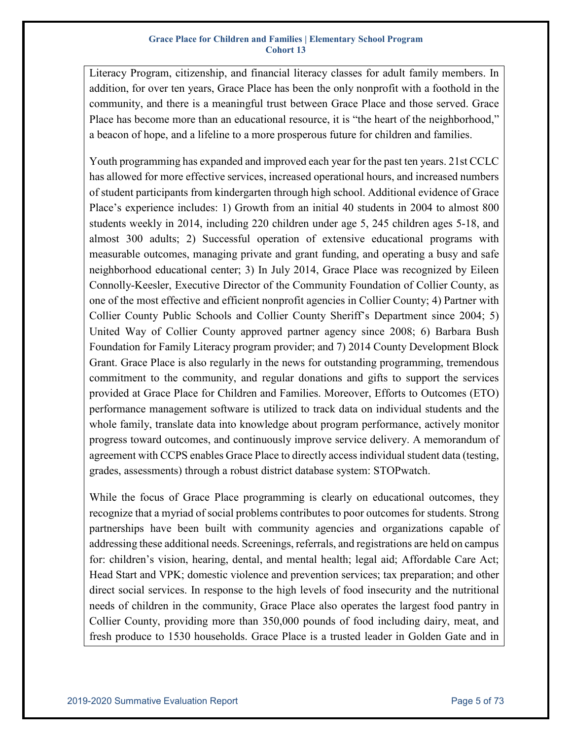Literacy Program, citizenship, and financial literacy classes for adult family members. In addition, for over ten years, Grace Place has been the only nonprofit with a foothold in the community, and there is a meaningful trust between Grace Place and those served. Grace Place has become more than an educational resource, it is "the heart of the neighborhood," a beacon of hope, and a lifeline to a more prosperous future for children and families.

Youth programming has expanded and improved each year for the past ten years. 21st CCLC has allowed for more effective services, increased operational hours, and increased numbers of student participants from kindergarten through high school. Additional evidence of Grace Place's experience includes: 1) Growth from an initial 40 students in 2004 to almost 800 students weekly in 2014, including 220 children under age 5, 245 children ages 5-18, and almost 300 adults; 2) Successful operation of extensive educational programs with measurable outcomes, managing private and grant funding, and operating a busy and safe neighborhood educational center; 3) In July 2014, Grace Place was recognized by Eileen Connolly-Keesler, Executive Director of the Community Foundation of Collier County, as one of the most effective and efficient nonprofit agencies in Collier County; 4) Partner with Collier County Public Schools and Collier County Sheriff's Department since 2004; 5) United Way of Collier County approved partner agency since 2008; 6) Barbara Bush Foundation for Family Literacy program provider; and 7) 2014 County Development Block Grant. Grace Place is also regularly in the news for outstanding programming, tremendous commitment to the community, and regular donations and gifts to support the services provided at Grace Place for Children and Families. Moreover, Efforts to Outcomes (ETO) performance management software is utilized to track data on individual students and the whole family, translate data into knowledge about program performance, actively monitor progress toward outcomes, and continuously improve service delivery. A memorandum of agreement with CCPS enables Grace Place to directly access individual student data (testing, grades, assessments) through a robust district database system: STOPwatch.

While the focus of Grace Place programming is clearly on educational outcomes, they recognize that a myriad of social problems contributes to poor outcomes for students. Strong partnerships have been built with community agencies and organizations capable of addressing these additional needs. Screenings, referrals, and registrations are held on campus for: children's vision, hearing, dental, and mental health; legal aid; Affordable Care Act; Head Start and VPK; domestic violence and prevention services; tax preparation; and other direct social services. In response to the high levels of food insecurity and the nutritional needs of children in the community, Grace Place also operates the largest food pantry in Collier County, providing more than 350,000 pounds of food including dairy, meat, and fresh produce to 1530 households. Grace Place is a trusted leader in Golden Gate and in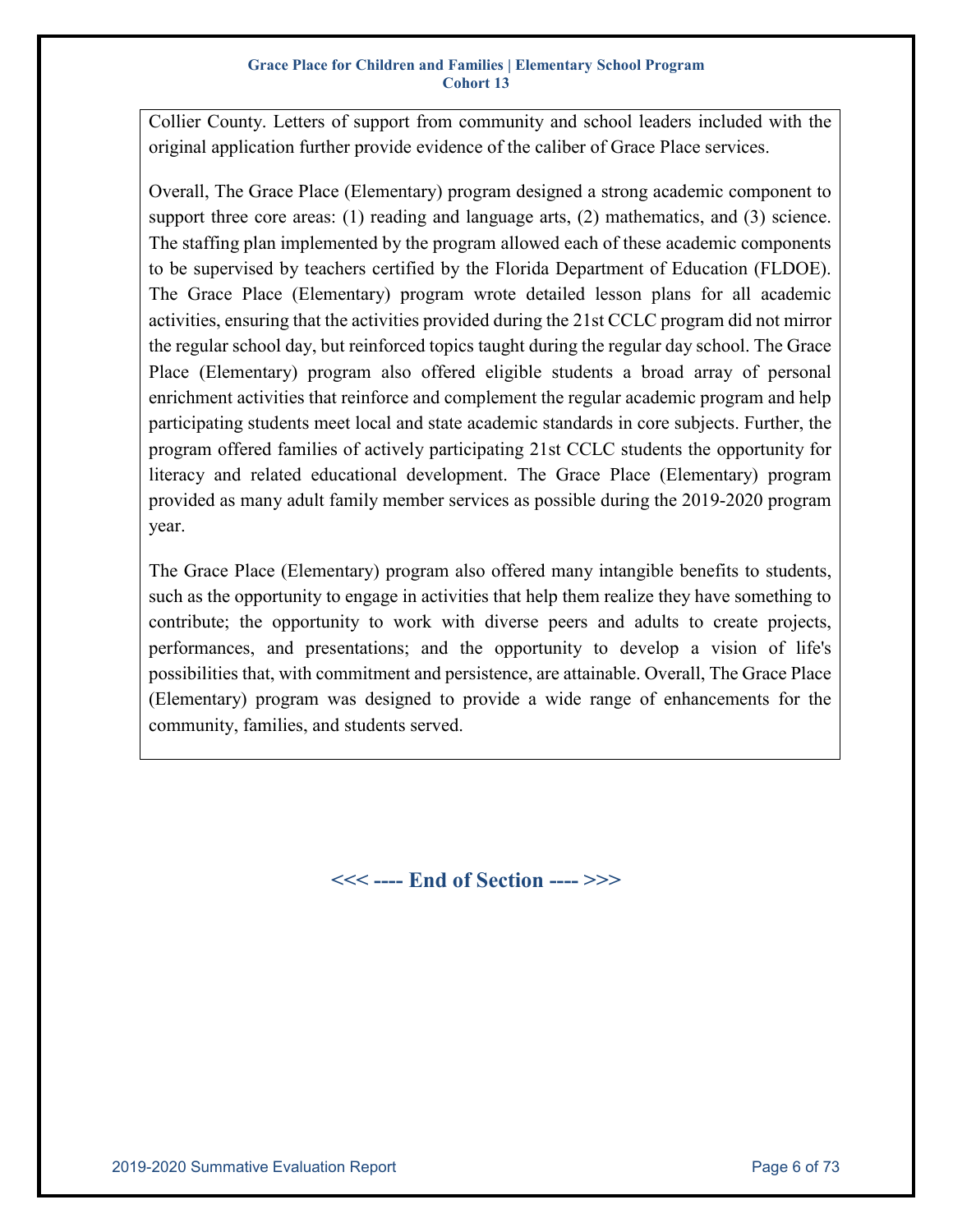Collier County. Letters of support from community and school leaders included with the original application further provide evidence of the caliber of Grace Place services.

Overall, The Grace Place (Elementary) program designed a strong academic component to support three core areas: (1) reading and language arts, (2) mathematics, and (3) science. The staffing plan implemented by the program allowed each of these academic components to be supervised by teachers certified by the Florida Department of Education (FLDOE). The Grace Place (Elementary) program wrote detailed lesson plans for all academic activities, ensuring that the activities provided during the 21st CCLC program did not mirror the regular school day, but reinforced topics taught during the regular day school. The Grace Place (Elementary) program also offered eligible students a broad array of personal enrichment activities that reinforce and complement the regular academic program and help participating students meet local and state academic standards in core subjects. Further, the program offered families of actively participating 21st CCLC students the opportunity for literacy and related educational development. The Grace Place (Elementary) program provided as many adult family member services as possible during the 2019-2020 program year.

The Grace Place (Elementary) program also offered many intangible benefits to students, such as the opportunity to engage in activities that help them realize they have something to contribute; the opportunity to work with diverse peers and adults to create projects, performances, and presentations; and the opportunity to develop a vision of life's possibilities that, with commitment and persistence, are attainable. Overall, The Grace Place (Elementary) program was designed to provide a wide range of enhancements for the community, families, and students served.

**<<< ---- End of Section ---- >>>**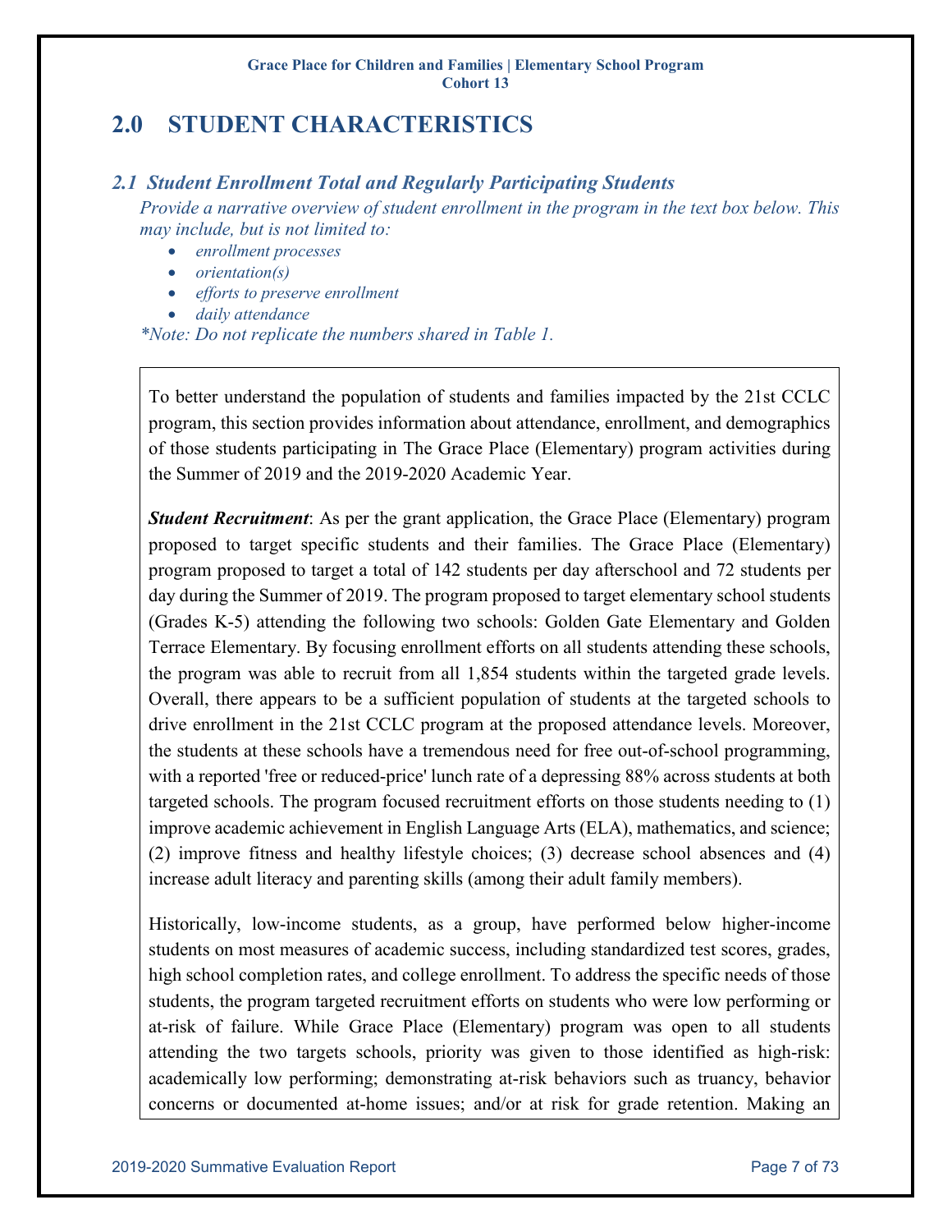# 2.0 STUDENT CHARACTERISTICS

## *2.1 Student Enrollment Total and Regularly Participating Students*

*Provide a narrative overview of student enrollment in the program in the text box below. This may include, but is not limited to:*

- *enrollment processes*
- *orientation(s)*
- *efforts to preserve enrollment*
- *daily attendance*

*\*Note: Do not replicate the numbers shared in Table 1.*

To better understand the population of students and families impacted by the 21st CCLC program, this section provides information about attendance, enrollment, and demographics of those students participating in The Grace Place (Elementary) program activities during the Summer of 2019 and the 2019-2020 Academic Year.

***Student Recruitment***: As per the grant application, the Grace Place (Elementary) program proposed to target specific students and their families. The Grace Place (Elementary) program proposed to target a total of 142 students per day afterschool and 72 students per day during the Summer of 2019. The program proposed to target elementary school students (Grades K-5) attending the following two schools: Golden Gate Elementary and Golden Terrace Elementary. By focusing enrollment efforts on all students attending these schools, the program was able to recruit from all 1,854 students within the targeted grade levels. Overall, there appears to be a sufficient population of students at the targeted schools to drive enrollment in the 21st CCLC program at the proposed attendance levels. Moreover, the students at these schools have a tremendous need for free out-of-school programming, with a reported 'free or reduced-price' lunch rate of a depressing 88% across students at both targeted schools. The program focused recruitment efforts on those students needing to (1) improve academic achievement in English Language Arts (ELA), mathematics, and science; (2) improve fitness and healthy lifestyle choices; (3) decrease school absences and (4) increase adult literacy and parenting skills (among their adult family members).

Historically, low-income students, as a group, have performed below higher-income students on most measures of academic success, including standardized test scores, grades, high school completion rates, and college enrollment. To address the specific needs of those students, the program targeted recruitment efforts on students who were low performing or at-risk of failure. While Grace Place (Elementary) program was open to all students attending the two targets schools, priority was given to those identified as high-risk: academically low performing; demonstrating at-risk behaviors such as truancy, behavior concerns or documented at-home issues; and/or at risk for grade retention. Making an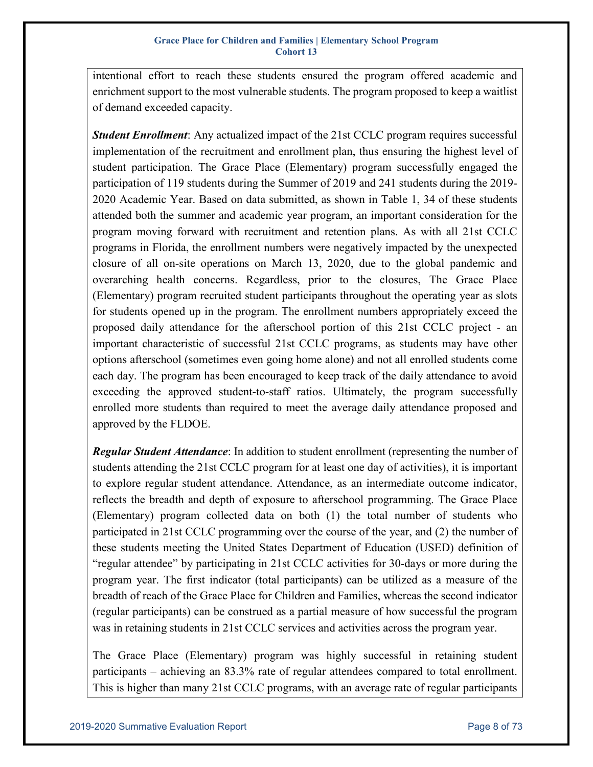intentional effort to reach these students ensured the program offered academic and enrichment support to the most vulnerable students. The program proposed to keep a waitlist of demand exceeded capacity.

***Student Enrollment***: Any actualized impact of the 21st CCLC program requires successful implementation of the recruitment and enrollment plan, thus ensuring the highest level of student participation. The Grace Place (Elementary) program successfully engaged the participation of 119 students during the Summer of 2019 and 241 students during the 2019-2020 Academic Year. Based on data submitted, as shown in Table 1, 34 of these students attended both the summer and academic year program, an important consideration for the program moving forward with recruitment and retention plans. As with all 21st CCLC programs in Florida, the enrollment numbers were negatively impacted by the unexpected closure of all on-site operations on March 13, 2020, due to the global pandemic and overarching health concerns. Regardless, prior to the closures, The Grace Place (Elementary) program recruited student participants throughout the operating year as slots for students opened up in the program. The enrollment numbers appropriately exceed the proposed daily attendance for the afterschool portion of this 21st CCLC project - an important characteristic of successful 21st CCLC programs, as students may have other options afterschool (sometimes even going home alone) and not all enrolled students come each day. The program has been encouraged to keep track of the daily attendance to avoid exceeding the approved student-to-staff ratios. Ultimately, the program successfully enrolled more students than required to meet the average daily attendance proposed and approved by the FLDOE.

***Regular Student Attendance***: In addition to student enrollment (representing the number of students attending the 21st CCLC program for at least one day of activities), it is important to explore regular student attendance. Attendance, as an intermediate outcome indicator, reflects the breadth and depth of exposure to afterschool programming. The Grace Place (Elementary) program collected data on both (1) the total number of students who participated in 21st CCLC programming over the course of the year, and (2) the number of these students meeting the United States Department of Education (USED) definition of "regular attendee" by participating in 21st CCLC activities for 30-days or more during the program year. The first indicator (total participants) can be utilized as a measure of the breadth of reach of the Grace Place for Children and Families, whereas the second indicator (regular participants) can be construed as a partial measure of how successful the program was in retaining students in 21st CCLC services and activities across the program year.

The Grace Place (Elementary) program was highly successful in retaining student participants – achieving an 83.3% rate of regular attendees compared to total enrollment. This is higher than many 21st CCLC programs, with an average rate of regular participants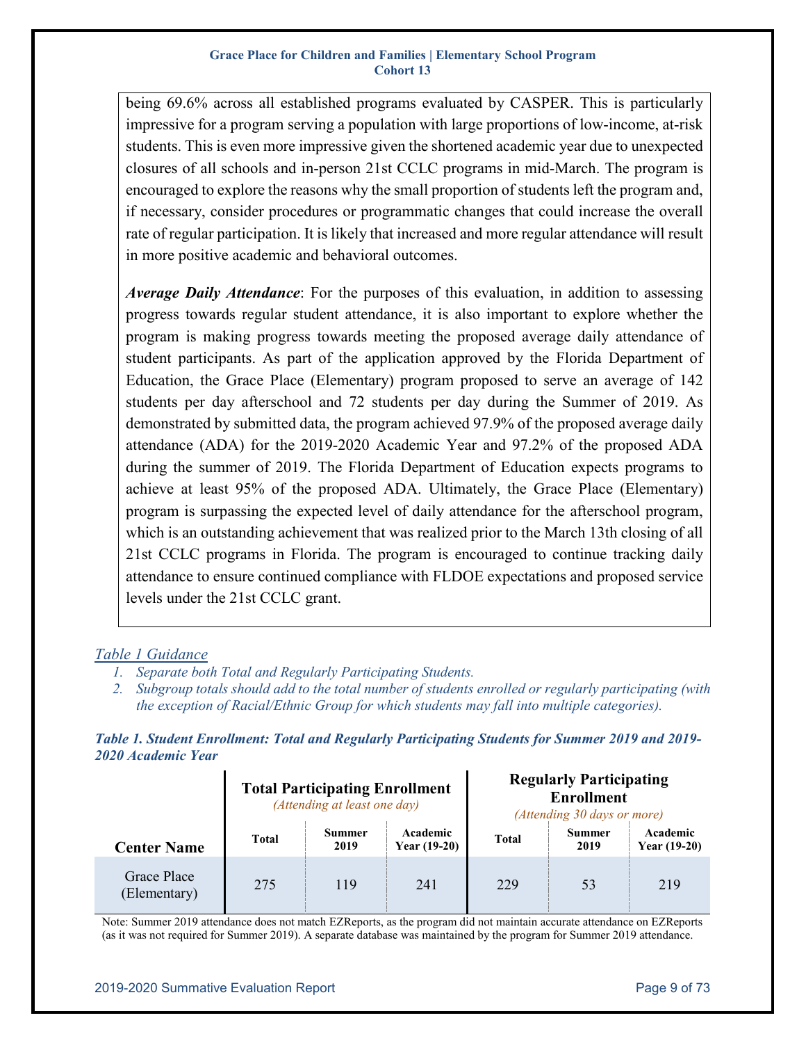being 69.6% across all established programs evaluated by CASPER. This is particularly impressive for a program serving a population with large proportions of low-income, at-risk students. This is even more impressive given the shortened academic year due to unexpected closures of all schools and in-person 21st CCLC programs in mid-March. The program is encouraged to explore the reasons why the small proportion of students left the program and, if necessary, consider procedures or programmatic changes that could increase the overall rate of regular participation. It is likely that increased and more regular attendance will result in more positive academic and behavioral outcomes.

***Average Daily Attendance***: For the purposes of this evaluation, in addition to assessing progress towards regular student attendance, it is also important to explore whether the program is making progress towards meeting the proposed average daily attendance of student participants. As part of the application approved by the Florida Department of Education, the Grace Place (Elementary) program proposed to serve an average of 142 students per day afterschool and 72 students per day during the Summer of 2019. As demonstrated by submitted data, the program achieved 97.9% of the proposed average daily attendance (ADA) for the 2019-2020 Academic Year and 97.2% of the proposed ADA during the summer of 2019. The Florida Department of Education expects programs to achieve at least 95% of the proposed ADA. Ultimately, the Grace Place (Elementary) program is surpassing the expected level of daily attendance for the afterschool program, which is an outstanding achievement that was realized prior to the March 13th closing of all 21st CCLC programs in Florida. The program is encouraged to continue tracking daily attendance to ensure continued compliance with FLDOE expectations and proposed service levels under the 21st CCLC grant.

*Table 1 Guidance*

1. *Separate both Total and Regularly Participating Students.*
2. *Subgroup totals should add to the total number of students enrolled or regularly participating (with the exception of Racial/Ethnic Group for which students may fall into multiple categories).*

***Table 1. Student Enrollment: Total and Regularly Participating Students for Summer 2019 and 2019-2020 Academic Year***

| | **Total Participating Enrollment** *(Attending at least one day)* | | | **Regularly Participating Enrollment** *(Attending 30 days or more)* | | |
|---|---|---|---|---|---|---|
| **Center Name** | **Total** | **Summer 2019** | **Academic Year (19-20)** | **Total** | **Summer 2019** | **Academic Year (19-20)** |
| Grace Place (Elementary) | 275 | 119 | 241 | 229 | 53 | 219 |

Note: Summer 2019 attendance does not match EZReports, as the program did not maintain accurate attendance on EZReports (as it was not required for Summer 2019). A separate database was maintained by the program for Summer 2019 attendance.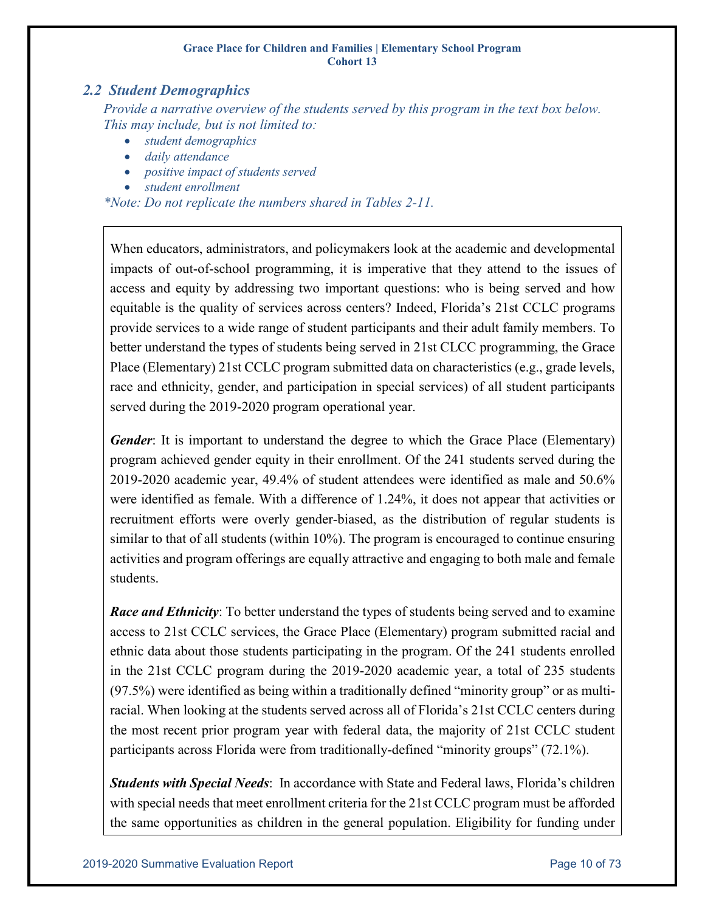## 2.2 Student Demographics

*Provide a narrative overview of the students served by this program in the text box below. This may include, but is not limited to:*

- *student demographics*
- *daily attendance*
- *positive impact of students served*
- *student enrollment*

*\*Note: Do not replicate the numbers shared in Tables 2-11.*

When educators, administrators, and policymakers look at the academic and developmental impacts of out-of-school programming, it is imperative that they attend to the issues of access and equity by addressing two important questions: who is being served and how equitable is the quality of services across centers? Indeed, Florida's 21st CCLC programs provide services to a wide range of student participants and their adult family members. To better understand the types of students being served in 21st CLCC programming, the Grace Place (Elementary) 21st CCLC program submitted data on characteristics (e.g., grade levels, race and ethnicity, gender, and participation in special services) of all student participants served during the 2019-2020 program operational year.

***Gender***: It is important to understand the degree to which the Grace Place (Elementary) program achieved gender equity in their enrollment. Of the 241 students served during the 2019-2020 academic year, 49.4% of student attendees were identified as male and 50.6% were identified as female. With a difference of 1.24%, it does not appear that activities or recruitment efforts were overly gender-biased, as the distribution of regular students is similar to that of all students (within 10%). The program is encouraged to continue ensuring activities and program offerings are equally attractive and engaging to both male and female students.

***Race and Ethnicity***: To better understand the types of students being served and to examine access to 21st CCLC services, the Grace Place (Elementary) program submitted racial and ethnic data about those students participating in the program. Of the 241 students enrolled in the 21st CCLC program during the 2019-2020 academic year, a total of 235 students (97.5%) were identified as being within a traditionally defined "minority group" or as multi-racial. When looking at the students served across all of Florida's 21st CCLC centers during the most recent prior program year with federal data, the majority of 21st CCLC student participants across Florida were from traditionally-defined "minority groups" (72.1%).

***Students with Special Needs***: In accordance with State and Federal laws, Florida's children with special needs that meet enrollment criteria for the 21st CCLC program must be afforded the same opportunities as children in the general population. Eligibility for funding under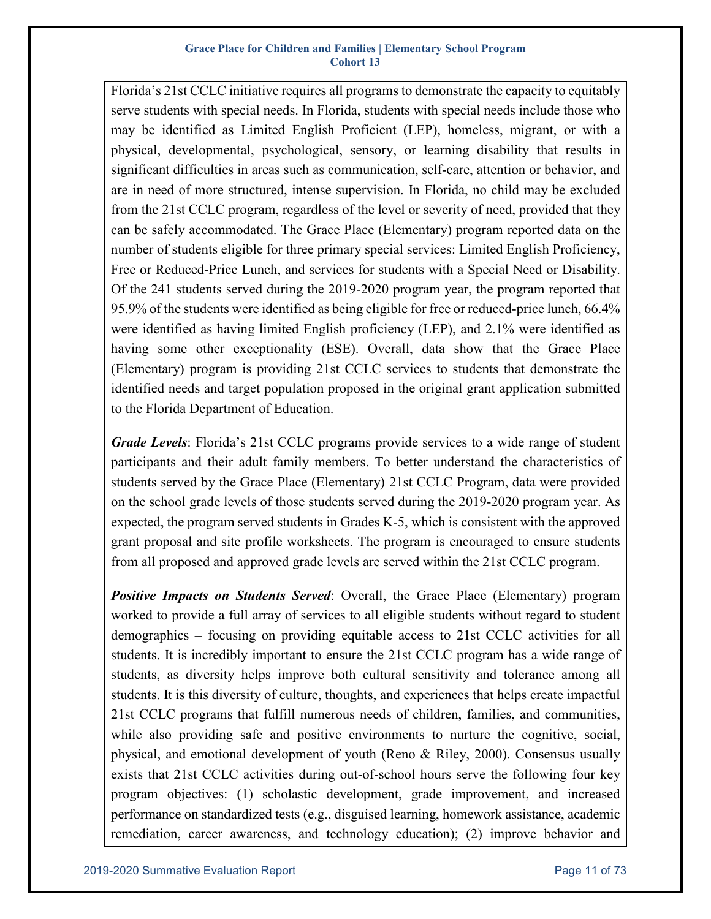Florida's 21st CCLC initiative requires all programs to demonstrate the capacity to equitably serve students with special needs. In Florida, students with special needs include those who may be identified as Limited English Proficient (LEP), homeless, migrant, or with a physical, developmental, psychological, sensory, or learning disability that results in significant difficulties in areas such as communication, self-care, attention or behavior, and are in need of more structured, intense supervision. In Florida, no child may be excluded from the 21st CCLC program, regardless of the level or severity of need, provided that they can be safely accommodated. The Grace Place (Elementary) program reported data on the number of students eligible for three primary special services: Limited English Proficiency, Free or Reduced-Price Lunch, and services for students with a Special Need or Disability. Of the 241 students served during the 2019-2020 program year, the program reported that 95.9% of the students were identified as being eligible for free or reduced-price lunch, 66.4% were identified as having limited English proficiency (LEP), and 2.1% were identified as having some other exceptionality (ESE). Overall, data show that the Grace Place (Elementary) program is providing 21st CCLC services to students that demonstrate the identified needs and target population proposed in the original grant application submitted to the Florida Department of Education.

***Grade Levels***: Florida's 21st CCLC programs provide services to a wide range of student participants and their adult family members. To better understand the characteristics of students served by the Grace Place (Elementary) 21st CCLC Program, data were provided on the school grade levels of those students served during the 2019-2020 program year. As expected, the program served students in Grades K-5, which is consistent with the approved grant proposal and site profile worksheets. The program is encouraged to ensure students from all proposed and approved grade levels are served within the 21st CCLC program.

***Positive Impacts on Students Served***: Overall, the Grace Place (Elementary) program worked to provide a full array of services to all eligible students without regard to student demographics – focusing on providing equitable access to 21st CCLC activities for all students. It is incredibly important to ensure the 21st CCLC program has a wide range of students, as diversity helps improve both cultural sensitivity and tolerance among all students. It is this diversity of culture, thoughts, and experiences that helps create impactful 21st CCLC programs that fulfill numerous needs of children, families, and communities, while also providing safe and positive environments to nurture the cognitive, social, physical, and emotional development of youth (Reno & Riley, 2000). Consensus usually exists that 21st CCLC activities during out-of-school hours serve the following four key program objectives: (1) scholastic development, grade improvement, and increased performance on standardized tests (e.g., disguised learning, homework assistance, academic remediation, career awareness, and technology education); (2) improve behavior and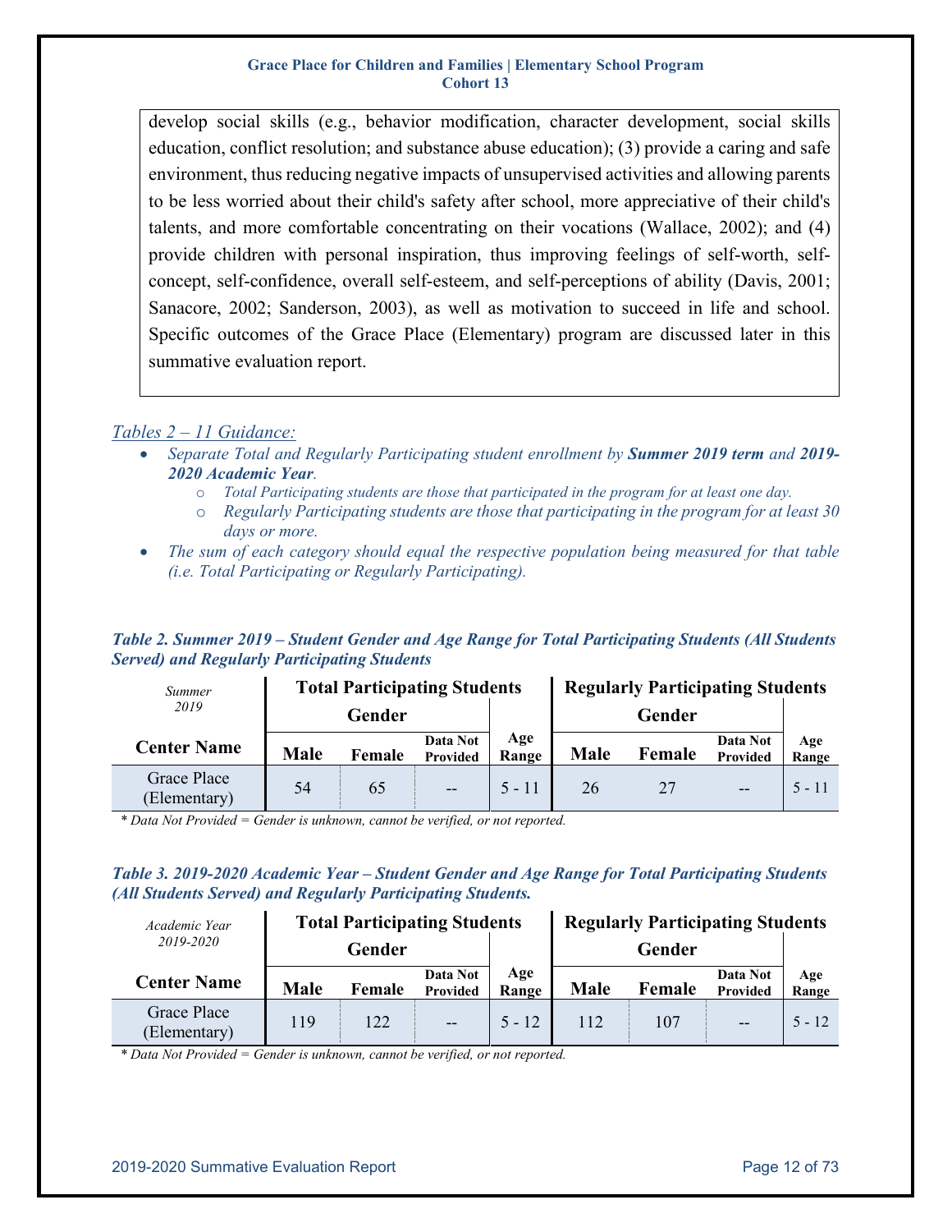develop social skills (e.g., behavior modification, character development, social skills education, conflict resolution; and substance abuse education); (3) provide a caring and safe environment, thus reducing negative impacts of unsupervised activities and allowing parents to be less worried about their child's safety after school, more appreciative of their child's talents, and more comfortable concentrating on their vocations (Wallace, 2002); and (4) provide children with personal inspiration, thus improving feelings of self-worth, self-concept, self-confidence, overall self-esteem, and self-perceptions of ability (Davis, 2001; Sanacore, 2002; Sanderson, 2003), as well as motivation to succeed in life and school. Specific outcomes of the Grace Place (Elementary) program are discussed later in this summative evaluation report.

*Tables 2 – 11 Guidance:*

- *Separate Total and Regularly Participating student enrollment by **Summer 2019 term** and **2019-2020 Academic Year**.*
  - *Total Participating students are those that participated in the program for at least one day.*
  - *Regularly Participating students are those that participating in the program for at least 30 days or more.*
- *The sum of each category should equal the respective population being measured for that table (i.e. Total Participating or Regularly Participating).*

***Table 2. Summer 2019 – Student Gender and Age Range for Total Participating Students (All Students Served) and Regularly Participating Students***

| *Summer 2019* | Total Participating Students | | | | Regularly Participating Students | | | |
|---|---|---|---|---|---|---|---|---|
| | Gender | | | | Gender | | | |
| **Center Name** | **Male** | **Female** | **Data Not Provided** | **Age Range** | **Male** | **Female** | **Data Not Provided** | **Age Range** |
| Grace Place (Elementary) | 54 | 65 | -- | 5 - 11 | 26 | 27 | -- | 5 - 11 |

*\* Data Not Provided = Gender is unknown, cannot be verified, or not reported.*

***Table 3. 2019-2020 Academic Year – Student Gender and Age Range for Total Participating Students (All Students Served) and Regularly Participating Students.***

| *Academic Year 2019-2020* | Total Participating Students | | | | Regularly Participating Students | | | |
|---|---|---|---|---|---|---|---|---|
| | Gender | | | | Gender | | | |
| **Center Name** | **Male** | **Female** | **Data Not Provided** | **Age Range** | **Male** | **Female** | **Data Not Provided** | **Age Range** |
| Grace Place (Elementary) | 119 | 122 | -- | 5 - 12 | 112 | 107 | -- | 5 - 12 |

*\* Data Not Provided = Gender is unknown, cannot be verified, or not reported.*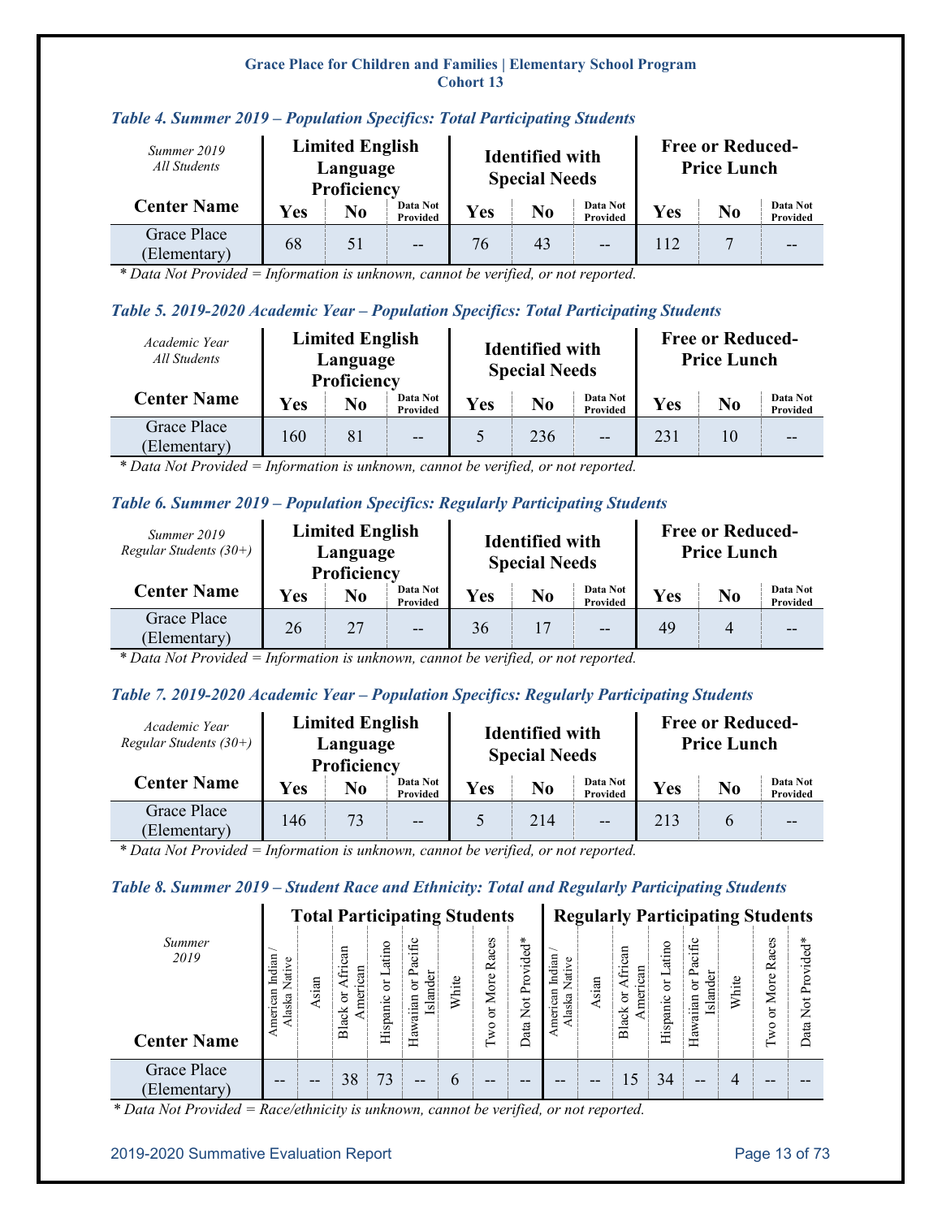### Table 4. Summer 2019 – Population Specifics: Total Participating Students

| *Summer 2019 All Students* | Limited English Language Proficiency | | | Identified with Special Needs | | | Free or Reduced-Price Lunch | | |
|---|---|---|---|---|---|---|---|---|---|
| **Center Name** | **Yes** | **No** | **Data Not Provided** | **Yes** | **No** | **Data Not Provided** | **Yes** | **No** | **Data Not Provided** |
| Grace Place (Elementary) | 68 | 51 | -- | 76 | 43 | -- | 112 | 7 | -- |

*\* Data Not Provided = Information is unknown, cannot be verified, or not reported.*

### Table 5. 2019-2020 Academic Year – Population Specifics: Total Participating Students

| *Academic Year All Students* | Limited English Language Proficiency | | | Identified with Special Needs | | | Free or Reduced-Price Lunch | | |
|---|---|---|---|---|---|---|---|---|---|
| **Center Name** | **Yes** | **No** | **Data Not Provided** | **Yes** | **No** | **Data Not Provided** | **Yes** | **No** | **Data Not Provided** |
| Grace Place (Elementary) | 160 | 81 | -- | 5 | 236 | -- | 231 | 10 | -- |

*\* Data Not Provided = Information is unknown, cannot be verified, or not reported.*

### Table 6. Summer 2019 – Population Specifics: Regularly Participating Students

| *Summer 2019 Regular Students (30+)* | Limited English Language Proficiency | | | Identified with Special Needs | | | Free or Reduced-Price Lunch | | |
|---|---|---|---|---|---|---|---|---|---|
| **Center Name** | **Yes** | **No** | **Data Not Provided** | **Yes** | **No** | **Data Not Provided** | **Yes** | **No** | **Data Not Provided** |
| Grace Place (Elementary) | 26 | 27 | -- | 36 | 17 | -- | 49 | 4 | -- |

*\* Data Not Provided = Information is unknown, cannot be verified, or not reported.*

### Table 7. 2019-2020 Academic Year – Population Specifics: Regularly Participating Students

| *Academic Year Regular Students (30+)* | Limited English Language Proficiency | | | Identified with Special Needs | | | Free or Reduced-Price Lunch | | |
|---|---|---|---|---|---|---|---|---|---|
| **Center Name** | **Yes** | **No** | **Data Not Provided** | **Yes** | **No** | **Data Not Provided** | **Yes** | **No** | **Data Not Provided** |
| Grace Place (Elementary) | 146 | 73 | -- | 5 | 214 | -- | 213 | 6 | -- |

*\* Data Not Provided = Information is unknown, cannot be verified, or not reported.*

### Table 8. Summer 2019 – Student Race and Ethnicity: Total and Regularly Participating Students

| *Summer 2019* | Total Participating Students | | | | | | | | Regularly Participating Students | | | | | | | |
|---|---|---|---|---|---|---|---|---|---|---|---|---|---|---|---|---|
| **Center Name** | American Indian / Alaska Native | Asian | Black or African American | Hispanic or Latino | Hawaiian or Pacific Islander | White | Two or More Races | Data Not Provided* | American Indian / Alaska Native | Asian | Black or African American | Hispanic or Latino | Hawaiian or Pacific Islander | White | Two or More Races | Data Not Provided* |
| Grace Place (Elementary) | -- | -- | 38 | 73 | -- | 6 | -- | -- | -- | -- | 15 | 34 | -- | 4 | -- | -- |

*\* Data Not Provided = Race/ethnicity is unknown, cannot be verified, or not reported.*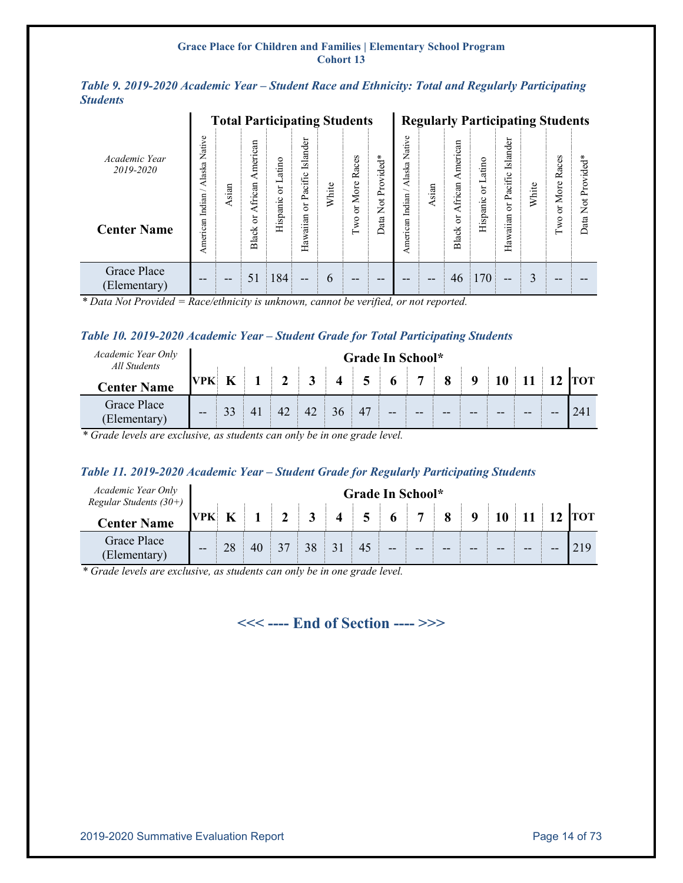*Table 9. 2019-2020 Academic Year – Student Race and Ethnicity: Total and Regularly Participating Students*

| *Academic Year 2019-2020* **Center Name** | **Total Participating Students** | | | | | | | | **Regularly Participating Students** | | | | | | | |
|---|---|---|---|---|---|---|---|---|---|---|---|---|---|---|---|---|
| | American Indian / Alaska Native | Asian | Black or African American | Hispanic or Latino | Hawaiian or Pacific Islander | White | Two or More Races | Data Not Provided* | American Indian / Alaska Native | Asian | Black or African American | Hispanic or Latino | Hawaiian or Pacific Islander | White | Two or More Races | Data Not Provided* |
| Grace Place (Elementary) | -- | -- | 51 | 184 | -- | 6 | -- | -- | -- | -- | 46 | 170 | -- | 3 | -- | -- |

*\* Data Not Provided = Race/ethnicity is unknown, cannot be verified, or not reported.*

*Table 10. 2019-2020 Academic Year – Student Grade for Total Participating Students*

| *Academic Year Only All Students* **Center Name** | **Grade In School*** | | | | | | | | | | | | | | |
|---|---|---|---|---|---|---|---|---|---|---|---|---|---|---|---|
| | **VPK** | **K** | **1** | **2** | **3** | **4** | **5** | **6** | **7** | **8** | **9** | **10** | **11** | **12** | **TOT** |
| Grace Place (Elementary) | -- | 33 | 41 | 42 | 42 | 36 | 47 | -- | -- | -- | -- | -- | -- | -- | 241 |

*\* Grade levels are exclusive, as students can only be in one grade level.*

*Table 11. 2019-2020 Academic Year – Student Grade for Regularly Participating Students*

| *Academic Year Only Regular Students (30+)* **Center Name** | **Grade In School*** | | | | | | | | | | | | | | |
|---|---|---|---|---|---|---|---|---|---|---|---|---|---|---|---|
| | **VPK** | **K** | **1** | **2** | **3** | **4** | **5** | **6** | **7** | **8** | **9** | **10** | **11** | **12** | **TOT** |
| Grace Place (Elementary) | -- | 28 | 40 | 37 | 38 | 31 | 45 | -- | -- | -- | -- | -- | -- | -- | 219 |

*\* Grade levels are exclusive, as students can only be in one grade level.*

**<<< ---- End of Section ---- >>>**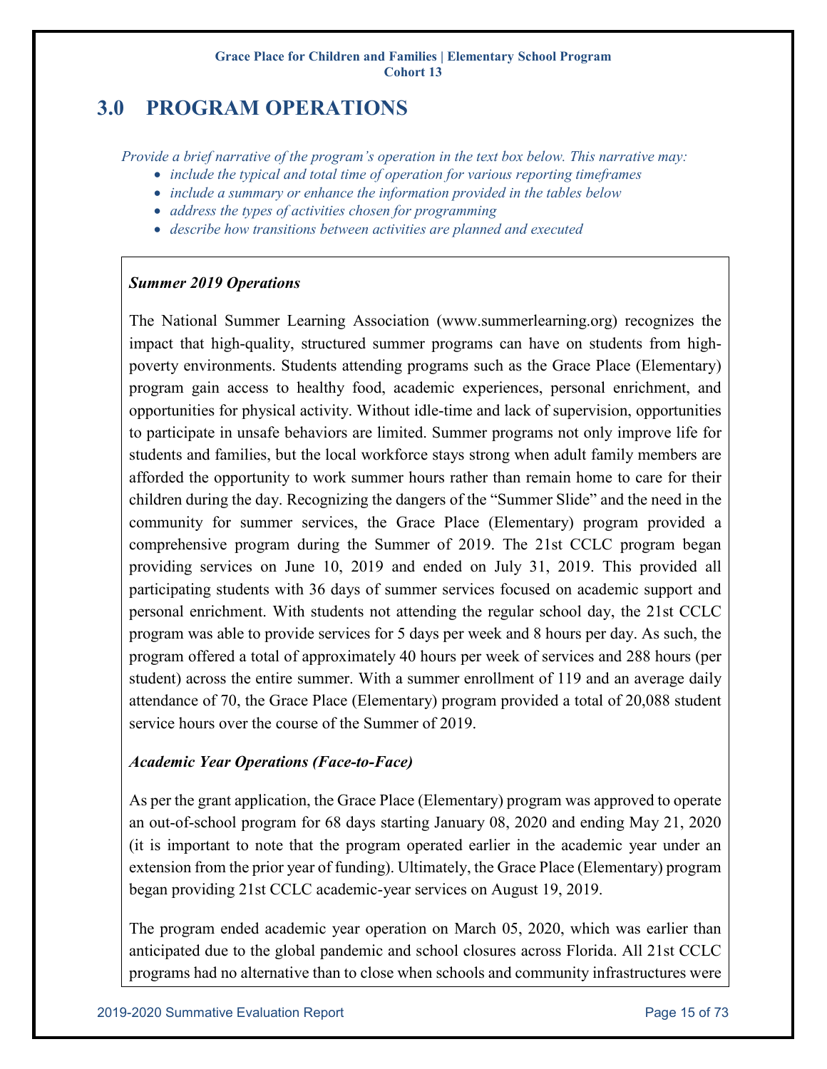## 3.0 PROGRAM OPERATIONS

*Provide a brief narrative of the program's operation in the text box below. This narrative may:*

- *include the typical and total time of operation for various reporting timeframes*
- *include a summary or enhance the information provided in the tables below*
- *address the types of activities chosen for programming*
- *describe how transitions between activities are planned and executed*

***Summer 2019 Operations***

The National Summer Learning Association (www.summerlearning.org) recognizes the impact that high-quality, structured summer programs can have on students from high-poverty environments. Students attending programs such as the Grace Place (Elementary) program gain access to healthy food, academic experiences, personal enrichment, and opportunities for physical activity. Without idle-time and lack of supervision, opportunities to participate in unsafe behaviors are limited. Summer programs not only improve life for students and families, but the local workforce stays strong when adult family members are afforded the opportunity to work summer hours rather than remain home to care for their children during the day. Recognizing the dangers of the "Summer Slide" and the need in the community for summer services, the Grace Place (Elementary) program provided a comprehensive program during the Summer of 2019. The 21st CCLC program began providing services on June 10, 2019 and ended on July 31, 2019. This provided all participating students with 36 days of summer services focused on academic support and personal enrichment. With students not attending the regular school day, the 21st CCLC program was able to provide services for 5 days per week and 8 hours per day. As such, the program offered a total of approximately 40 hours per week of services and 288 hours (per student) across the entire summer. With a summer enrollment of 119 and an average daily attendance of 70, the Grace Place (Elementary) program provided a total of 20,088 student service hours over the course of the Summer of 2019.

***Academic Year Operations (Face-to-Face)***

As per the grant application, the Grace Place (Elementary) program was approved to operate an out-of-school program for 68 days starting January 08, 2020 and ending May 21, 2020 (it is important to note that the program operated earlier in the academic year under an extension from the prior year of funding). Ultimately, the Grace Place (Elementary) program began providing 21st CCLC academic-year services on August 19, 2019.

The program ended academic year operation on March 05, 2020, which was earlier than anticipated due to the global pandemic and school closures across Florida. All 21st CCLC programs had no alternative than to close when schools and community infrastructures were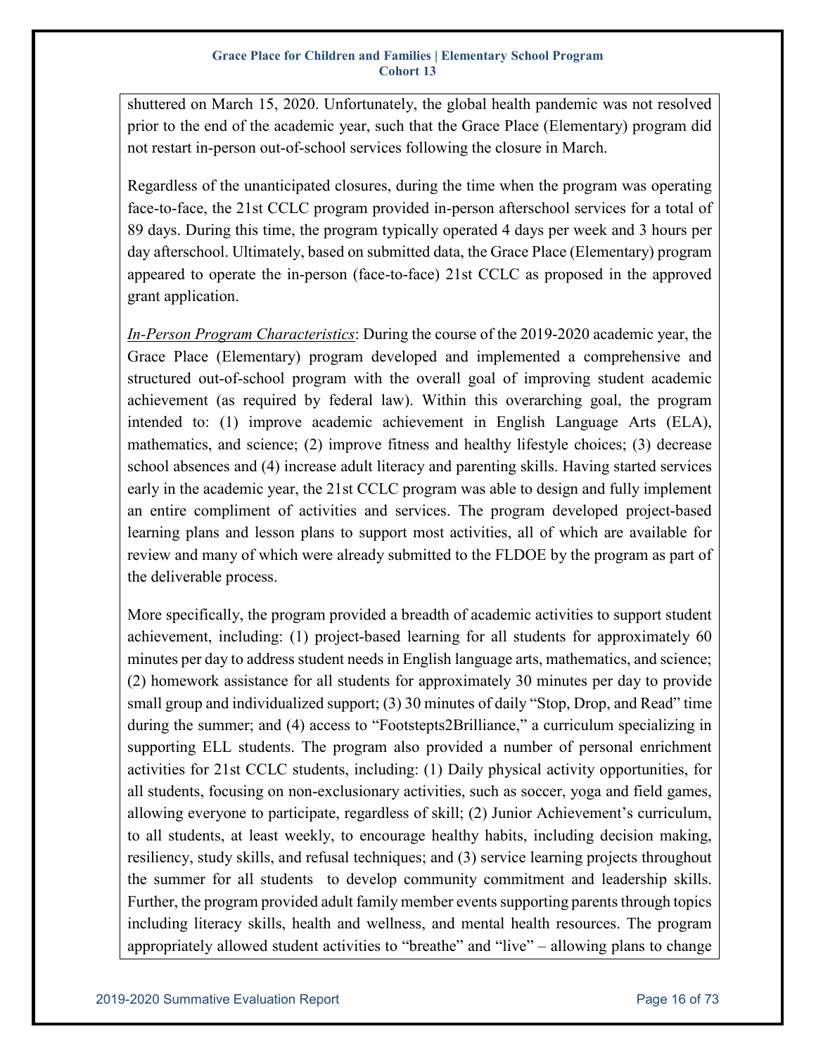shuttered on March 15, 2020. Unfortunately, the global health pandemic was not resolved prior to the end of the academic year, such that the Grace Place (Elementary) program did not restart in-person out-of-school services following the closure in March.

Regardless of the unanticipated closures, during the time when the program was operating face-to-face, the 21st CCLC program provided in-person afterschool services for a total of 89 days. During this time, the program typically operated 4 days per week and 3 hours per day afterschool. Ultimately, based on submitted data, the Grace Place (Elementary) program appeared to operate the in-person (face-to-face) 21st CCLC as proposed in the approved grant application.

*In-Person Program Characteristics*: During the course of the 2019-2020 academic year, the Grace Place (Elementary) program developed and implemented a comprehensive and structured out-of-school program with the overall goal of improving student academic achievement (as required by federal law). Within this overarching goal, the program intended to: (1) improve academic achievement in English Language Arts (ELA), mathematics, and science; (2) improve fitness and healthy lifestyle choices; (3) decrease school absences and (4) increase adult literacy and parenting skills. Having started services early in the academic year, the 21st CCLC program was able to design and fully implement an entire compliment of activities and services. The program developed project-based learning plans and lesson plans to support most activities, all of which are available for review and many of which were already submitted to the FLDOE by the program as part of the deliverable process.

More specifically, the program provided a breadth of academic activities to support student achievement, including: (1) project-based learning for all students for approximately 60 minutes per day to address student needs in English language arts, mathematics, and science; (2) homework assistance for all students for approximately 30 minutes per day to provide small group and individualized support; (3) 30 minutes of daily "Stop, Drop, and Read" time during the summer; and (4) access to "Footstepts2Brilliance," a curriculum specializing in supporting ELL students. The program also provided a number of personal enrichment activities for 21st CCLC students, including: (1) Daily physical activity opportunities, for all students, focusing on non-exclusionary activities, such as soccer, yoga and field games, allowing everyone to participate, regardless of skill; (2) Junior Achievement's curriculum, to all students, at least weekly, to encourage healthy habits, including decision making, resiliency, study skills, and refusal techniques; and (3) service learning projects throughout the summer for all students to develop community commitment and leadership skills. Further, the program provided adult family member events supporting parents through topics including literacy skills, health and wellness, and mental health resources. The program appropriately allowed student activities to "breathe" and "live" – allowing plans to change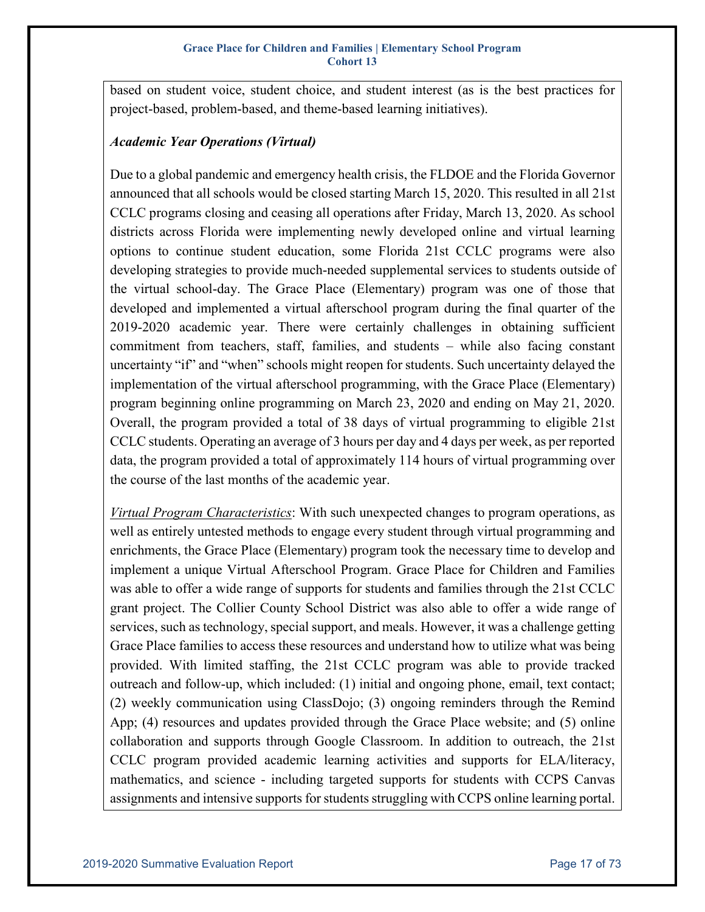based on student voice, student choice, and student interest (as is the best practices for project-based, problem-based, and theme-based learning initiatives).

***Academic Year Operations (Virtual)***

Due to a global pandemic and emergency health crisis, the FLDOE and the Florida Governor announced that all schools would be closed starting March 15, 2020. This resulted in all 21st CCLC programs closing and ceasing all operations after Friday, March 13, 2020. As school districts across Florida were implementing newly developed online and virtual learning options to continue student education, some Florida 21st CCLC programs were also developing strategies to provide much-needed supplemental services to students outside of the virtual school-day. The Grace Place (Elementary) program was one of those that developed and implemented a virtual afterschool program during the final quarter of the 2019-2020 academic year. There were certainly challenges in obtaining sufficient commitment from teachers, staff, families, and students – while also facing constant uncertainty "if" and "when" schools might reopen for students. Such uncertainty delayed the implementation of the virtual afterschool programming, with the Grace Place (Elementary) program beginning online programming on March 23, 2020 and ending on May 21, 2020. Overall, the program provided a total of 38 days of virtual programming to eligible 21st CCLC students. Operating an average of 3 hours per day and 4 days per week, as per reported data, the program provided a total of approximately 114 hours of virtual programming over the course of the last months of the academic year.

*Virtual Program Characteristics*: With such unexpected changes to program operations, as well as entirely untested methods to engage every student through virtual programming and enrichments, the Grace Place (Elementary) program took the necessary time to develop and implement a unique Virtual Afterschool Program. Grace Place for Children and Families was able to offer a wide range of supports for students and families through the 21st CCLC grant project. The Collier County School District was also able to offer a wide range of services, such as technology, special support, and meals. However, it was a challenge getting Grace Place families to access these resources and understand how to utilize what was being provided. With limited staffing, the 21st CCLC program was able to provide tracked outreach and follow-up, which included: (1) initial and ongoing phone, email, text contact; (2) weekly communication using ClassDojo; (3) ongoing reminders through the Remind App; (4) resources and updates provided through the Grace Place website; and (5) online collaboration and supports through Google Classroom. In addition to outreach, the 21st CCLC program provided academic learning activities and supports for ELA/literacy, mathematics, and science - including targeted supports for students with CCPS Canvas assignments and intensive supports for students struggling with CCPS online learning portal.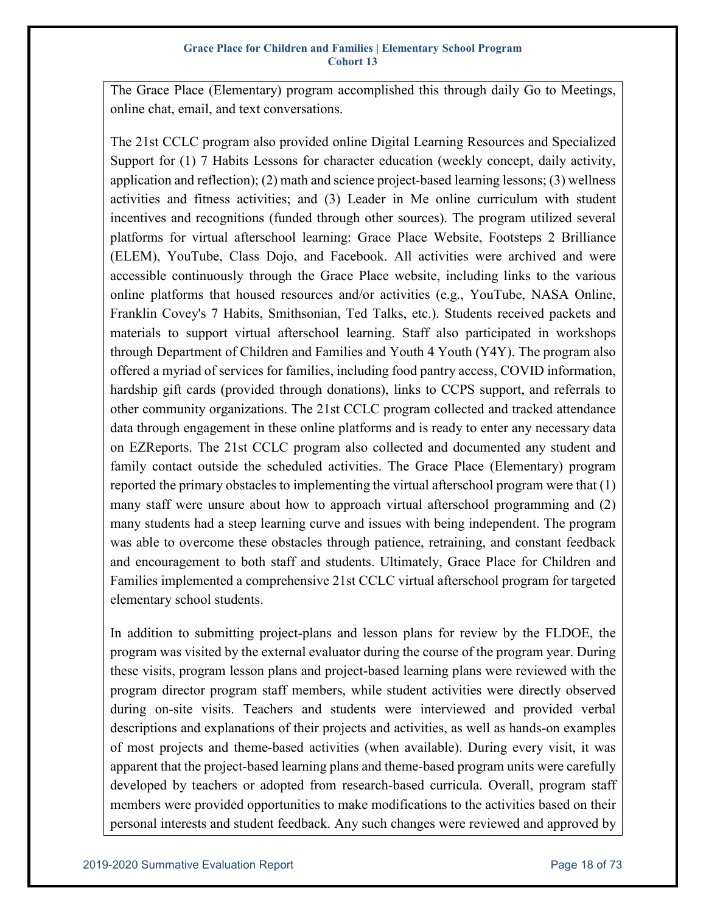The Grace Place (Elementary) program accomplished this through daily Go to Meetings, online chat, email, and text conversations.

The 21st CCLC program also provided online Digital Learning Resources and Specialized Support for (1) 7 Habits Lessons for character education (weekly concept, daily activity, application and reflection); (2) math and science project-based learning lessons; (3) wellness activities and fitness activities; and (3) Leader in Me online curriculum with student incentives and recognitions (funded through other sources). The program utilized several platforms for virtual afterschool learning: Grace Place Website, Footsteps 2 Brilliance (ELEM), YouTube, Class Dojo, and Facebook. All activities were archived and were accessible continuously through the Grace Place website, including links to the various online platforms that housed resources and/or activities (e.g., YouTube, NASA Online, Franklin Covey's 7 Habits, Smithsonian, Ted Talks, etc.). Students received packets and materials to support virtual afterschool learning. Staff also participated in workshops through Department of Children and Families and Youth 4 Youth (Y4Y). The program also offered a myriad of services for families, including food pantry access, COVID information, hardship gift cards (provided through donations), links to CCPS support, and referrals to other community organizations. The 21st CCLC program collected and tracked attendance data through engagement in these online platforms and is ready to enter any necessary data on EZReports. The 21st CCLC program also collected and documented any student and family contact outside the scheduled activities. The Grace Place (Elementary) program reported the primary obstacles to implementing the virtual afterschool program were that (1) many staff were unsure about how to approach virtual afterschool programming and (2) many students had a steep learning curve and issues with being independent. The program was able to overcome these obstacles through patience, retraining, and constant feedback and encouragement to both staff and students. Ultimately, Grace Place for Children and Families implemented a comprehensive 21st CCLC virtual afterschool program for targeted elementary school students.

In addition to submitting project-plans and lesson plans for review by the FLDOE, the program was visited by the external evaluator during the course of the program year. During these visits, program lesson plans and project-based learning plans were reviewed with the program director program staff members, while student activities were directly observed during on-site visits. Teachers and students were interviewed and provided verbal descriptions and explanations of their projects and activities, as well as hands-on examples of most projects and theme-based activities (when available). During every visit, it was apparent that the project-based learning plans and theme-based program units were carefully developed by teachers or adopted from research-based curricula. Overall, program staff members were provided opportunities to make modifications to the activities based on their personal interests and student feedback. Any such changes were reviewed and approved by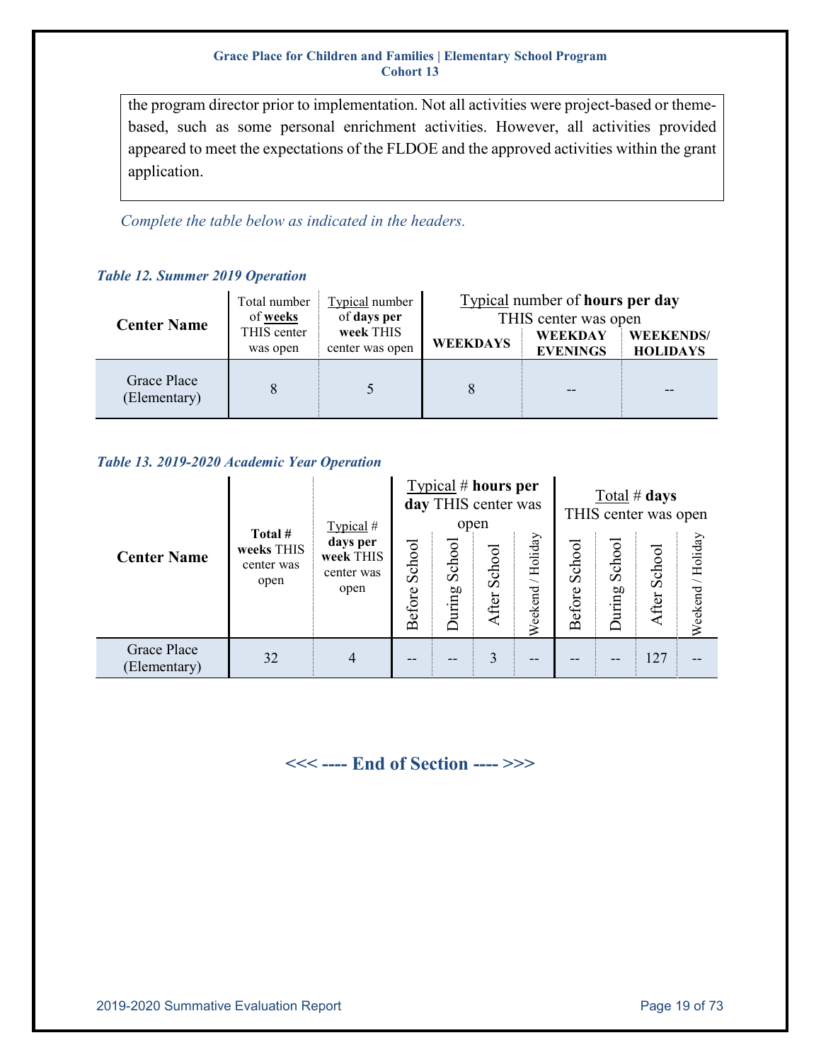the program director prior to implementation. Not all activities were project-based or theme-based, such as some personal enrichment activities. However, all activities provided appeared to meet the expectations of the FLDOE and the approved activities within the grant application.

*Complete the table below as indicated in the headers.*

***Table 12. Summer 2019 Operation***

| Center Name | Total number of **weeks** THIS center was open | Typical number of **days per week** THIS center was open | Typical number of **hours per day** THIS center was open | | |
|---|---|---|---|---|---|
| | | | **WEEKDAYS** | **WEEKDAY EVENINGS** | **WEEKENDS/ HOLIDAYS** |
| Grace Place (Elementary) | 8 | 5 | 8 | -- | -- |

***Table 13. 2019-2020 Academic Year Operation***

| Center Name | **Total # weeks** THIS center was open | Typical # **days per week** THIS center was open | Typical # **hours per day** THIS center was open | | | | Total # **days** THIS center was open | | | |
|---|---|---|---|---|---|---|---|---|---|---|
| | | | Before School | During School | After School | Weekend / Holiday | Before School | During School | After School | Weekend / Holiday |
| Grace Place (Elementary) | 32 | 4 | -- | -- | 3 | -- | -- | -- | 127 | -- |

**<<< ---- End of Section ---- >>>**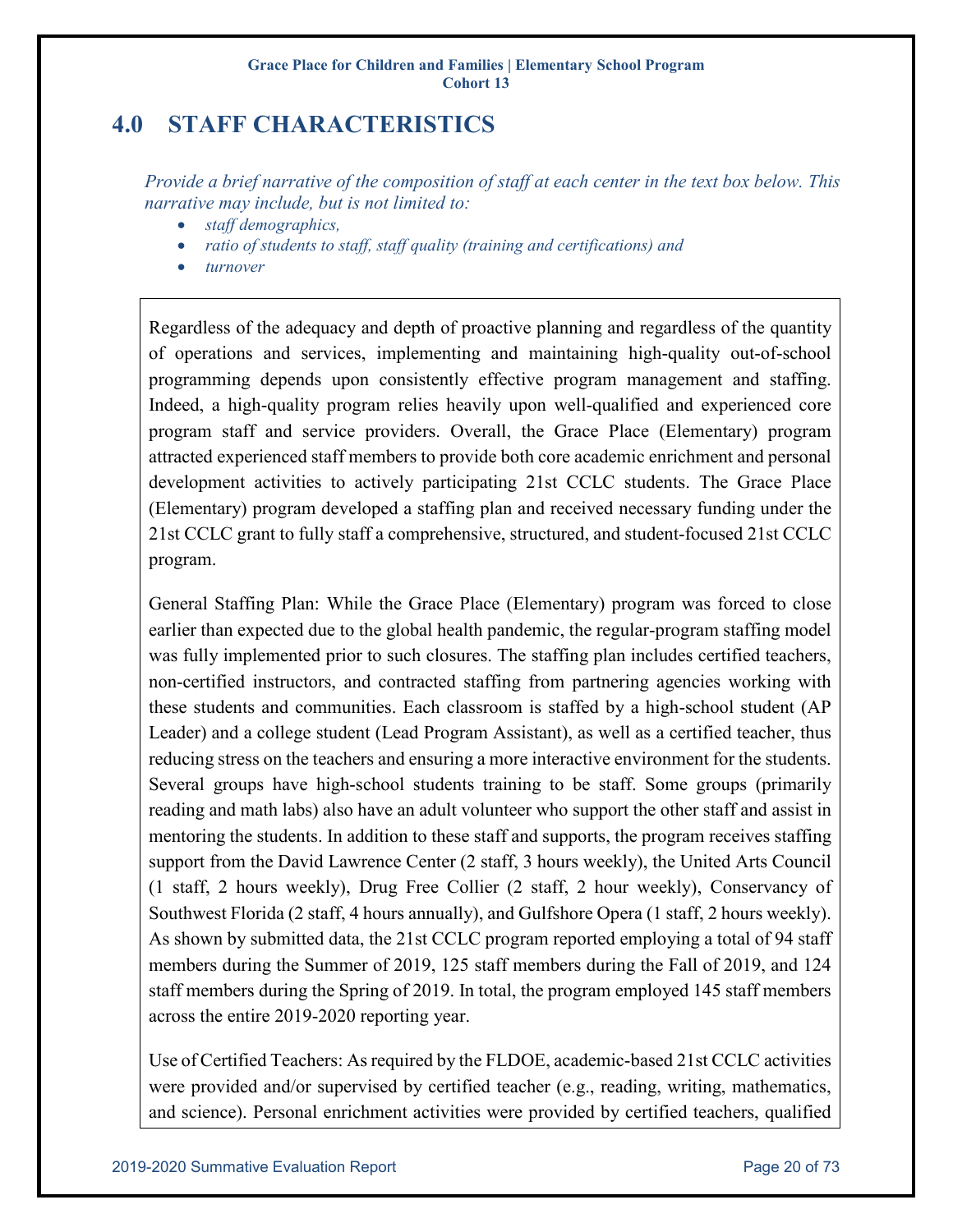# 4.0 STAFF CHARACTERISTICS

*Provide a brief narrative of the composition of staff at each center in the text box below. This narrative may include, but is not limited to:*

- *staff demographics,*
- *ratio of students to staff, staff quality (training and certifications) and*
- *turnover*

Regardless of the adequacy and depth of proactive planning and regardless of the quantity of operations and services, implementing and maintaining high-quality out-of-school programming depends upon consistently effective program management and staffing. Indeed, a high-quality program relies heavily upon well-qualified and experienced core program staff and service providers. Overall, the Grace Place (Elementary) program attracted experienced staff members to provide both core academic enrichment and personal development activities to actively participating 21st CCLC students. The Grace Place (Elementary) program developed a staffing plan and received necessary funding under the 21st CCLC grant to fully staff a comprehensive, structured, and student-focused 21st CCLC program.

General Staffing Plan: While the Grace Place (Elementary) program was forced to close earlier than expected due to the global health pandemic, the regular-program staffing model was fully implemented prior to such closures. The staffing plan includes certified teachers, non-certified instructors, and contracted staffing from partnering agencies working with these students and communities. Each classroom is staffed by a high-school student (AP Leader) and a college student (Lead Program Assistant), as well as a certified teacher, thus reducing stress on the teachers and ensuring a more interactive environment for the students. Several groups have high-school students training to be staff. Some groups (primarily reading and math labs) also have an adult volunteer who support the other staff and assist in mentoring the students. In addition to these staff and supports, the program receives staffing support from the David Lawrence Center (2 staff, 3 hours weekly), the United Arts Council (1 staff, 2 hours weekly), Drug Free Collier (2 staff, 2 hour weekly), Conservancy of Southwest Florida (2 staff, 4 hours annually), and Gulfshore Opera (1 staff, 2 hours weekly). As shown by submitted data, the 21st CCLC program reported employing a total of 94 staff members during the Summer of 2019, 125 staff members during the Fall of 2019, and 124 staff members during the Spring of 2019. In total, the program employed 145 staff members across the entire 2019-2020 reporting year.

Use of Certified Teachers: As required by the FLDOE, academic-based 21st CCLC activities were provided and/or supervised by certified teacher (e.g., reading, writing, mathematics, and science). Personal enrichment activities were provided by certified teachers, qualified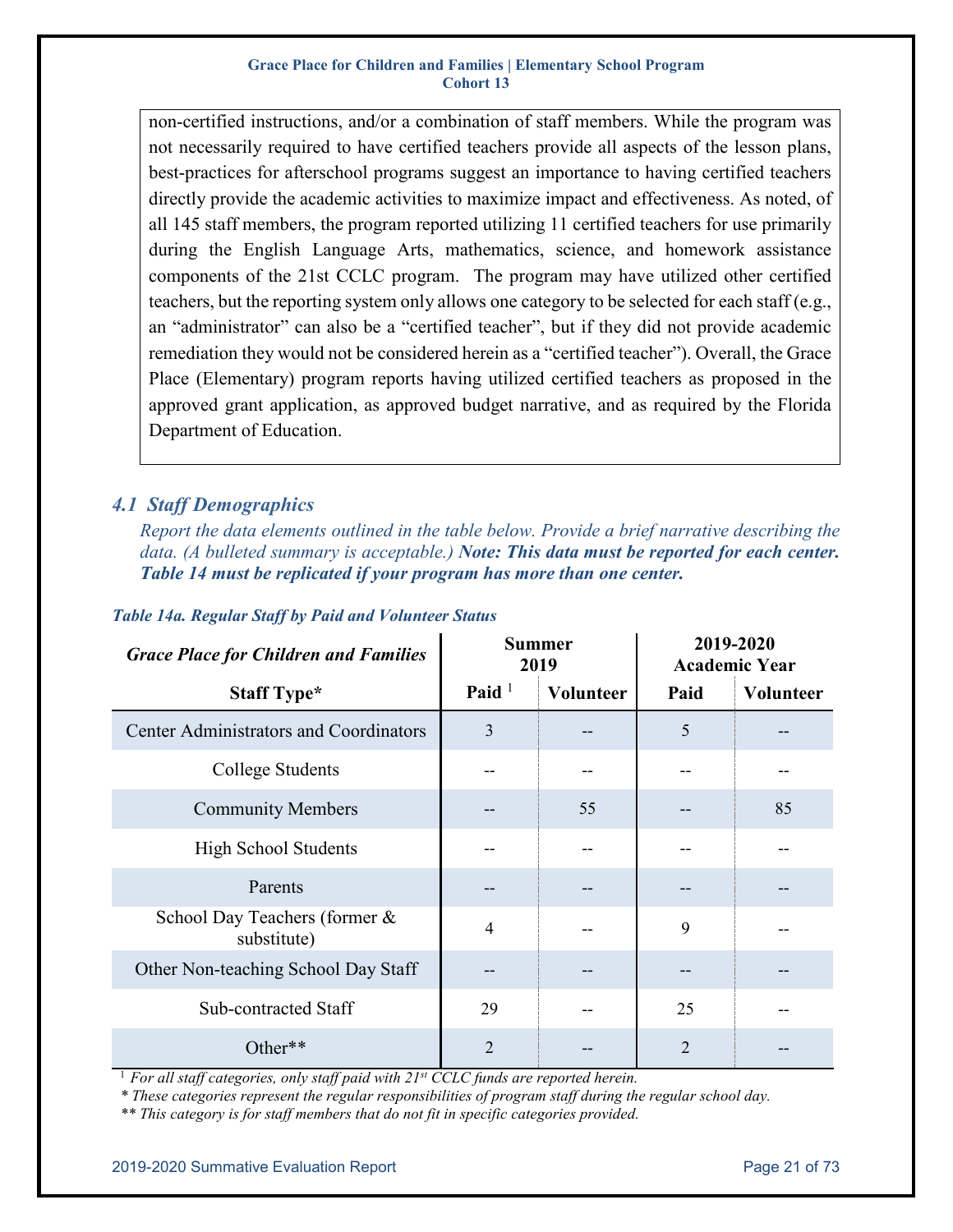non-certified instructions, and/or a combination of staff members. While the program was not necessarily required to have certified teachers provide all aspects of the lesson plans, best-practices for afterschool programs suggest an importance to having certified teachers directly provide the academic activities to maximize impact and effectiveness. As noted, of all 145 staff members, the program reported utilizing 11 certified teachers for use primarily during the English Language Arts, mathematics, science, and homework assistance components of the 21st CCLC program. The program may have utilized other certified teachers, but the reporting system only allows one category to be selected for each staff (e.g., an "administrator" can also be a "certified teacher", but if they did not provide academic remediation they would not be considered herein as a "certified teacher"). Overall, the Grace Place (Elementary) program reports having utilized certified teachers as proposed in the approved grant application, as approved budget narrative, and as required by the Florida Department of Education.

## *4.1 Staff Demographics*

*Report the data elements outlined in the table below. Provide a brief narrative describing the data. (A bulleted summary is acceptable.)* ***Note: This data must be reported for each center. Table 14 must be replicated if your program has more than one center.***

***Table 14a. Regular Staff by Paid and Volunteer Status***

| *Grace Place for Children and Families* | Summer 2019 | | 2019-2020 Academic Year | |
|---|---|---|---|---|
| **Staff Type*** | **Paid** [1] | **Volunteer** | **Paid** | **Volunteer** |
| Center Administrators and Coordinators | 3 | -- | 5 | -- |
| College Students | -- | -- | -- | -- |
| Community Members | -- | 55 | -- | 85 |
| High School Students | -- | -- | -- | -- |
| Parents | -- | -- | -- | -- |
| School Day Teachers (former & substitute) | 4 | -- | 9 | -- |
| Other Non-teaching School Day Staff | -- | -- | -- | -- |
| Sub-contracted Staff | 29 | -- | 25 | -- |
| Other** | 2 | -- | 2 | -- |

[1] *For all staff categories, only staff paid with 21st CCLC funds are reported herein.*

*\* These categories represent the regular responsibilities of program staff during the regular school day.*

*\*\* This category is for staff members that do not fit in specific categories provided.*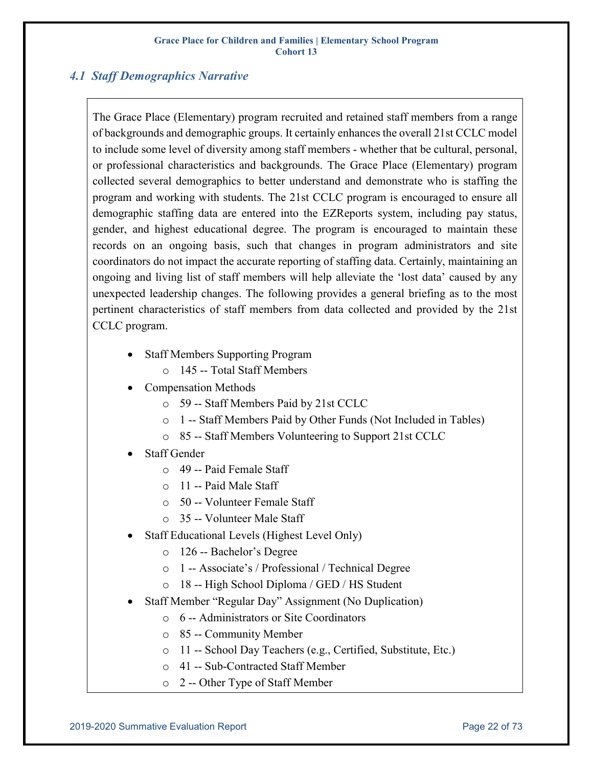## 4.1 *Staff Demographics Narrative*

The Grace Place (Elementary) program recruited and retained staff members from a range of backgrounds and demographic groups. It certainly enhances the overall 21st CCLC model to include some level of diversity among staff members - whether that be cultural, personal, or professional characteristics and backgrounds. The Grace Place (Elementary) program collected several demographics to better understand and demonstrate who is staffing the program and working with students. The 21st CCLC program is encouraged to ensure all demographic staffing data are entered into the EZReports system, including pay status, gender, and highest educational degree. The program is encouraged to maintain these records on an ongoing basis, such that changes in program administrators and site coordinators do not impact the accurate reporting of staffing data. Certainly, maintaining an ongoing and living list of staff members will help alleviate the 'lost data' caused by any unexpected leadership changes. The following provides a general briefing as to the most pertinent characteristics of staff members from data collected and provided by the 21st CCLC program.

- Staff Members Supporting Program
  - 145 -- Total Staff Members
- Compensation Methods
  - 59 -- Staff Members Paid by 21st CCLC
  - 1 -- Staff Members Paid by Other Funds (Not Included in Tables)
  - 85 -- Staff Members Volunteering to Support 21st CCLC
- Staff Gender
  - 49 -- Paid Female Staff
  - 11 -- Paid Male Staff
  - 50 -- Volunteer Female Staff
  - 35 -- Volunteer Male Staff
- Staff Educational Levels (Highest Level Only)
  - 126 -- Bachelor's Degree
  - 1 -- Associate's / Professional / Technical Degree
  - 18 -- High School Diploma / GED / HS Student
- Staff Member "Regular Day" Assignment (No Duplication)
  - 6 -- Administrators or Site Coordinators
  - 85 -- Community Member
  - 11 -- School Day Teachers (e.g., Certified, Substitute, Etc.)
  - 41 -- Sub-Contracted Staff Member
  - 2 -- Other Type of Staff Member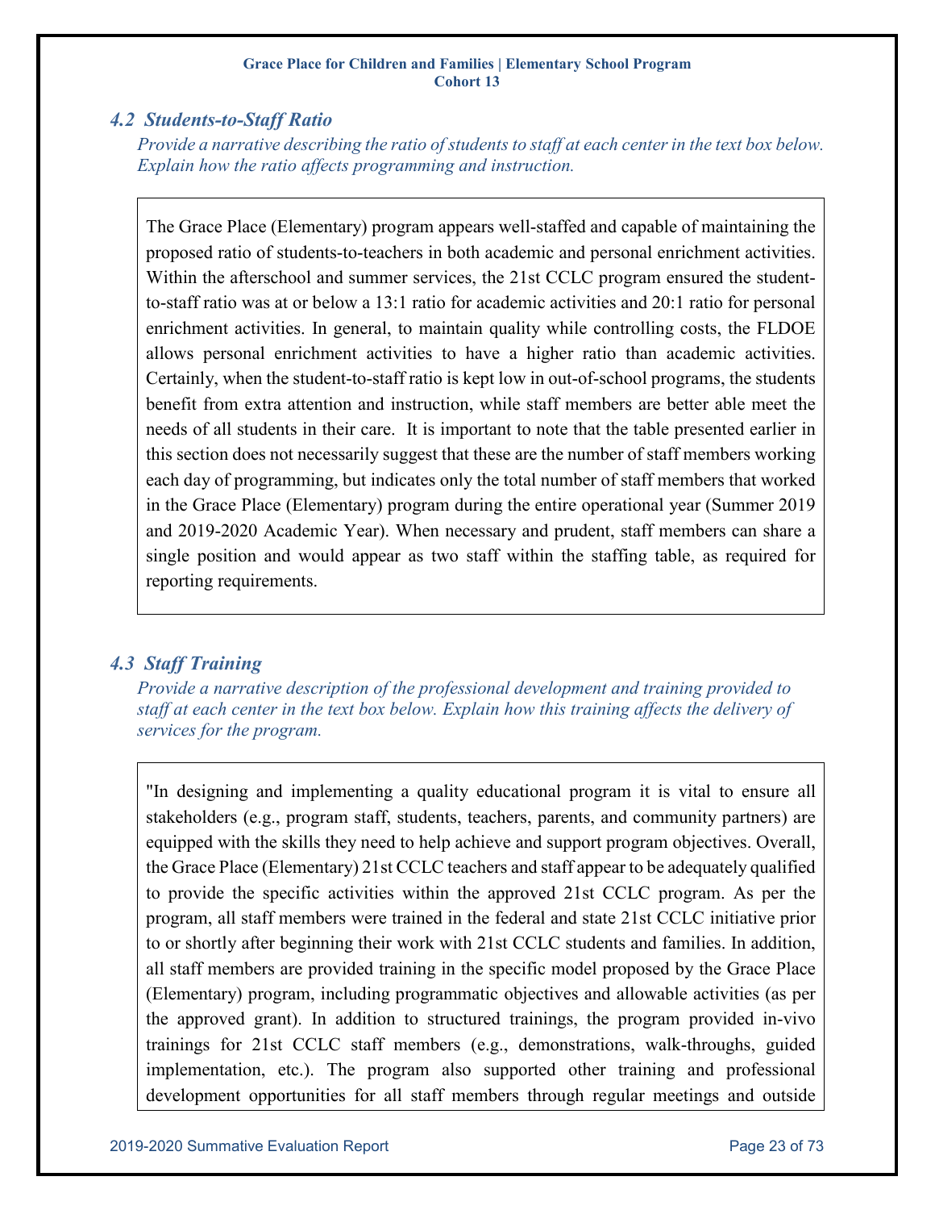### *4.2 Students-to-Staff Ratio*

*Provide a narrative describing the ratio of students to staff at each center in the text box below. Explain how the ratio affects programming and instruction.*

The Grace Place (Elementary) program appears well-staffed and capable of maintaining the proposed ratio of students-to-teachers in both academic and personal enrichment activities. Within the afterschool and summer services, the 21st CCLC program ensured the student-to-staff ratio was at or below a 13:1 ratio for academic activities and 20:1 ratio for personal enrichment activities. In general, to maintain quality while controlling costs, the FLDOE allows personal enrichment activities to have a higher ratio than academic activities. Certainly, when the student-to-staff ratio is kept low in out-of-school programs, the students benefit from extra attention and instruction, while staff members are better able meet the needs of all students in their care. It is important to note that the table presented earlier in this section does not necessarily suggest that these are the number of staff members working each day of programming, but indicates only the total number of staff members that worked in the Grace Place (Elementary) program during the entire operational year (Summer 2019 and 2019-2020 Academic Year). When necessary and prudent, staff members can share a single position and would appear as two staff within the staffing table, as required for reporting requirements.

### *4.3 Staff Training*

*Provide a narrative description of the professional development and training provided to staff at each center in the text box below. Explain how this training affects the delivery of services for the program.*

"In designing and implementing a quality educational program it is vital to ensure all stakeholders (e.g., program staff, students, teachers, parents, and community partners) are equipped with the skills they need to help achieve and support program objectives. Overall, the Grace Place (Elementary) 21st CCLC teachers and staff appear to be adequately qualified to provide the specific activities within the approved 21st CCLC program. As per the program, all staff members were trained in the federal and state 21st CCLC initiative prior to or shortly after beginning their work with 21st CCLC students and families. In addition, all staff members are provided training in the specific model proposed by the Grace Place (Elementary) program, including programmatic objectives and allowable activities (as per the approved grant). In addition to structured trainings, the program provided in-vivo trainings for 21st CCLC staff members (e.g., demonstrations, walk-throughs, guided implementation, etc.). The program also supported other training and professional development opportunities for all staff members through regular meetings and outside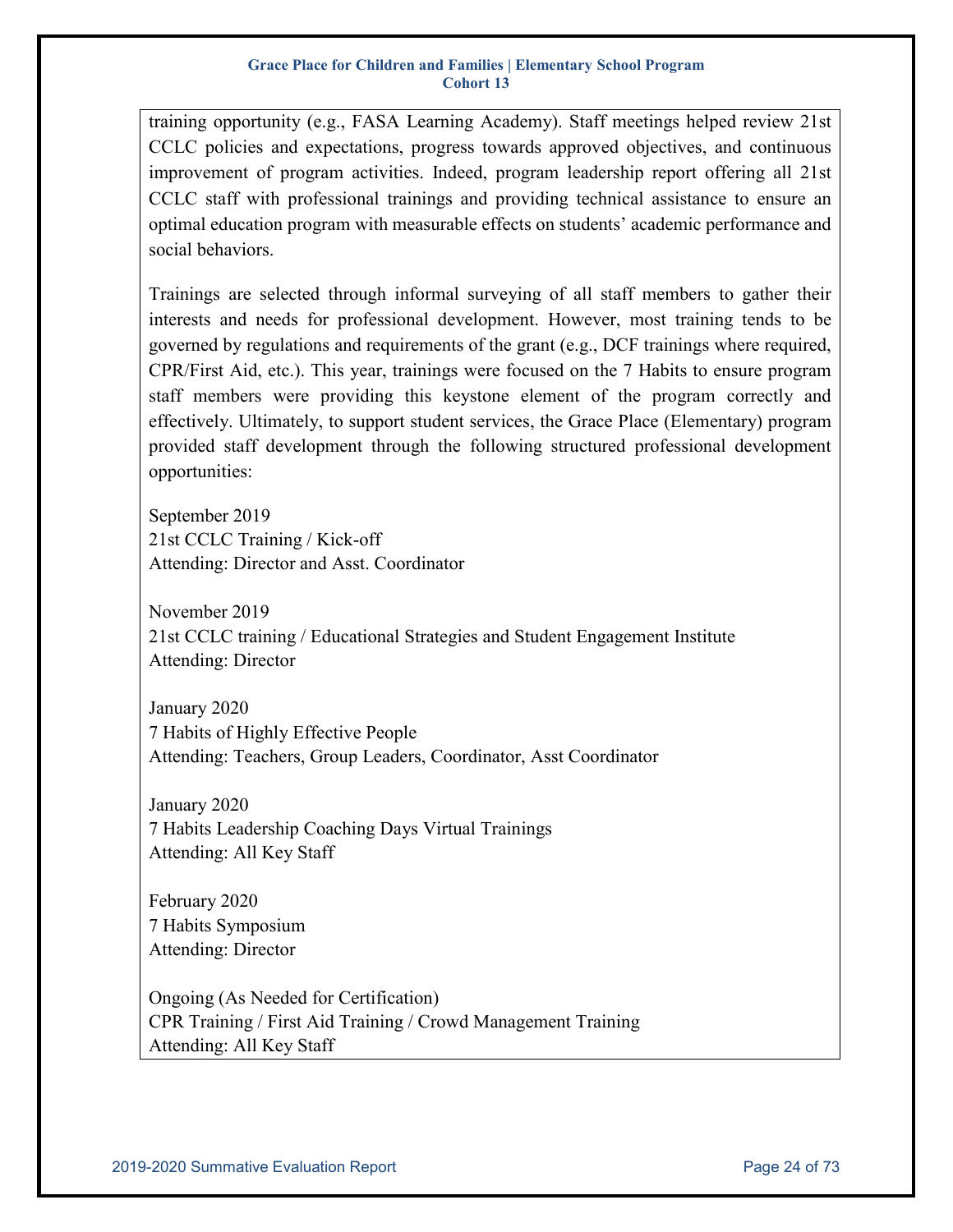training opportunity (e.g., FASA Learning Academy). Staff meetings helped review 21st CCLC policies and expectations, progress towards approved objectives, and continuous improvement of program activities. Indeed, program leadership report offering all 21st CCLC staff with professional trainings and providing technical assistance to ensure an optimal education program with measurable effects on students' academic performance and social behaviors.

Trainings are selected through informal surveying of all staff members to gather their interests and needs for professional development. However, most training tends to be governed by regulations and requirements of the grant (e.g., DCF trainings where required, CPR/First Aid, etc.). This year, trainings were focused on the 7 Habits to ensure program staff members were providing this keystone element of the program correctly and effectively. Ultimately, to support student services, the Grace Place (Elementary) program provided staff development through the following structured professional development opportunities:

September 2019
21st CCLC Training / Kick-off
Attending: Director and Asst. Coordinator

November 2019
21st CCLC training / Educational Strategies and Student Engagement Institute
Attending: Director

January 2020
7 Habits of Highly Effective People
Attending: Teachers, Group Leaders, Coordinator, Asst Coordinator

January 2020
7 Habits Leadership Coaching Days Virtual Trainings
Attending: All Key Staff

February 2020
7 Habits Symposium
Attending: Director

Ongoing (As Needed for Certification)
CPR Training / First Aid Training / Crowd Management Training
Attending: All Key Staff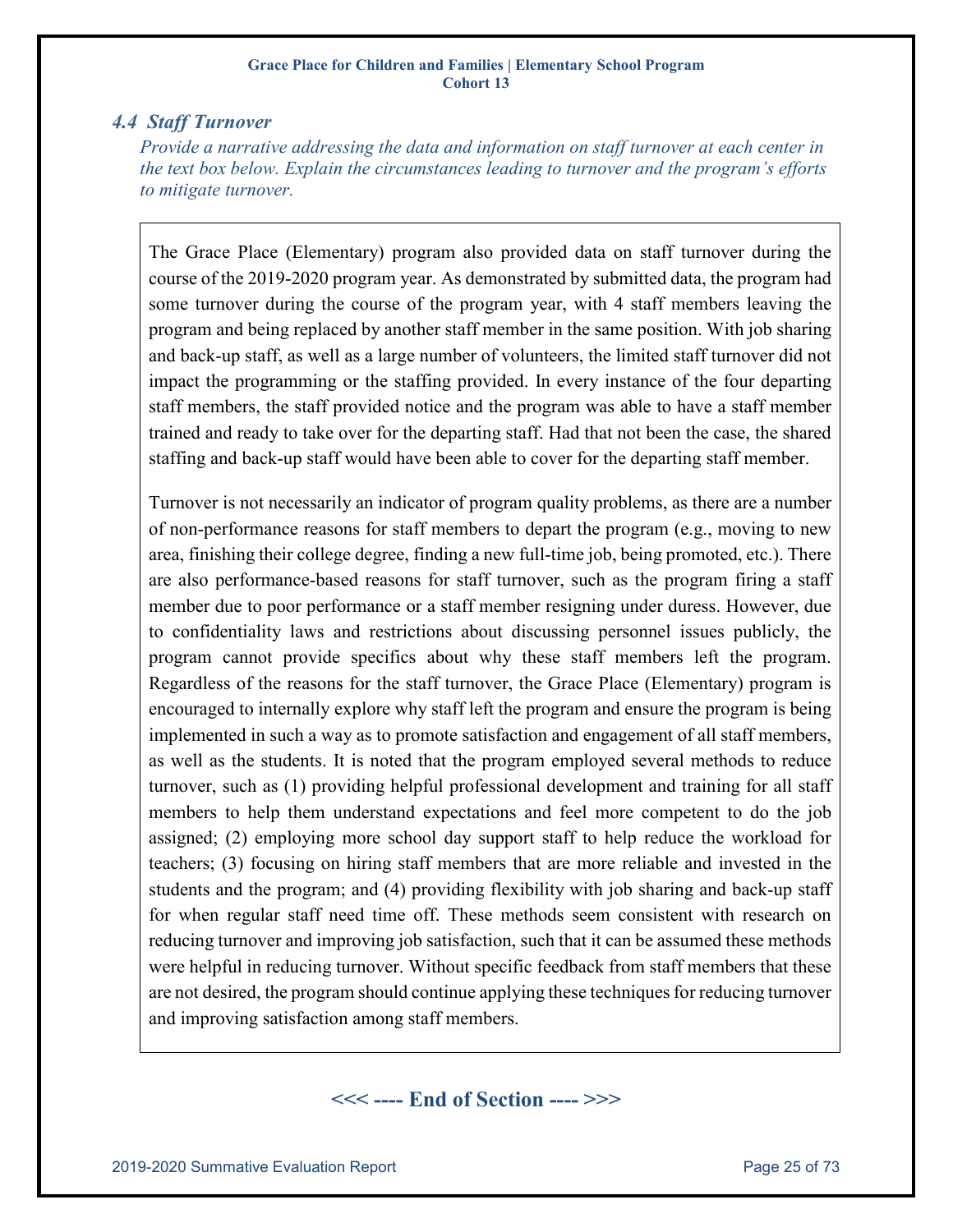## *4.4 Staff Turnover*

*Provide a narrative addressing the data and information on staff turnover at each center in the text box below. Explain the circumstances leading to turnover and the program's efforts to mitigate turnover.*

The Grace Place (Elementary) program also provided data on staff turnover during the course of the 2019-2020 program year. As demonstrated by submitted data, the program had some turnover during the course of the program year, with 4 staff members leaving the program and being replaced by another staff member in the same position. With job sharing and back-up staff, as well as a large number of volunteers, the limited staff turnover did not impact the programming or the staffing provided. In every instance of the four departing staff members, the staff provided notice and the program was able to have a staff member trained and ready to take over for the departing staff. Had that not been the case, the shared staffing and back-up staff would have been able to cover for the departing staff member.

Turnover is not necessarily an indicator of program quality problems, as there are a number of non-performance reasons for staff members to depart the program (e.g., moving to new area, finishing their college degree, finding a new full-time job, being promoted, etc.). There are also performance-based reasons for staff turnover, such as the program firing a staff member due to poor performance or a staff member resigning under duress. However, due to confidentiality laws and restrictions about discussing personnel issues publicly, the program cannot provide specifics about why these staff members left the program. Regardless of the reasons for the staff turnover, the Grace Place (Elementary) program is encouraged to internally explore why staff left the program and ensure the program is being implemented in such a way as to promote satisfaction and engagement of all staff members, as well as the students. It is noted that the program employed several methods to reduce turnover, such as (1) providing helpful professional development and training for all staff members to help them understand expectations and feel more competent to do the job assigned; (2) employing more school day support staff to help reduce the workload for teachers; (3) focusing on hiring staff members that are more reliable and invested in the students and the program; and (4) providing flexibility with job sharing and back-up staff for when regular staff need time off. These methods seem consistent with research on reducing turnover and improving job satisfaction, such that it can be assumed these methods were helpful in reducing turnover. Without specific feedback from staff members that these are not desired, the program should continue applying these techniques for reducing turnover and improving satisfaction among staff members.

**<<< ---- End of Section ---- >>>**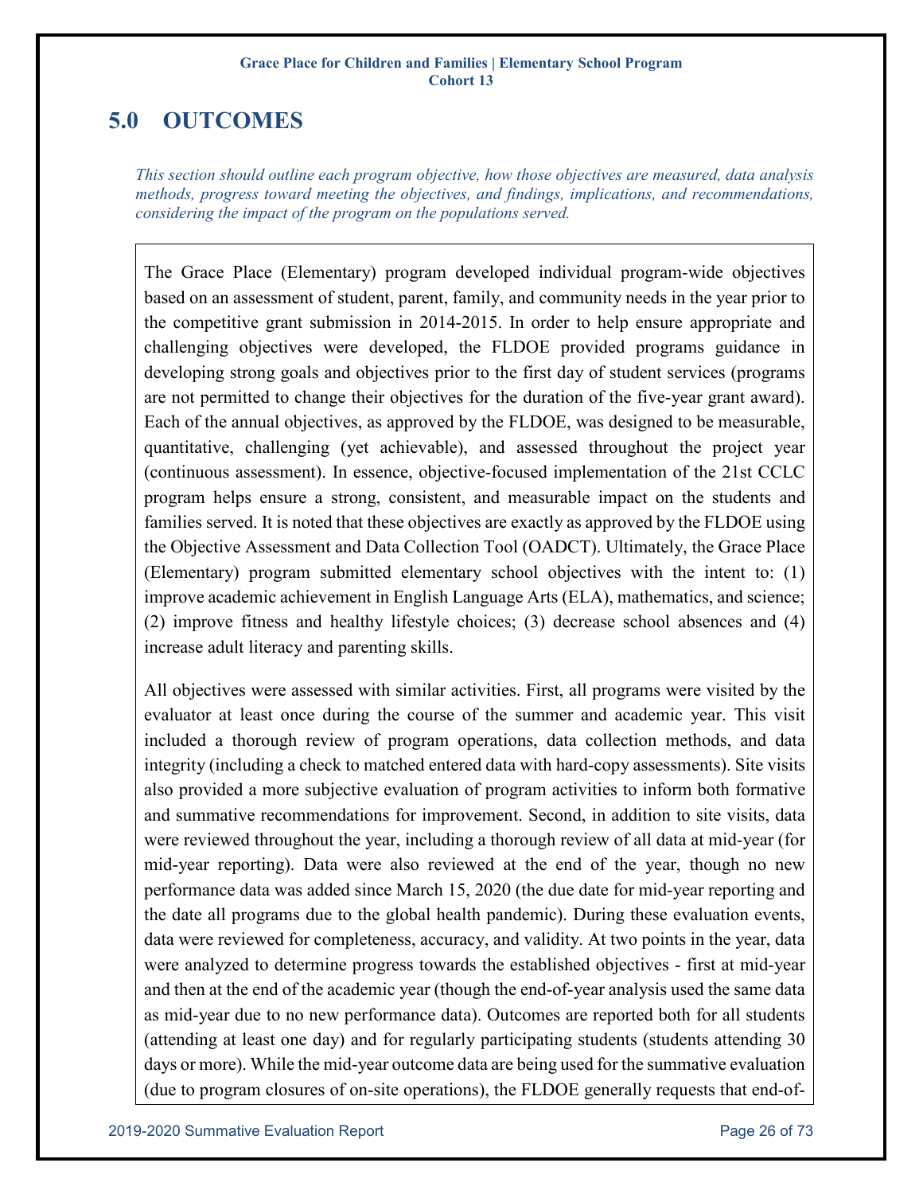# 5.0 OUTCOMES

*This section should outline each program objective, how those objectives are measured, data analysis methods, progress toward meeting the objectives, and findings, implications, and recommendations, considering the impact of the program on the populations served.*

The Grace Place (Elementary) program developed individual program-wide objectives based on an assessment of student, parent, family, and community needs in the year prior to the competitive grant submission in 2014-2015. In order to help ensure appropriate and challenging objectives were developed, the FLDOE provided programs guidance in developing strong goals and objectives prior to the first day of student services (programs are not permitted to change their objectives for the duration of the five-year grant award). Each of the annual objectives, as approved by the FLDOE, was designed to be measurable, quantitative, challenging (yet achievable), and assessed throughout the project year (continuous assessment). In essence, objective-focused implementation of the 21st CCLC program helps ensure a strong, consistent, and measurable impact on the students and families served. It is noted that these objectives are exactly as approved by the FLDOE using the Objective Assessment and Data Collection Tool (OADCT). Ultimately, the Grace Place (Elementary) program submitted elementary school objectives with the intent to: (1) improve academic achievement in English Language Arts (ELA), mathematics, and science; (2) improve fitness and healthy lifestyle choices; (3) decrease school absences and (4) increase adult literacy and parenting skills.

All objectives were assessed with similar activities. First, all programs were visited by the evaluator at least once during the course of the summer and academic year. This visit included a thorough review of program operations, data collection methods, and data integrity (including a check to matched entered data with hard-copy assessments). Site visits also provided a more subjective evaluation of program activities to inform both formative and summative recommendations for improvement. Second, in addition to site visits, data were reviewed throughout the year, including a thorough review of all data at mid-year (for mid-year reporting). Data were also reviewed at the end of the year, though no new performance data was added since March 15, 2020 (the due date for mid-year reporting and the date all programs due to the global health pandemic). During these evaluation events, data were reviewed for completeness, accuracy, and validity. At two points in the year, data were analyzed to determine progress towards the established objectives - first at mid-year and then at the end of the academic year (though the end-of-year analysis used the same data as mid-year due to no new performance data). Outcomes are reported both for all students (attending at least one day) and for regularly participating students (students attending 30 days or more). While the mid-year outcome data are being used for the summative evaluation (due to program closures of on-site operations), the FLDOE generally requests that end-of-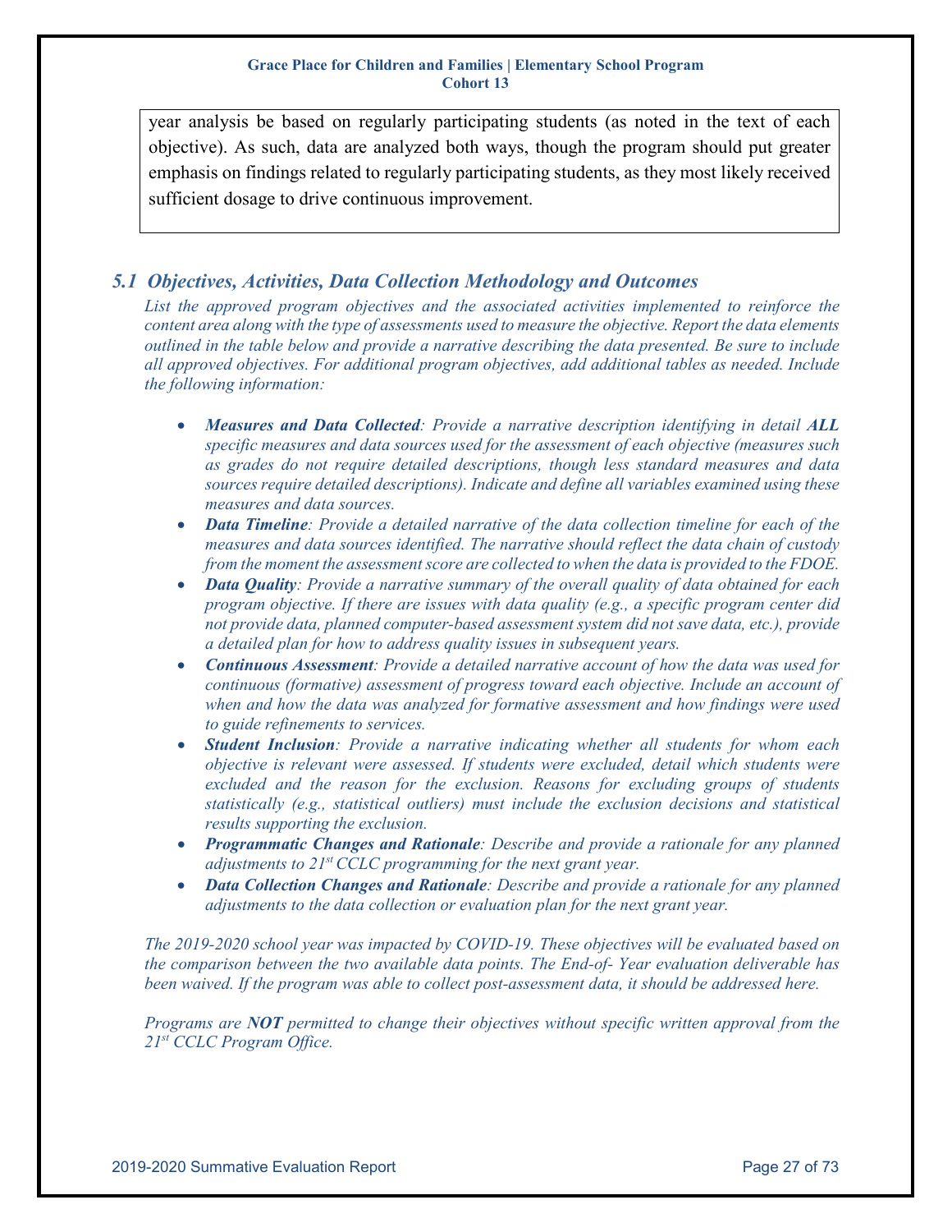year analysis be based on regularly participating students (as noted in the text of each objective). As such, data are analyzed both ways, though the program should put greater emphasis on findings related to regularly participating students, as they most likely received sufficient dosage to drive continuous improvement.

## *5.1 Objectives, Activities, Data Collection Methodology and Outcomes*

*List the approved program objectives and the associated activities implemented to reinforce the content area along with the type of assessments used to measure the objective. Report the data elements outlined in the table below and provide a narrative describing the data presented. Be sure to include all approved objectives. For additional program objectives, add additional tables as needed. Include the following information:*

- ***Measures and Data Collected**: Provide a narrative description identifying in detail **ALL** specific measures and data sources used for the assessment of each objective (measures such as grades do not require detailed descriptions, though less standard measures and data sources require detailed descriptions). Indicate and define all variables examined using these measures and data sources.*
- ***Data Timeline**: Provide a detailed narrative of the data collection timeline for each of the measures and data sources identified. The narrative should reflect the data chain of custody from the moment the assessment score are collected to when the data is provided to the FDOE.*
- ***Data Quality**: Provide a narrative summary of the overall quality of data obtained for each program objective. If there are issues with data quality (e.g., a specific program center did not provide data, planned computer-based assessment system did not save data, etc.), provide a detailed plan for how to address quality issues in subsequent years.*
- ***Continuous Assessment**: Provide a detailed narrative account of how the data was used for continuous (formative) assessment of progress toward each objective. Include an account of when and how the data was analyzed for formative assessment and how findings were used to guide refinements to services.*
- ***Student Inclusion**: Provide a narrative indicating whether all students for whom each objective is relevant were assessed. If students were excluded, detail which students were excluded and the reason for the exclusion. Reasons for excluding groups of students statistically (e.g., statistical outliers) must include the exclusion decisions and statistical results supporting the exclusion.*
- ***Programmatic Changes and Rationale**: Describe and provide a rationale for any planned adjustments to 21st CCLC programming for the next grant year.*
- ***Data Collection Changes and Rationale**: Describe and provide a rationale for any planned adjustments to the data collection or evaluation plan for the next grant year.*

*The 2019-2020 school year was impacted by COVID-19. These objectives will be evaluated based on the comparison between the two available data points. The End-of- Year evaluation deliverable has been waived. If the program was able to collect post-assessment data, it should be addressed here.*

*Programs are **NOT** permitted to change their objectives without specific written approval from the 21st CCLC Program Office.*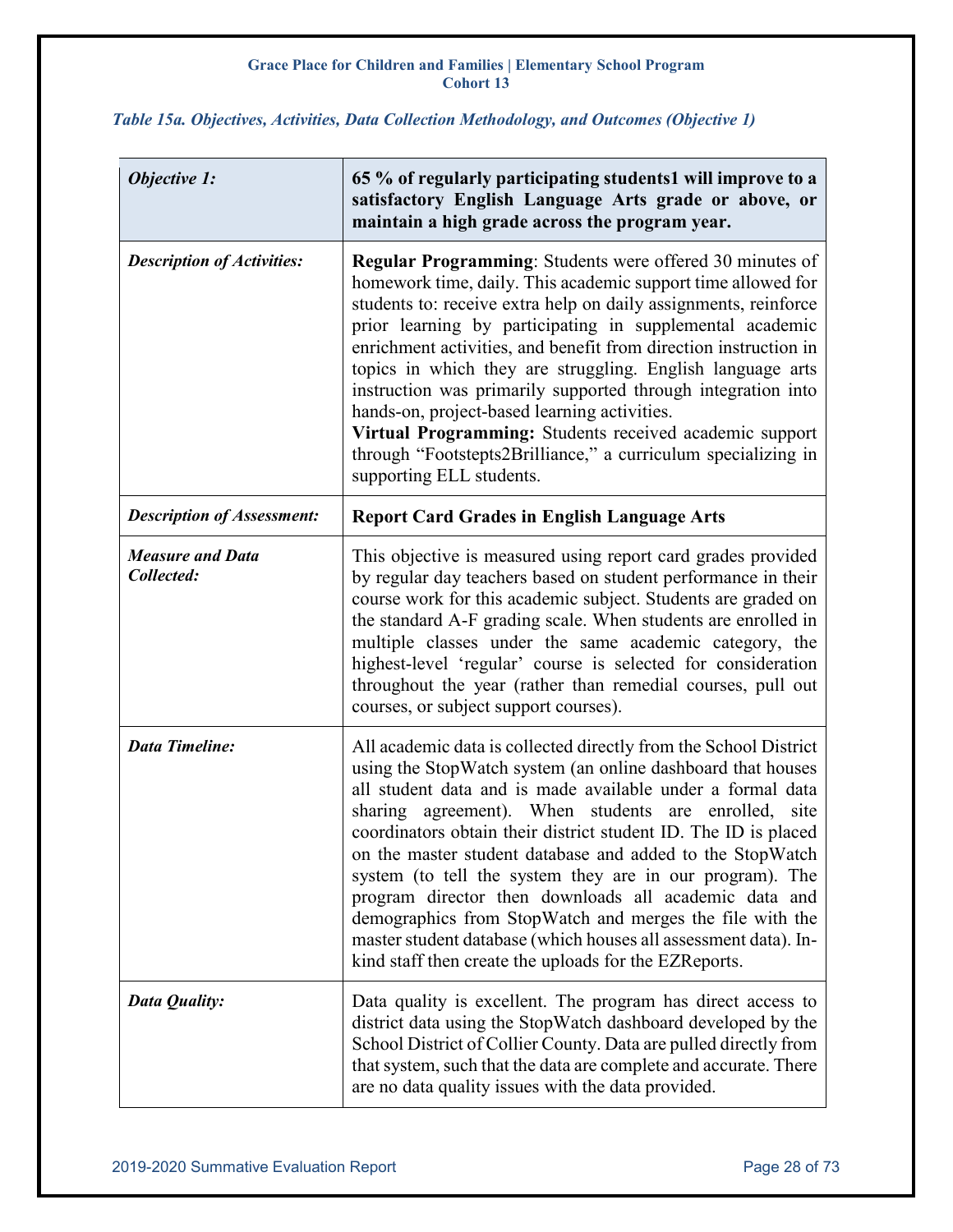*Table 15a. Objectives, Activities, Data Collection Methodology, and Outcomes (Objective 1)*

| *Objective 1:* | **65 % of regularly participating students1 will improve to a satisfactory English Language Arts grade or above, or maintain a high grade across the program year.** |
|---|---|
| *Description of Activities:* | **Regular Programming**: Students were offered 30 minutes of homework time, daily. This academic support time allowed for students to: receive extra help on daily assignments, reinforce prior learning by participating in supplemental academic enrichment activities, and benefit from direction instruction in topics in which they are struggling. English language arts instruction was primarily supported through integration into hands-on, project-based learning activities.<br>**Virtual Programming:** Students received academic support through "Footstepts2Brilliance," a curriculum specializing in supporting ELL students. |
| *Description of Assessment:* | **Report Card Grades in English Language Arts** |
| *Measure and Data Collected:* | This objective is measured using report card grades provided by regular day teachers based on student performance in their course work for this academic subject. Students are graded on the standard A-F grading scale. When students are enrolled in multiple classes under the same academic category, the highest-level 'regular' course is selected for consideration throughout the year (rather than remedial courses, pull out courses, or subject support courses). |
| *Data Timeline:* | All academic data is collected directly from the School District using the StopWatch system (an online dashboard that houses all student data and is made available under a formal data sharing agreement). When students are enrolled, site coordinators obtain their district student ID. The ID is placed on the master student database and added to the StopWatch system (to tell the system they are in our program). The program director then downloads all academic data and demographics from StopWatch and merges the file with the master student database (which houses all assessment data). In-kind staff then create the uploads for the EZReports. |
| *Data Quality:* | Data quality is excellent. The program has direct access to district data using the StopWatch dashboard developed by the School District of Collier County. Data are pulled directly from that system, such that the data are complete and accurate. There are no data quality issues with the data provided. |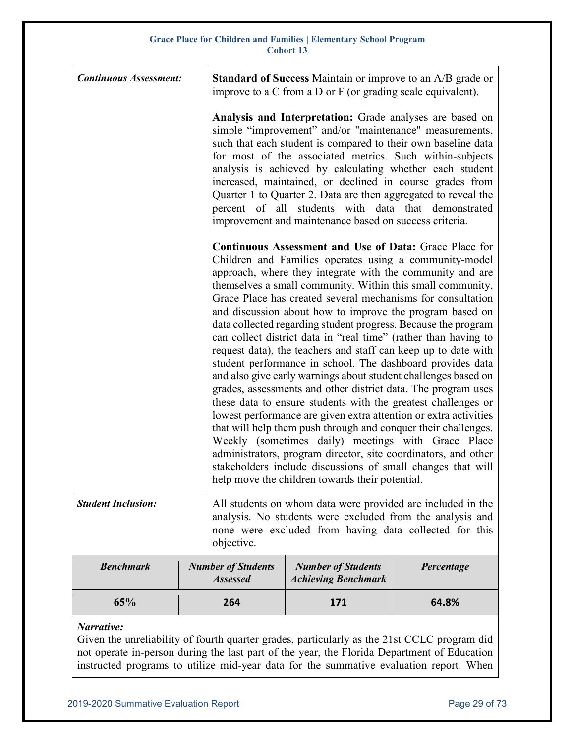| | |
|---|---|
| ***Continuous Assessment:*** | **Standard of Success** Maintain or improve to an A/B grade or improve to a C from a D or F (or grading scale equivalent).<br><br>**Analysis and Interpretation:** Grade analyses are based on simple "improvement" and/or "maintenance" measurements, such that each student is compared to their own baseline data for most of the associated metrics. Such within-subjects analysis is achieved by calculating whether each student increased, maintained, or declined in course grades from Quarter 1 to Quarter 2. Data are then aggregated to reveal the percent of all students with data that demonstrated improvement and maintenance based on success criteria.<br><br>**Continuous Assessment and Use of Data:** Grace Place for Children and Families operates using a community-model approach, where they integrate with the community and are themselves a small community. Within this small community, Grace Place has created several mechanisms for consultation and discussion about how to improve the program based on data collected regarding student progress. Because the program can collect district data in "real time" (rather than having to request data), the teachers and staff can keep up to date with student performance in school. The dashboard provides data and also give early warnings about student challenges based on grades, assessments and other district data. The program uses these data to ensure students with the greatest challenges or lowest performance are given extra attention or extra activities that will help them push through and conquer their challenges. Weekly (sometimes daily) meetings with Grace Place administrators, program director, site coordinators, and other stakeholders include discussions of small changes that will help move the children towards their potential. |
| ***Student Inclusion:*** | All students on whom data were provided are included in the analysis. No students were excluded from the analysis and none were excluded from having data collected for this objective. |

| ***Benchmark*** | ***Number of Students Assessed*** | ***Number of Students Achieving Benchmark*** | ***Percentage*** |
|---|---|---|---|
| 65% | 264 | 171 | 64.8% |

***Narrative:***
Given the unreliability of fourth quarter grades, particularly as the 21st CCLC program did not operate in-person during the last part of the year, the Florida Department of Education instructed programs to utilize mid-year data for the summative evaluation report. When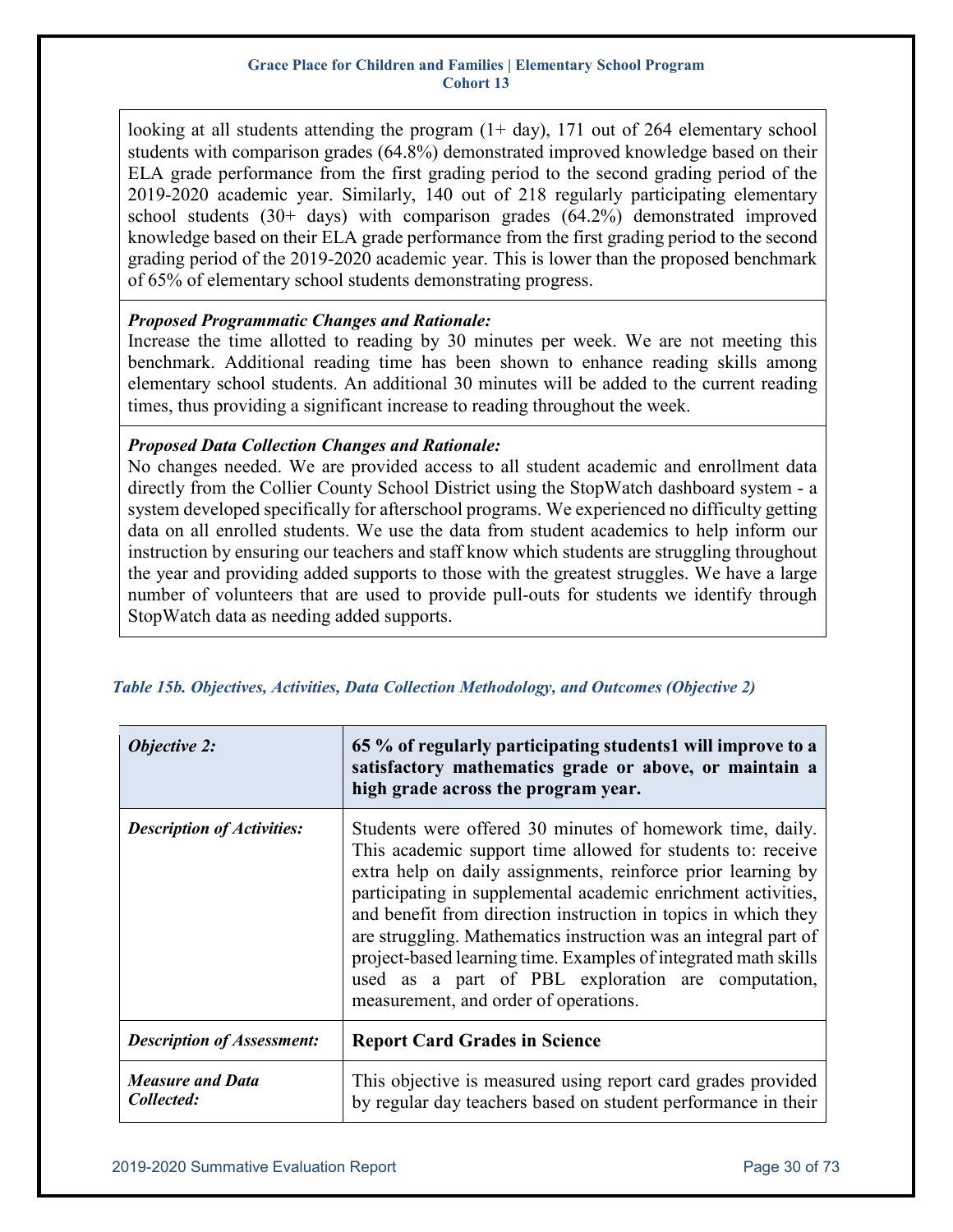looking at all students attending the program (1+ day), 171 out of 264 elementary school students with comparison grades (64.8%) demonstrated improved knowledge based on their ELA grade performance from the first grading period to the second grading period of the 2019-2020 academic year. Similarly, 140 out of 218 regularly participating elementary school students (30+ days) with comparison grades (64.2%) demonstrated improved knowledge based on their ELA grade performance from the first grading period to the second grading period of the 2019-2020 academic year. This is lower than the proposed benchmark of 65% of elementary school students demonstrating progress.

***Proposed Programmatic Changes and Rationale:***
Increase the time allotted to reading by 30 minutes per week. We are not meeting this benchmark. Additional reading time has been shown to enhance reading skills among elementary school students. An additional 30 minutes will be added to the current reading times, thus providing a significant increase to reading throughout the week.

***Proposed Data Collection Changes and Rationale:***
No changes needed. We are provided access to all student academic and enrollment data directly from the Collier County School District using the StopWatch dashboard system - a system developed specifically for afterschool programs. We experienced no difficulty getting data on all enrolled students. We use the data from student academics to help inform our instruction by ensuring our teachers and staff know which students are struggling throughout the year and providing added supports to those with the greatest struggles. We have a large number of volunteers that are used to provide pull-outs for students we identify through StopWatch data as needing added supports.

*Table 15b. Objectives, Activities, Data Collection Methodology, and Outcomes (Objective 2)*

| *Objective 2:* | **65 % of regularly participating students1 will improve to a satisfactory mathematics grade or above, or maintain a high grade across the program year.** |
|---|---|
| *Description of Activities:* | Students were offered 30 minutes of homework time, daily. This academic support time allowed for students to: receive extra help on daily assignments, reinforce prior learning by participating in supplemental academic enrichment activities, and benefit from direction instruction in topics in which they are struggling. Mathematics instruction was an integral part of project-based learning time. Examples of integrated math skills used as a part of PBL exploration are computation, measurement, and order of operations. |
| *Description of Assessment:* | **Report Card Grades in Science** |
| *Measure and Data Collected:* | This objective is measured using report card grades provided by regular day teachers based on student performance in their |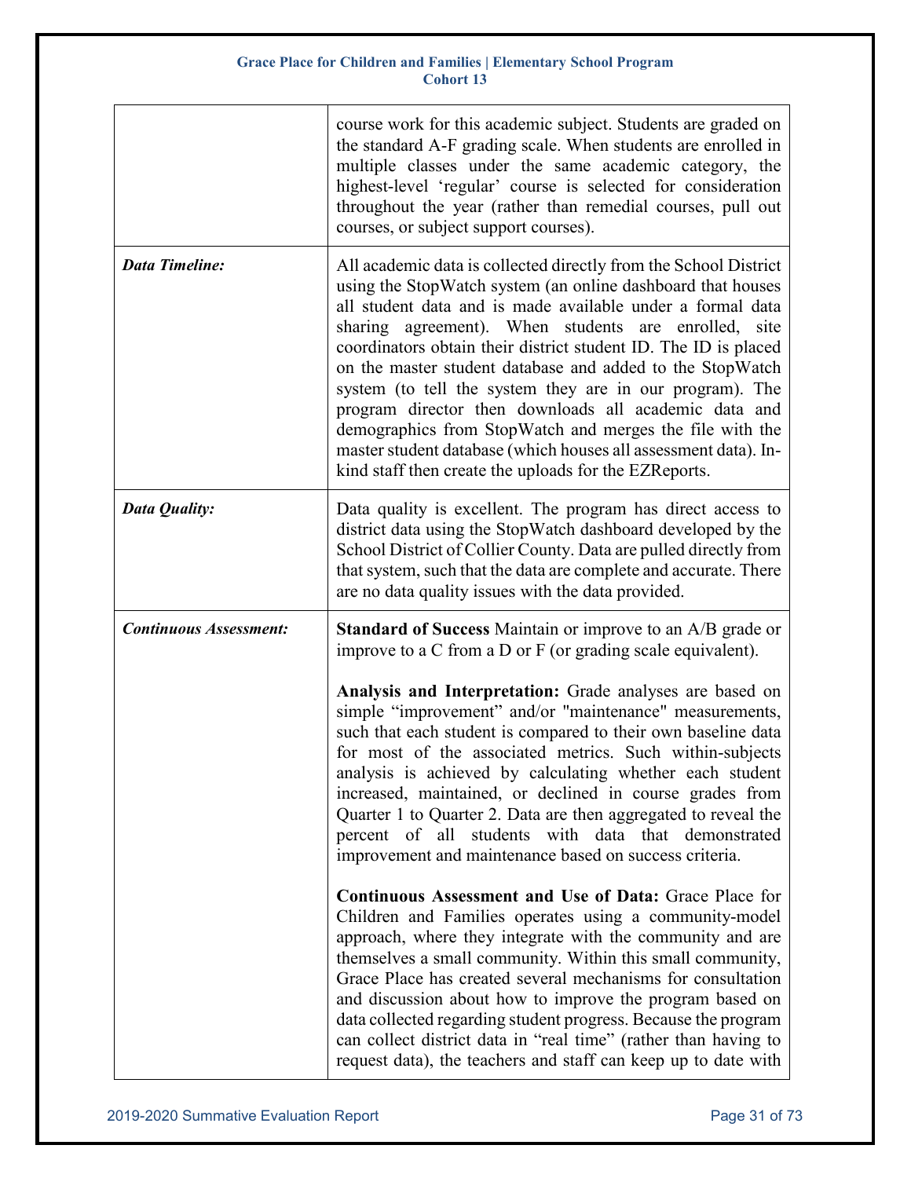| | |
|---|---|
| | course work for this academic subject. Students are graded on the standard A-F grading scale. When students are enrolled in multiple classes under the same academic category, the highest-level 'regular' course is selected for consideration throughout the year (rather than remedial courses, pull out courses, or subject support courses). |
| ***Data Timeline:*** | All academic data is collected directly from the School District using the StopWatch system (an online dashboard that houses all student data and is made available under a formal data sharing agreement). When students are enrolled, site coordinators obtain their district student ID. The ID is placed on the master student database and added to the StopWatch system (to tell the system they are in our program). The program director then downloads all academic data and demographics from StopWatch and merges the file with the master student database (which houses all assessment data). In-kind staff then create the uploads for the EZReports. |
| ***Data Quality:*** | Data quality is excellent. The program has direct access to district data using the StopWatch dashboard developed by the School District of Collier County. Data are pulled directly from that system, such that the data are complete and accurate. There are no data quality issues with the data provided. |
| ***Continuous Assessment:*** | **Standard of Success** Maintain or improve to an A/B grade or improve to a C from a D or F (or grading scale equivalent).<br><br>**Analysis and Interpretation:** Grade analyses are based on simple "improvement" and/or "maintenance" measurements, such that each student is compared to their own baseline data for most of the associated metrics. Such within-subjects analysis is achieved by calculating whether each student increased, maintained, or declined in course grades from Quarter 1 to Quarter 2. Data are then aggregated to reveal the percent of all students with data that demonstrated improvement and maintenance based on success criteria.<br><br>**Continuous Assessment and Use of Data:** Grace Place for Children and Families operates using a community-model approach, where they integrate with the community and are themselves a small community. Within this small community, Grace Place has created several mechanisms for consultation and discussion about how to improve the program based on data collected regarding student progress. Because the program can collect district data in "real time" (rather than having to request data), the teachers and staff can keep up to date with |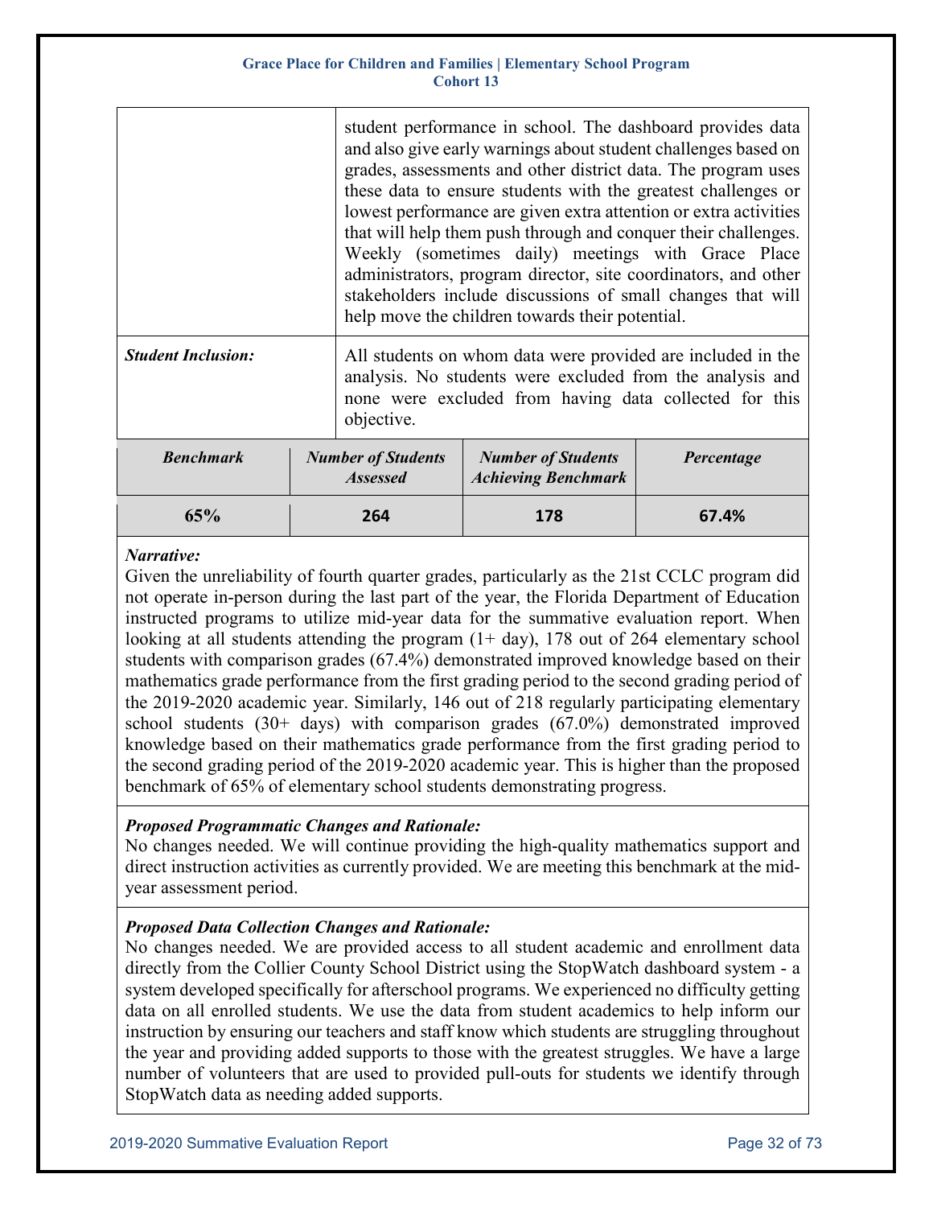| | |
|---|---|
| | student performance in school. The dashboard provides data and also give early warnings about student challenges based on grades, assessments and other district data. The program uses these data to ensure students with the greatest challenges or lowest performance are given extra attention or extra activities that will help them push through and conquer their challenges. Weekly (sometimes daily) meetings with Grace Place administrators, program director, site coordinators, and other stakeholders include discussions of small changes that will help move the children towards their potential. |
| ***Student Inclusion:*** | All students on whom data were provided are included in the analysis. No students were excluded from the analysis and none were excluded from having data collected for this objective. |

| *Benchmark* | *Number of Students Assessed* | *Number of Students Achieving Benchmark* | *Percentage* |
|---|---|---|---|
| **65%** | **264** | **178** | **67.4%** |

***Narrative:***
Given the unreliability of fourth quarter grades, particularly as the 21st CCLC program did not operate in-person during the last part of the year, the Florida Department of Education instructed programs to utilize mid-year data for the summative evaluation report. When looking at all students attending the program (1+ day), 178 out of 264 elementary school students with comparison grades (67.4%) demonstrated improved knowledge based on their mathematics grade performance from the first grading period to the second grading period of the 2019-2020 academic year. Similarly, 146 out of 218 regularly participating elementary school students (30+ days) with comparison grades (67.0%) demonstrated improved knowledge based on their mathematics grade performance from the first grading period to the second grading period of the 2019-2020 academic year. This is higher than the proposed benchmark of 65% of elementary school students demonstrating progress.

***Proposed Programmatic Changes and Rationale:***
No changes needed. We will continue providing the high-quality mathematics support and direct instruction activities as currently provided. We are meeting this benchmark at the mid-year assessment period.

***Proposed Data Collection Changes and Rationale:***
No changes needed. We are provided access to all student academic and enrollment data directly from the Collier County School District using the StopWatch dashboard system - a system developed specifically for afterschool programs. We experienced no difficulty getting data on all enrolled students. We use the data from student academics to help inform our instruction by ensuring our teachers and staff know which students are struggling throughout the year and providing added supports to those with the greatest struggles. We have a large number of volunteers that are used to provided pull-outs for students we identify through StopWatch data as needing added supports.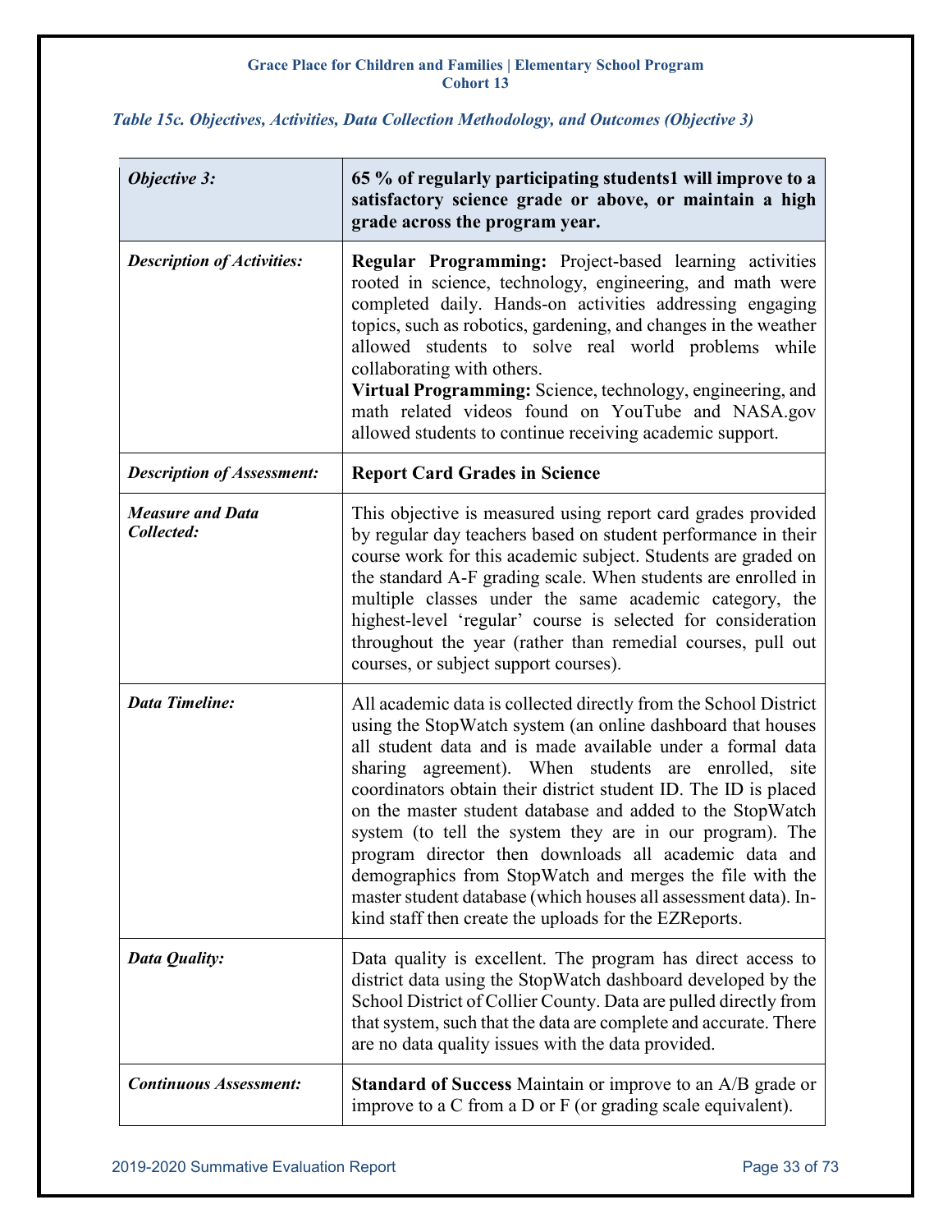*Table 15c. Objectives, Activities, Data Collection Methodology, and Outcomes (Objective 3)*

| *Objective 3:* | **65 % of regularly participating students1 will improve to a satisfactory science grade or above, or maintain a high grade across the program year.** |
|---|---|
| ***Description of Activities:*** | **Regular Programming:** Project-based learning activities rooted in science, technology, engineering, and math were completed daily. Hands-on activities addressing engaging topics, such as robotics, gardening, and changes in the weather allowed students to solve real world problems while collaborating with others.<br>**Virtual Programming:** Science, technology, engineering, and math related videos found on YouTube and NASA.gov allowed students to continue receiving academic support. |
| ***Description of Assessment:*** | **Report Card Grades in Science** |
| ***Measure and Data Collected:*** | This objective is measured using report card grades provided by regular day teachers based on student performance in their course work for this academic subject. Students are graded on the standard A-F grading scale. When students are enrolled in multiple classes under the same academic category, the highest-level 'regular' course is selected for consideration throughout the year (rather than remedial courses, pull out courses, or subject support courses). |
| ***Data Timeline:*** | All academic data is collected directly from the School District using the StopWatch system (an online dashboard that houses all student data and is made available under a formal data sharing agreement). When students are enrolled, site coordinators obtain their district student ID. The ID is placed on the master student database and added to the StopWatch system (to tell the system they are in our program). The program director then downloads all academic data and demographics from StopWatch and merges the file with the master student database (which houses all assessment data). In-kind staff then create the uploads for the EZReports. |
| ***Data Quality:*** | Data quality is excellent. The program has direct access to district data using the StopWatch dashboard developed by the School District of Collier County. Data are pulled directly from that system, such that the data are complete and accurate. There are no data quality issues with the data provided. |
| ***Continuous Assessment:*** | **Standard of Success** Maintain or improve to an A/B grade or improve to a C from a D or F (or grading scale equivalent). |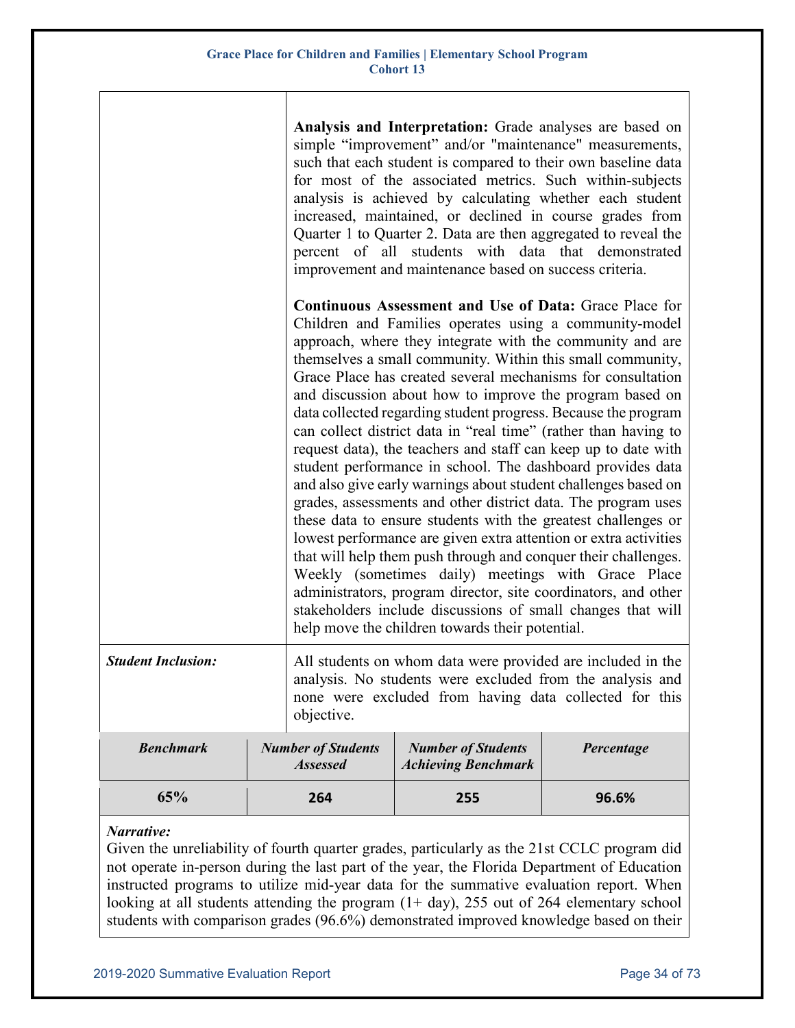| | |
|---|---|
| | **Analysis and Interpretation:** Grade analyses are based on simple "improvement" and/or "maintenance" measurements, such that each student is compared to their own baseline data for most of the associated metrics. Such within-subjects analysis is achieved by calculating whether each student increased, maintained, or declined in course grades from Quarter 1 to Quarter 2. Data are then aggregated to reveal the percent of all students with data that demonstrated improvement and maintenance based on success criteria.<br><br>**Continuous Assessment and Use of Data:** Grace Place for Children and Families operates using a community-model approach, where they integrate with the community and are themselves a small community. Within this small community, Grace Place has created several mechanisms for consultation and discussion about how to improve the program based on data collected regarding student progress. Because the program can collect district data in "real time" (rather than having to request data), the teachers and staff can keep up to date with student performance in school. The dashboard provides data and also give early warnings about student challenges based on grades, assessments and other district data. The program uses these data to ensure students with the greatest challenges or lowest performance are given extra attention or extra activities that will help them push through and conquer their challenges. Weekly (sometimes daily) meetings with Grace Place administrators, program director, site coordinators, and other stakeholders include discussions of small changes that will help move the children towards their potential. |
| ***Student Inclusion:*** | All students on whom data were provided are included in the analysis. No students were excluded from the analysis and none were excluded from having data collected for this objective. |

| *Benchmark* | *Number of Students Assessed* | *Number of Students Achieving Benchmark* | *Percentage* |
|---|---|---|---|
| **65%** | **264** | **255** | **96.6%** |

***Narrative:***
Given the unreliability of fourth quarter grades, particularly as the 21st CCLC program did not operate in-person during the last part of the year, the Florida Department of Education instructed programs to utilize mid-year data for the summative evaluation report. When looking at all students attending the program (1+ day), 255 out of 264 elementary school students with comparison grades (96.6%) demonstrated improved knowledge based on their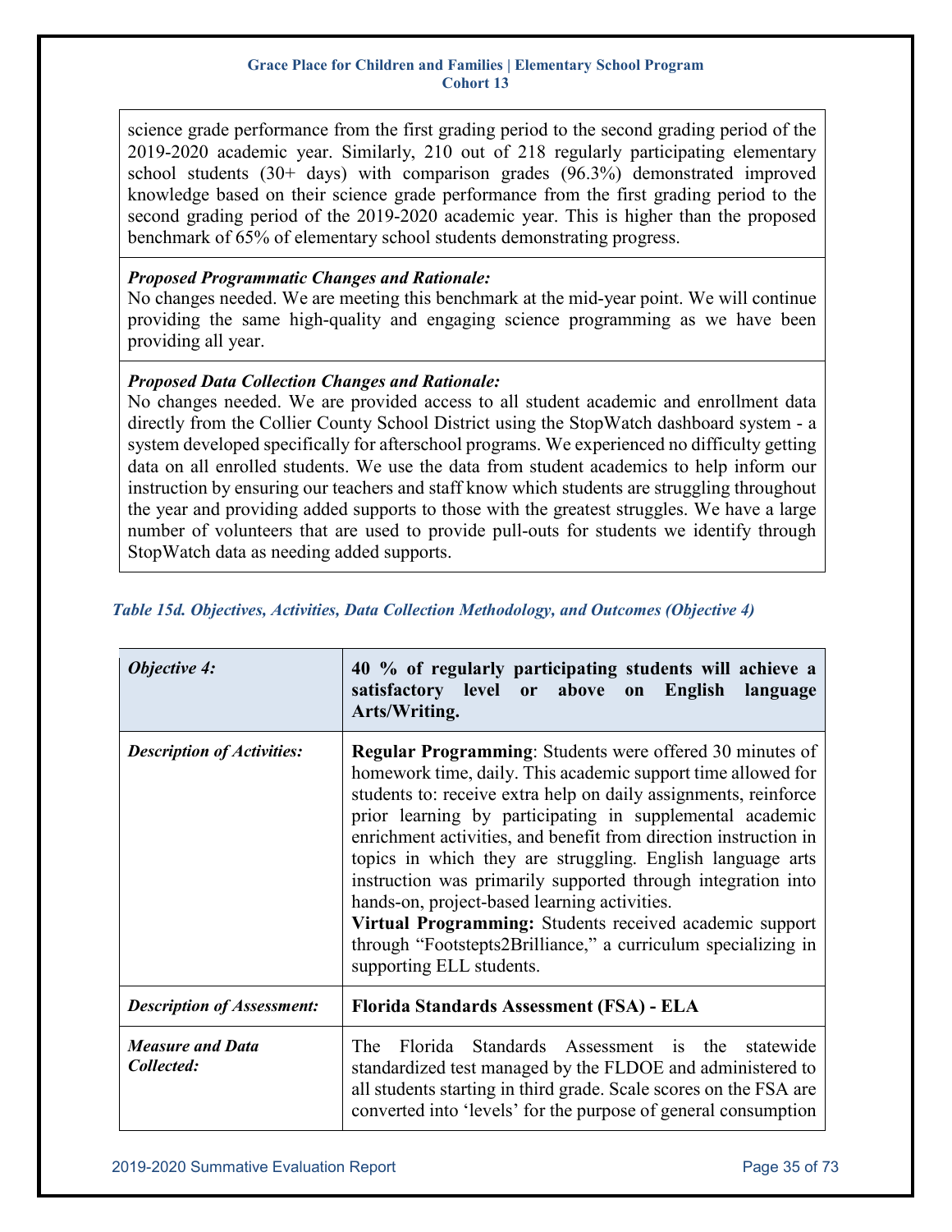science grade performance from the first grading period to the second grading period of the 2019-2020 academic year. Similarly, 210 out of 218 regularly participating elementary school students (30+ days) with comparison grades (96.3%) demonstrated improved knowledge based on their science grade performance from the first grading period to the second grading period of the 2019-2020 academic year. This is higher than the proposed benchmark of 65% of elementary school students demonstrating progress.

***Proposed Programmatic Changes and Rationale:***
No changes needed. We are meeting this benchmark at the mid-year point. We will continue providing the same high-quality and engaging science programming as we have been providing all year.

***Proposed Data Collection Changes and Rationale:***
No changes needed. We are provided access to all student academic and enrollment data directly from the Collier County School District using the StopWatch dashboard system - a system developed specifically for afterschool programs. We experienced no difficulty getting data on all enrolled students. We use the data from student academics to help inform our instruction by ensuring our teachers and staff know which students are struggling throughout the year and providing added supports to those with the greatest struggles. We have a large number of volunteers that are used to provide pull-outs for students we identify through StopWatch data as needing added supports.

*Table 15d. Objectives, Activities, Data Collection Methodology, and Outcomes (Objective 4)*

| ***Objective 4:*** | **40 % of regularly participating students will achieve a satisfactory level or above on English language Arts/Writing.** |
|---|---|
| ***Description of Activities:*** | **Regular Programming**: Students were offered 30 minutes of homework time, daily. This academic support time allowed for students to: receive extra help on daily assignments, reinforce prior learning by participating in supplemental academic enrichment activities, and benefit from direction instruction in topics in which they are struggling. English language arts instruction was primarily supported through integration into hands-on, project-based learning activities.<br>**Virtual Programming:** Students received academic support through "Footstepts2Brilliance," a curriculum specializing in supporting ELL students. |
| ***Description of Assessment:*** | **Florida Standards Assessment (FSA) - ELA** |
| ***Measure and Data Collected:*** | The Florida Standards Assessment is the statewide standardized test managed by the FLDOE and administered to all students starting in third grade. Scale scores on the FSA are converted into 'levels' for the purpose of general consumption |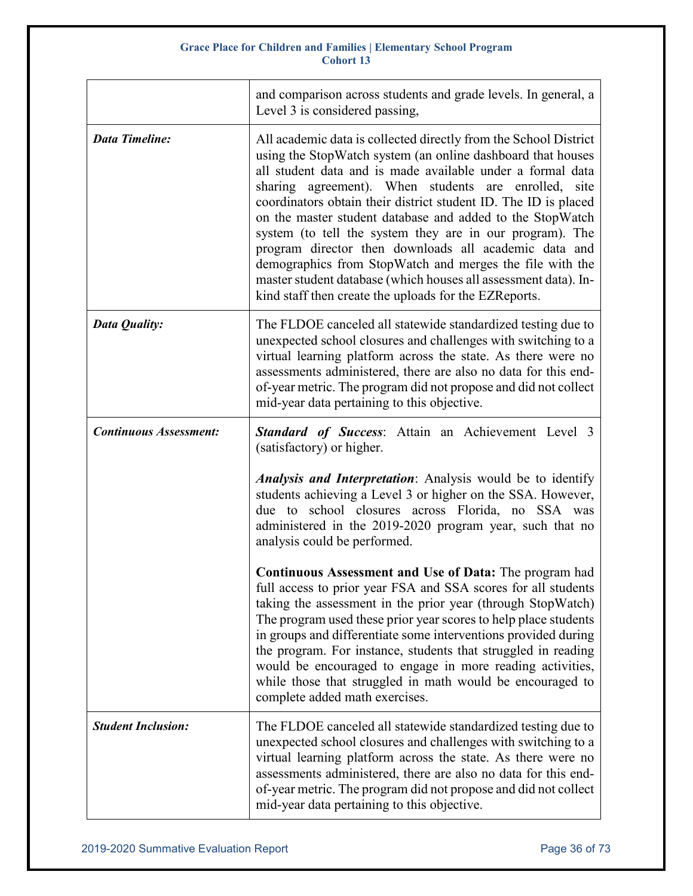| | |
|---|---|
| | and comparison across students and grade levels. In general, a Level 3 is considered passing, |
| ***Data Timeline:*** | All academic data is collected directly from the School District using the StopWatch system (an online dashboard that houses all student data and is made available under a formal data sharing agreement). When students are enrolled, site coordinators obtain their district student ID. The ID is placed on the master student database and added to the StopWatch system (to tell the system they are in our program). The program director then downloads all academic data and demographics from StopWatch and merges the file with the master student database (which houses all assessment data). In-kind staff then create the uploads for the EZReports. |
| ***Data Quality:*** | The FLDOE canceled all statewide standardized testing due to unexpected school closures and challenges with switching to a virtual learning platform across the state. As there were no assessments administered, there are also no data for this end-of-year metric. The program did not propose and did not collect mid-year data pertaining to this objective. |
| ***Continuous Assessment:*** | ***Standard of Success***: Attain an Achievement Level 3 (satisfactory) or higher.<br><br>***Analysis and Interpretation***: Analysis would be to identify students achieving a Level 3 or higher on the SSA. However, due to school closures across Florida, no SSA was administered in the 2019-2020 program year, such that no analysis could be performed.<br><br>**Continuous Assessment and Use of Data:** The program had full access to prior year FSA and SSA scores for all students taking the assessment in the prior year (through StopWatch) The program used these prior year scores to help place students in groups and differentiate some interventions provided during the program. For instance, students that struggled in reading would be encouraged to engage in more reading activities, while those that struggled in math would be encouraged to complete added math exercises. |
| ***Student Inclusion:*** | The FLDOE canceled all statewide standardized testing due to unexpected school closures and challenges with switching to a virtual learning platform across the state. As there were no assessments administered, there are also no data for this end-of-year metric. The program did not propose and did not collect mid-year data pertaining to this objective. |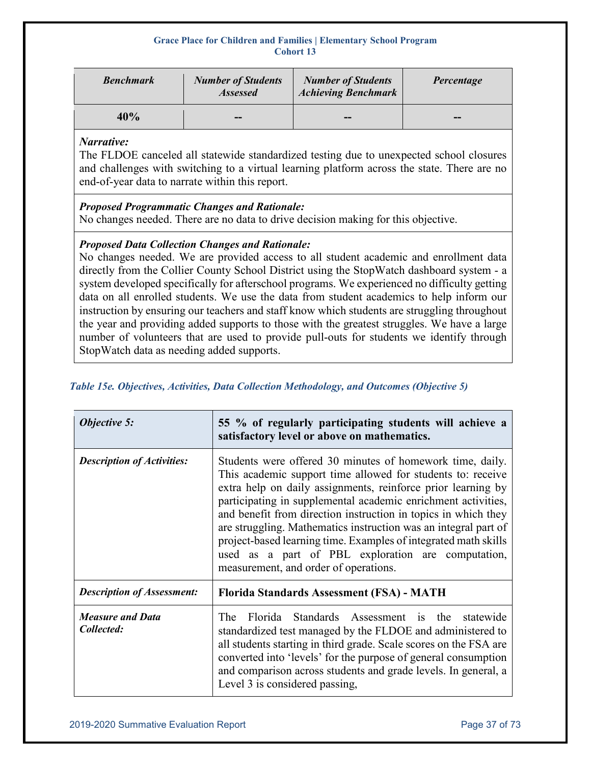| *Benchmark* | *Number of Students Assessed* | *Number of Students Achieving Benchmark* | *Percentage* |
|---|---|---|---|
| **40%** | **--** | **--** | **--** |

***Narrative:***
The FLDOE canceled all statewide standardized testing due to unexpected school closures and challenges with switching to a virtual learning platform across the state. There are no end-of-year data to narrate within this report.

***Proposed Programmatic Changes and Rationale:***
No changes needed. There are no data to drive decision making for this objective.

***Proposed Data Collection Changes and Rationale:***
No changes needed. We are provided access to all student academic and enrollment data directly from the Collier County School District using the StopWatch dashboard system - a system developed specifically for afterschool programs. We experienced no difficulty getting data on all enrolled students. We use the data from student academics to help inform our instruction by ensuring our teachers and staff know which students are struggling throughout the year and providing added supports to those with the greatest struggles. We have a large number of volunteers that are used to provide pull-outs for students we identify through StopWatch data as needing added supports.

*Table 15e. Objectives, Activities, Data Collection Methodology, and Outcomes (Objective 5)*

| *Objective 5:* | **55 % of regularly participating students will achieve a satisfactory level or above on mathematics.** |
|---|---|
| ***Description of Activities:*** | Students were offered 30 minutes of homework time, daily. This academic support time allowed for students to: receive extra help on daily assignments, reinforce prior learning by participating in supplemental academic enrichment activities, and benefit from direction instruction in topics in which they are struggling. Mathematics instruction was an integral part of project-based learning time. Examples of integrated math skills used as a part of PBL exploration are computation, measurement, and order of operations. |
| ***Description of Assessment:*** | **Florida Standards Assessment (FSA) - MATH** |
| ***Measure and Data Collected:*** | The Florida Standards Assessment is the statewide standardized test managed by the FLDOE and administered to all students starting in third grade. Scale scores on the FSA are converted into 'levels' for the purpose of general consumption and comparison across students and grade levels. In general, a Level 3 is considered passing, |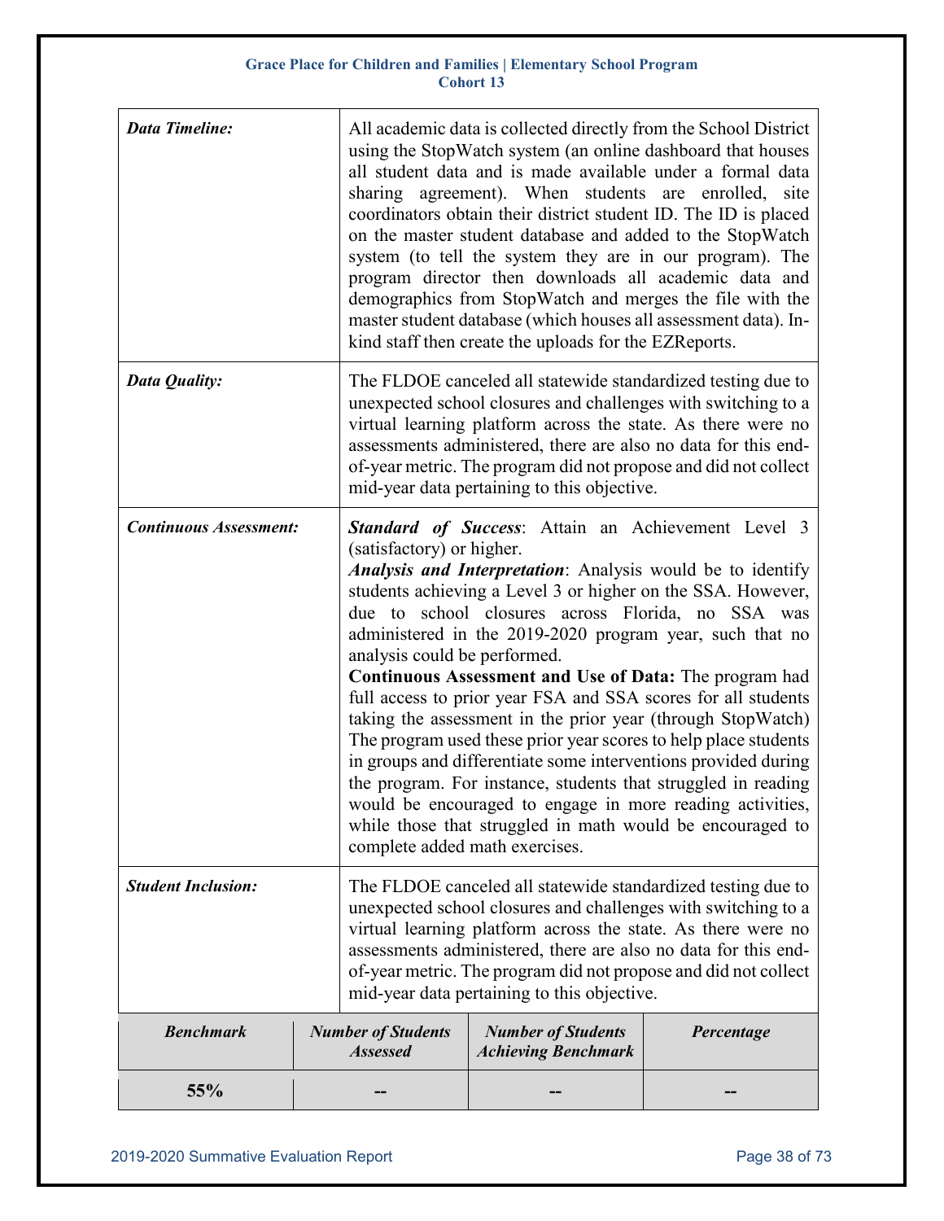| | |
|---|---|
| ***Data Timeline:*** | All academic data is collected directly from the School District using the StopWatch system (an online dashboard that houses all student data and is made available under a formal data sharing agreement). When students are enrolled, site coordinators obtain their district student ID. The ID is placed on the master student database and added to the StopWatch system (to tell the system they are in our program). The program director then downloads all academic data and demographics from StopWatch and merges the file with the master student database (which houses all assessment data). In-kind staff then create the uploads for the EZReports. |
| ***Data Quality:*** | The FLDOE canceled all statewide standardized testing due to unexpected school closures and challenges with switching to a virtual learning platform across the state. As there were no assessments administered, there are also no data for this end-of-year metric. The program did not propose and did not collect mid-year data pertaining to this objective. |
| ***Continuous Assessment:*** | ***Standard of Success***: Attain an Achievement Level 3 (satisfactory) or higher.<br>***Analysis and Interpretation***: Analysis would be to identify students achieving a Level 3 or higher on the SSA. However, due to school closures across Florida, no SSA was administered in the 2019-2020 program year, such that no analysis could be performed.<br>**Continuous Assessment and Use of Data:** The program had full access to prior year FSA and SSA scores for all students taking the assessment in the prior year (through StopWatch) The program used these prior year scores to help place students in groups and differentiate some interventions provided during the program. For instance, students that struggled in reading would be encouraged to engage in more reading activities, while those that struggled in math would be encouraged to complete added math exercises. |
| ***Student Inclusion:*** | The FLDOE canceled all statewide standardized testing due to unexpected school closures and challenges with switching to a virtual learning platform across the state. As there were no assessments administered, there are also no data for this end-of-year metric. The program did not propose and did not collect mid-year data pertaining to this objective. |

| *Benchmark* | *Number of Students Assessed* | *Number of Students Achieving Benchmark* | *Percentage* |
|---|---|---|---|
| **55%** | -- | -- | -- |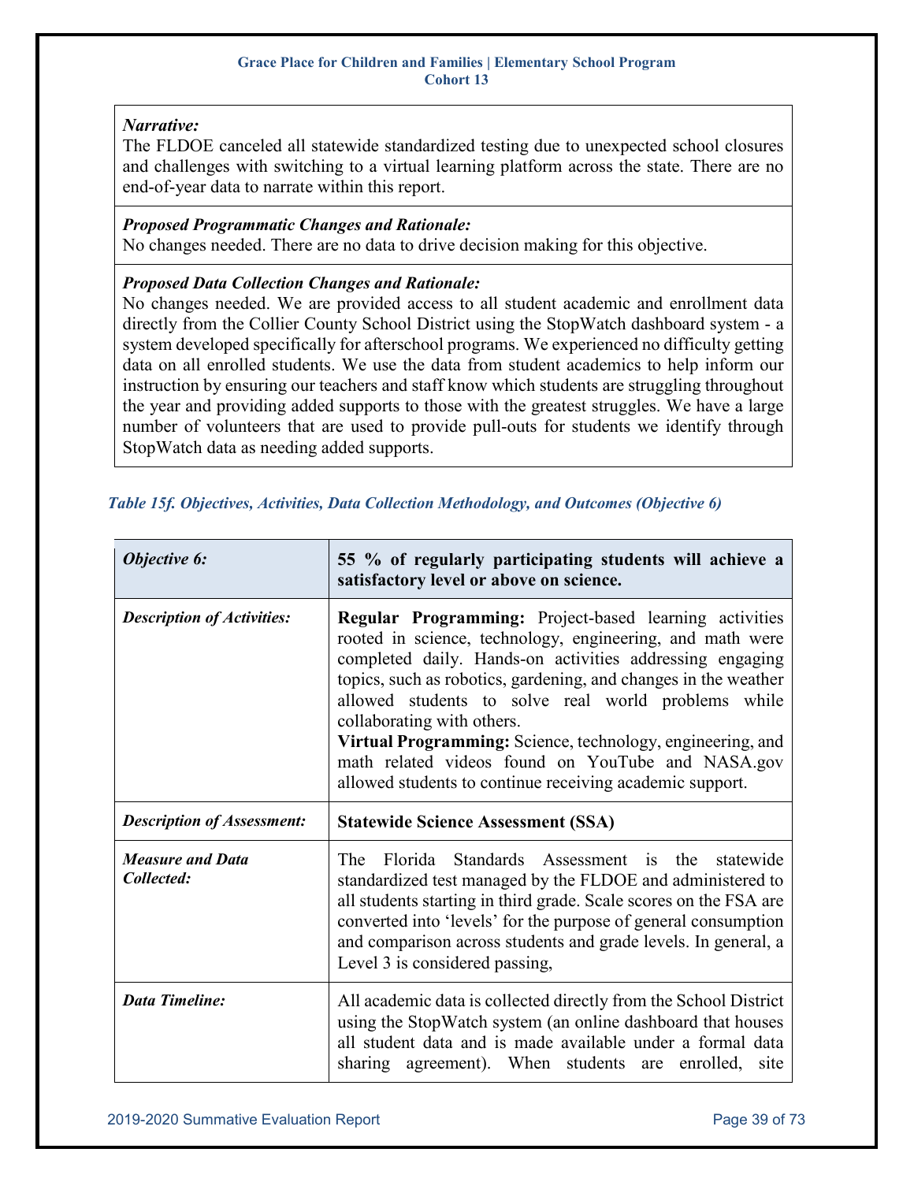*Narrative:*
The FLDOE canceled all statewide standardized testing due to unexpected school closures and challenges with switching to a virtual learning platform across the state. There are no end-of-year data to narrate within this report.

*Proposed Programmatic Changes and Rationale:*
No changes needed. There are no data to drive decision making for this objective.

*Proposed Data Collection Changes and Rationale:*
No changes needed. We are provided access to all student academic and enrollment data directly from the Collier County School District using the StopWatch dashboard system - a system developed specifically for afterschool programs. We experienced no difficulty getting data on all enrolled students. We use the data from student academics to help inform our instruction by ensuring our teachers and staff know which students are struggling throughout the year and providing added supports to those with the greatest struggles. We have a large number of volunteers that are used to provide pull-outs for students we identify through StopWatch data as needing added supports.

*Table 15f. Objectives, Activities, Data Collection Methodology, and Outcomes (Objective 6)*

| *Objective 6:* | **55 % of regularly participating students will achieve a satisfactory level or above on science.** |
|---|---|
| *Description of Activities:* | **Regular Programming:** Project-based learning activities rooted in science, technology, engineering, and math were completed daily. Hands-on activities addressing engaging topics, such as robotics, gardening, and changes in the weather allowed students to solve real world problems while collaborating with others. **Virtual Programming:** Science, technology, engineering, and math related videos found on YouTube and NASA.gov allowed students to continue receiving academic support. |
| *Description of Assessment:* | **Statewide Science Assessment (SSA)** |
| *Measure and Data Collected:* | The Florida Standards Assessment is the statewide standardized test managed by the FLDOE and administered to all students starting in third grade. Scale scores on the FSA are converted into 'levels' for the purpose of general consumption and comparison across students and grade levels. In general, a Level 3 is considered passing, |
| *Data Timeline:* | All academic data is collected directly from the School District using the StopWatch system (an online dashboard that houses all student data and is made available under a formal data sharing agreement). When students are enrolled, site |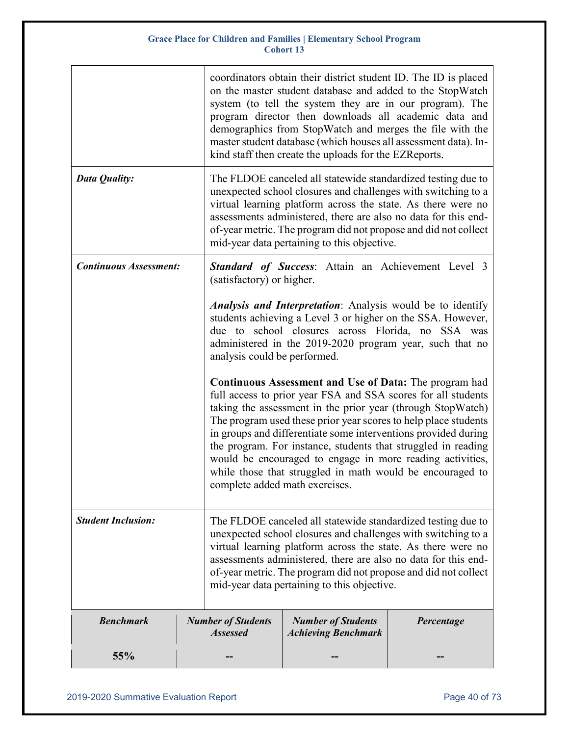| | |
|---|---|
| | coordinators obtain their district student ID. The ID is placed on the master student database and added to the StopWatch system (to tell the system they are in our program). The program director then downloads all academic data and demographics from StopWatch and merges the file with the master student database (which houses all assessment data). In-kind staff then create the uploads for the EZReports. |
| ***Data Quality:*** | The FLDOE canceled all statewide standardized testing due to unexpected school closures and challenges with switching to a virtual learning platform across the state. As there were no assessments administered, there are also no data for this end-of-year metric. The program did not propose and did not collect mid-year data pertaining to this objective. |
| ***Continuous Assessment:*** | ***Standard of Success***: Attain an Achievement Level 3 (satisfactory) or higher.<br><br>***Analysis and Interpretation***: Analysis would be to identify students achieving a Level 3 or higher on the SSA. However, due to school closures across Florida, no SSA was administered in the 2019-2020 program year, such that no analysis could be performed.<br><br>**Continuous Assessment and Use of Data:** The program had full access to prior year FSA and SSA scores for all students taking the assessment in the prior year (through StopWatch) The program used these prior year scores to help place students in groups and differentiate some interventions provided during the program. For instance, students that struggled in reading would be encouraged to engage in more reading activities, while those that struggled in math would be encouraged to complete added math exercises. |
| ***Student Inclusion:*** | The FLDOE canceled all statewide standardized testing due to unexpected school closures and challenges with switching to a virtual learning platform across the state. As there were no assessments administered, there are also no data for this end-of-year metric. The program did not propose and did not collect mid-year data pertaining to this objective. |

| *Benchmark* | *Number of Students Assessed* | *Number of Students Achieving Benchmark* | *Percentage* |
|---|---|---|---|
| **55%** | -- | -- | -- |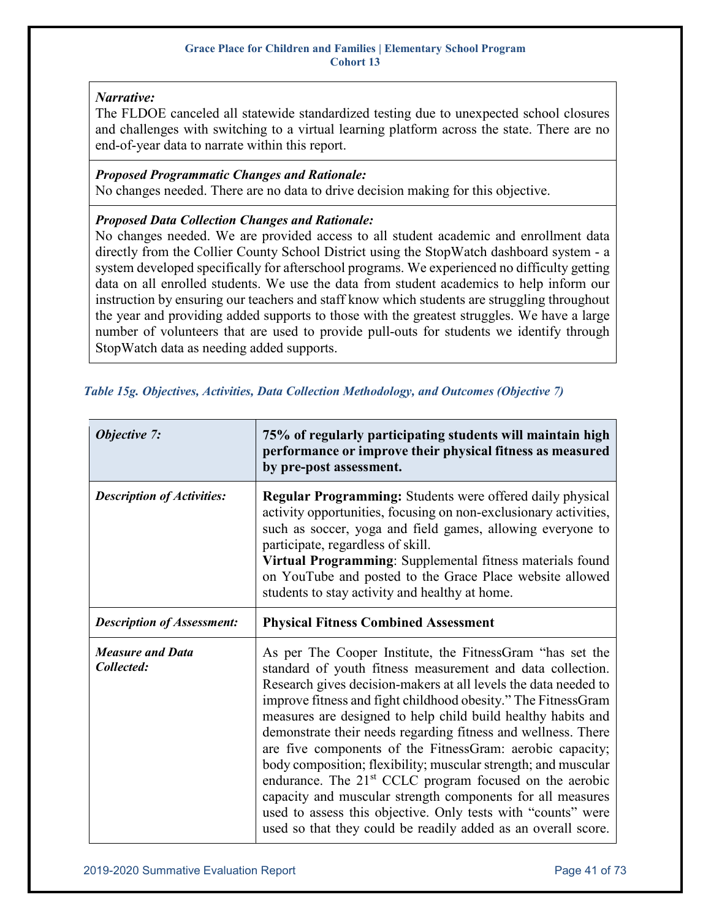| *Narrative:* |
|---|
| The FLDOE canceled all statewide standardized testing due to unexpected school closures and challenges with switching to a virtual learning platform across the state. There are no end-of-year data to narrate within this report. |
| ***Proposed Programmatic Changes and Rationale:*** No changes needed. There are no data to drive decision making for this objective. |
| ***Proposed Data Collection Changes and Rationale:*** No changes needed. We are provided access to all student academic and enrollment data directly from the Collier County School District using the StopWatch dashboard system - a system developed specifically for afterschool programs. We experienced no difficulty getting data on all enrolled students. We use the data from student academics to help inform our instruction by ensuring our teachers and staff know which students are struggling throughout the year and providing added supports to those with the greatest struggles. We have a large number of volunteers that are used to provide pull-outs for students we identify through StopWatch data as needing added supports. |

*Table 15g. Objectives, Activities, Data Collection Methodology, and Outcomes (Objective 7)*

| *Objective 7:* | **75% of regularly participating students will maintain high performance or improve their physical fitness as measured by pre-post assessment.** |
|---|---|
| *Description of Activities:* | **Regular Programming:** Students were offered daily physical activity opportunities, focusing on non-exclusionary activities, such as soccer, yoga and field games, allowing everyone to participate, regardless of skill. **Virtual Programming**: Supplemental fitness materials found on YouTube and posted to the Grace Place website allowed students to stay activity and healthy at home. |
| *Description of Assessment:* | **Physical Fitness Combined Assessment** |
| *Measure and Data Collected:* | As per The Cooper Institute, the FitnessGram "has set the standard of youth fitness measurement and data collection. Research gives decision-makers at all levels the data needed to improve fitness and fight childhood obesity." The FitnessGram measures are designed to help child build healthy habits and demonstrate their needs regarding fitness and wellness. There are five components of the FitnessGram: aerobic capacity; body composition; flexibility; muscular strength; and muscular endurance. The 21st CCLC program focused on the aerobic capacity and muscular strength components for all measures used to assess this objective. Only tests with "counts" were used so that they could be readily added as an overall score. |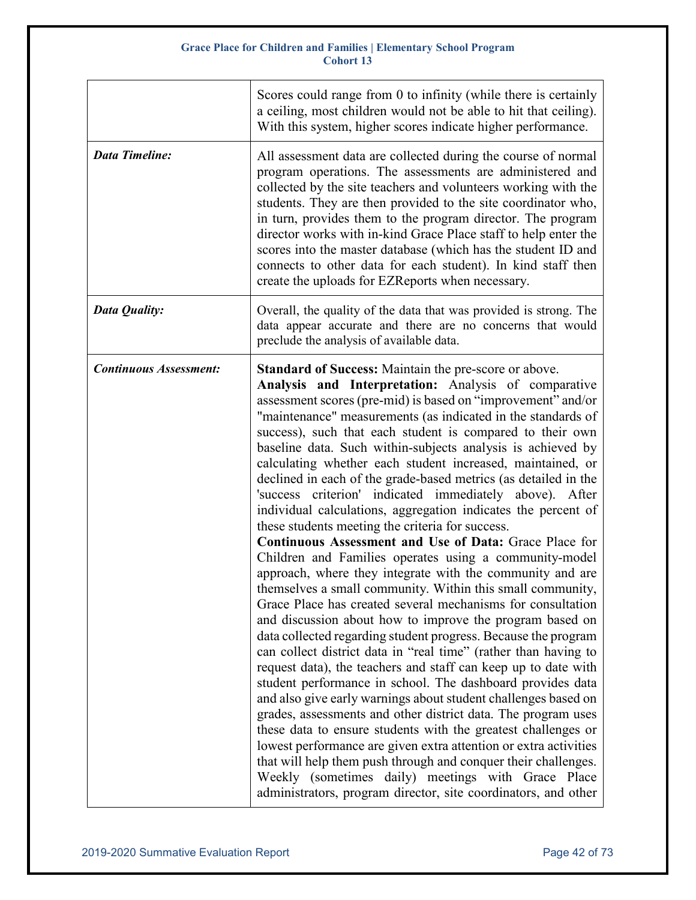| | |
|---|---|
| | Scores could range from 0 to infinity (while there is certainly a ceiling, most children would not be able to hit that ceiling). With this system, higher scores indicate higher performance. |
| ***Data Timeline:*** | All assessment data are collected during the course of normal program operations. The assessments are administered and collected by the site teachers and volunteers working with the students. They are then provided to the site coordinator who, in turn, provides them to the program director. The program director works with in-kind Grace Place staff to help enter the scores into the master database (which has the student ID and connects to other data for each student). In kind staff then create the uploads for EZReports when necessary. |
| ***Data Quality:*** | Overall, the quality of the data that was provided is strong. The data appear accurate and there are no concerns that would preclude the analysis of available data. |
| ***Continuous Assessment:*** | **Standard of Success:** Maintain the pre-score or above. **Analysis and Interpretation:** Analysis of comparative assessment scores (pre-mid) is based on "improvement" and/or "maintenance" measurements (as indicated in the standards of success), such that each student is compared to their own baseline data. Such within-subjects analysis is achieved by calculating whether each student increased, maintained, or declined in each of the grade-based metrics (as detailed in the 'success criterion' indicated immediately above). After individual calculations, aggregation indicates the percent of these students meeting the criteria for success. **Continuous Assessment and Use of Data:** Grace Place for Children and Families operates using a community-model approach, where they integrate with the community and are themselves a small community. Within this small community, Grace Place has created several mechanisms for consultation and discussion about how to improve the program based on data collected regarding student progress. Because the program can collect district data in "real time" (rather than having to request data), the teachers and staff can keep up to date with student performance in school. The dashboard provides data and also give early warnings about student challenges based on grades, assessments and other district data. The program uses these data to ensure students with the greatest challenges or lowest performance are given extra attention or extra activities that will help them push through and conquer their challenges. Weekly (sometimes daily) meetings with Grace Place administrators, program director, site coordinators, and other |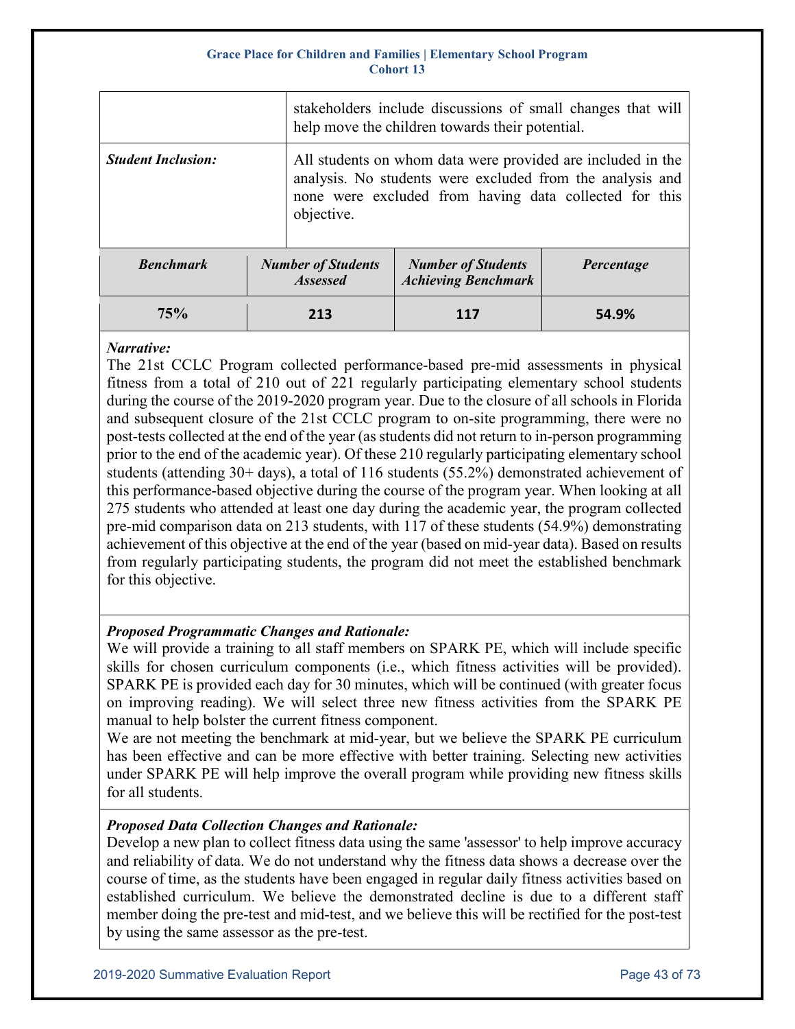| | |
|---|---|
| | stakeholders include discussions of small changes that will help move the children towards their potential. |
| ***Student Inclusion:*** | All students on whom data were provided are included in the analysis. No students were excluded from the analysis and none were excluded from having data collected for this objective. |

| *Benchmark* | *Number of Students Assessed* | *Number of Students Achieving Benchmark* | *Percentage* |
|---|---|---|---|
| **75%** | **213** | **117** | **54.9%** |

***Narrative:***
The 21st CCLC Program collected performance-based pre-mid assessments in physical fitness from a total of 210 out of 221 regularly participating elementary school students during the course of the 2019-2020 program year. Due to the closure of all schools in Florida and subsequent closure of the 21st CCLC program to on-site programming, there were no post-tests collected at the end of the year (as students did not return to in-person programming prior to the end of the academic year). Of these 210 regularly participating elementary school students (attending 30+ days), a total of 116 students (55.2%) demonstrated achievement of this performance-based objective during the course of the program year. When looking at all 275 students who attended at least one day during the academic year, the program collected pre-mid comparison data on 213 students, with 117 of these students (54.9%) demonstrating achievement of this objective at the end of the year (based on mid-year data). Based on results from regularly participating students, the program did not meet the established benchmark for this objective.

***Proposed Programmatic Changes and Rationale:***
We will provide a training to all staff members on SPARK PE, which will include specific skills for chosen curriculum components (i.e., which fitness activities will be provided). SPARK PE is provided each day for 30 minutes, which will be continued (with greater focus on improving reading). We will select three new fitness activities from the SPARK PE manual to help bolster the current fitness component.
We are not meeting the benchmark at mid-year, but we believe the SPARK PE curriculum has been effective and can be more effective with better training. Selecting new activities under SPARK PE will help improve the overall program while providing new fitness skills for all students.

***Proposed Data Collection Changes and Rationale:***
Develop a new plan to collect fitness data using the same 'assessor' to help improve accuracy and reliability of data. We do not understand why the fitness data shows a decrease over the course of time, as the students have been engaged in regular daily fitness activities based on established curriculum. We believe the demonstrated decline is due to a different staff member doing the pre-test and mid-test, and we believe this will be rectified for the post-test by using the same assessor as the pre-test.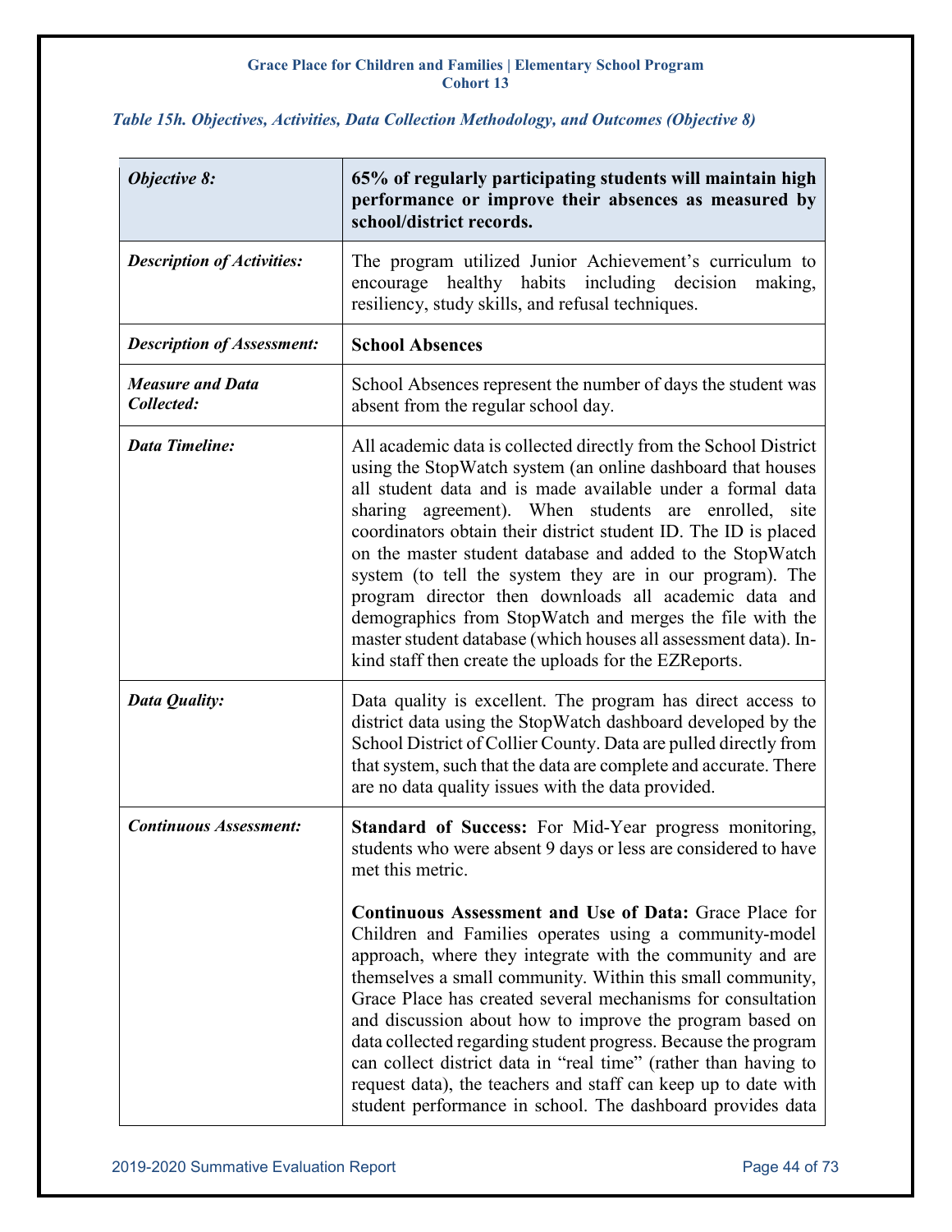*Table 15h. Objectives, Activities, Data Collection Methodology, and Outcomes (Objective 8)*

| *Objective 8:* | **65% of regularly participating students will maintain high performance or improve their absences as measured by school/district records.** |
|---|---|
| *Description of Activities:* | The program utilized Junior Achievement's curriculum to encourage healthy habits including decision making, resiliency, study skills, and refusal techniques. |
| *Description of Assessment:* | **School Absences** |
| *Measure and Data Collected:* | School Absences represent the number of days the student was absent from the regular school day. |
| *Data Timeline:* | All academic data is collected directly from the School District using the StopWatch system (an online dashboard that houses all student data and is made available under a formal data sharing agreement). When students are enrolled, site coordinators obtain their district student ID. The ID is placed on the master student database and added to the StopWatch system (to tell the system they are in our program). The program director then downloads all academic data and demographics from StopWatch and merges the file with the master student database (which houses all assessment data). In-kind staff then create the uploads for the EZReports. |
| *Data Quality:* | Data quality is excellent. The program has direct access to district data using the StopWatch dashboard developed by the School District of Collier County. Data are pulled directly from that system, such that the data are complete and accurate. There are no data quality issues with the data provided. |
| *Continuous Assessment:* | **Standard of Success:** For Mid-Year progress monitoring, students who were absent 9 days or less are considered to have met this metric.<br><br>**Continuous Assessment and Use of Data:** Grace Place for Children and Families operates using a community-model approach, where they integrate with the community and are themselves a small community. Within this small community, Grace Place has created several mechanisms for consultation and discussion about how to improve the program based on data collected regarding student progress. Because the program can collect district data in "real time" (rather than having to request data), the teachers and staff can keep up to date with student performance in school. The dashboard provides data |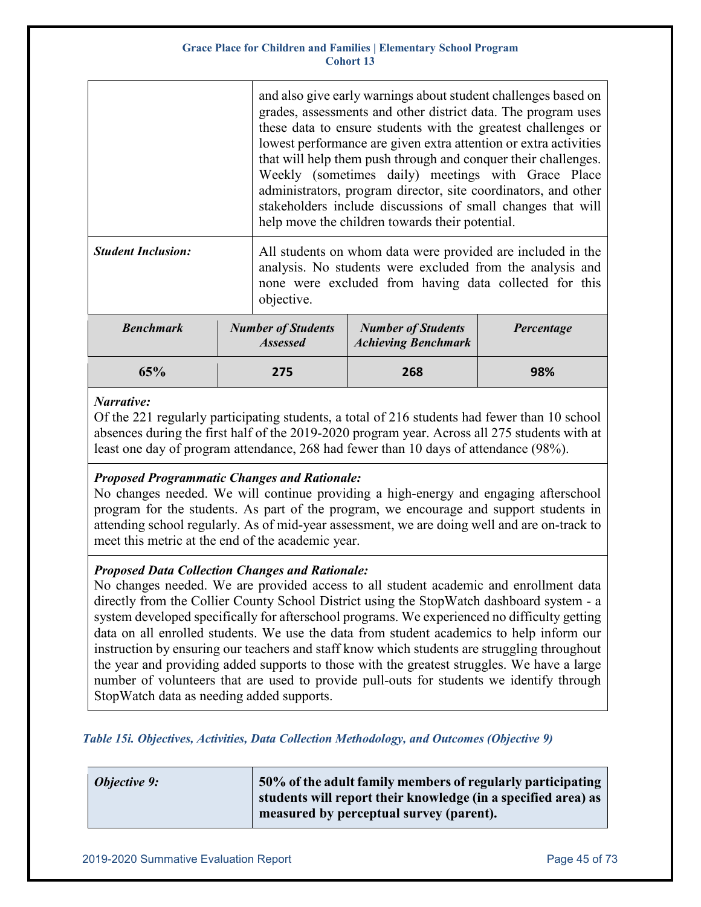| | |
|---|---|
| | and also give early warnings about student challenges based on grades, assessments and other district data. The program uses these data to ensure students with the greatest challenges or lowest performance are given extra attention or extra activities that will help them push through and conquer their challenges. Weekly (sometimes daily) meetings with Grace Place administrators, program director, site coordinators, and other stakeholders include discussions of small changes that will help move the children towards their potential. |
| ***Student Inclusion:*** | All students on whom data were provided are included in the analysis. No students were excluded from the analysis and none were excluded from having data collected for this objective. |

| *Benchmark* | *Number of Students Assessed* | *Number of Students Achieving Benchmark* | *Percentage* |
|---|---|---|---|
| **65%** | **275** | **268** | **98%** |

***Narrative:***
Of the 221 regularly participating students, a total of 216 students had fewer than 10 school absences during the first half of the 2019-2020 program year. Across all 275 students with at least one day of program attendance, 268 had fewer than 10 days of attendance (98%).

***Proposed Programmatic Changes and Rationale:***
No changes needed. We will continue providing a high-energy and engaging afterschool program for the students. As part of the program, we encourage and support students in attending school regularly. As of mid-year assessment, we are doing well and are on-track to meet this metric at the end of the academic year.

***Proposed Data Collection Changes and Rationale:***
No changes needed. We are provided access to all student academic and enrollment data directly from the Collier County School District using the StopWatch dashboard system - a system developed specifically for afterschool programs. We experienced no difficulty getting data on all enrolled students. We use the data from student academics to help inform our instruction by ensuring our teachers and staff know which students are struggling throughout the year and providing added supports to those with the greatest struggles. We have a large number of volunteers that are used to provide pull-outs for students we identify through StopWatch data as needing added supports.

*Table 15i. Objectives, Activities, Data Collection Methodology, and Outcomes (Objective 9)*

| *Objective 9:* | **50% of the adult family members of regularly participating students will report their knowledge (in a specified area) as measured by perceptual survey (parent).** |
|---|---|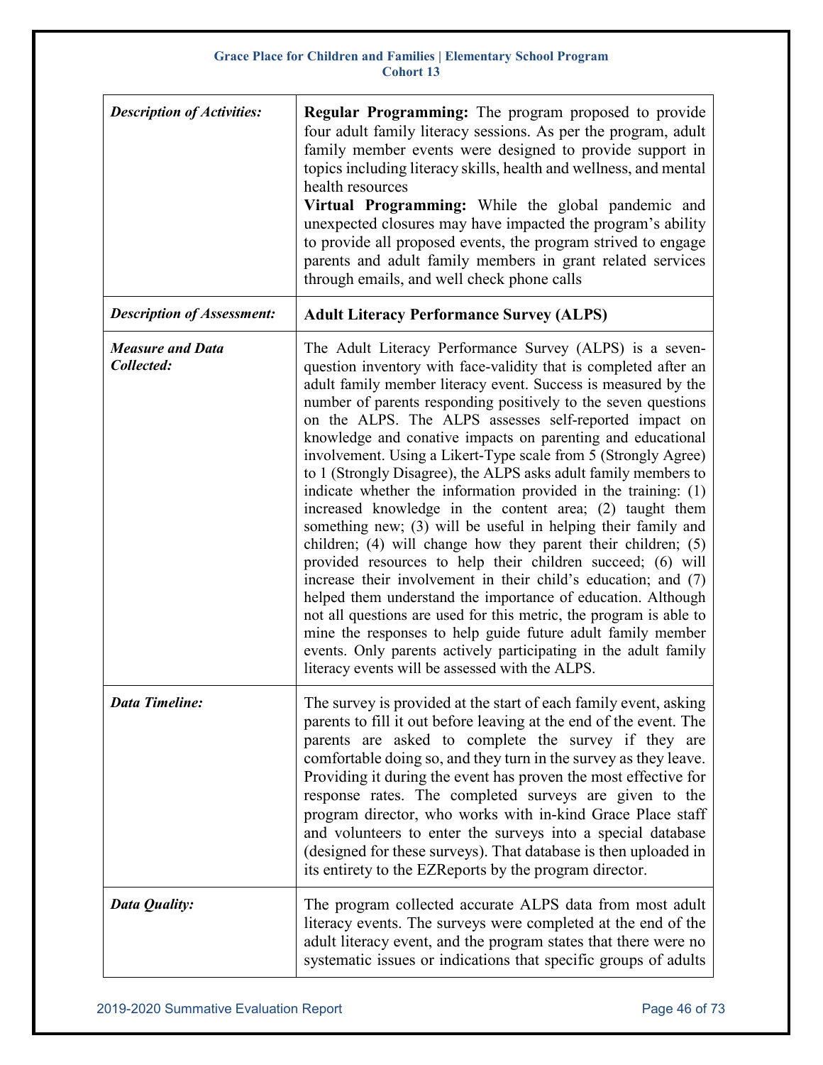| *Description of Activities:* | **Regular Programming:** The program proposed to provide four adult family literacy sessions. As per the program, adult family member events were designed to provide support in topics including literacy skills, health and wellness, and mental health resources<br>**Virtual Programming:** While the global pandemic and unexpected closures may have impacted the program's ability to provide all proposed events, the program strived to engage parents and adult family members in grant related services through emails, and well check phone calls |
|---|---|
| *Description of Assessment:* | **Adult Literacy Performance Survey (ALPS)** |
| *Measure and Data Collected:* | The Adult Literacy Performance Survey (ALPS) is a seven-question inventory with face-validity that is completed after an adult family member literacy event. Success is measured by the number of parents responding positively to the seven questions on the ALPS. The ALPS assesses self-reported impact on knowledge and conative impacts on parenting and educational involvement. Using a Likert-Type scale from 5 (Strongly Agree) to 1 (Strongly Disagree), the ALPS asks adult family members to indicate whether the information provided in the training: (1) increased knowledge in the content area; (2) taught them something new; (3) will be useful in helping their family and children; (4) will change how they parent their children; (5) provided resources to help their children succeed; (6) will increase their involvement in their child's education; and (7) helped them understand the importance of education. Although not all questions are used for this metric, the program is able to mine the responses to help guide future adult family member events. Only parents actively participating in the adult family literacy events will be assessed with the ALPS. |
| *Data Timeline:* | The survey is provided at the start of each family event, asking parents to fill it out before leaving at the end of the event. The parents are asked to complete the survey if they are comfortable doing so, and they turn in the survey as they leave. Providing it during the event has proven the most effective for response rates. The completed surveys are given to the program director, who works with in-kind Grace Place staff and volunteers to enter the surveys into a special database (designed for these surveys). That database is then uploaded in its entirety to the EZReports by the program director. |
| *Data Quality:* | The program collected accurate ALPS data from most adult literacy events. The surveys were completed at the end of the adult literacy event, and the program states that there were no systematic issues or indications that specific groups of adults |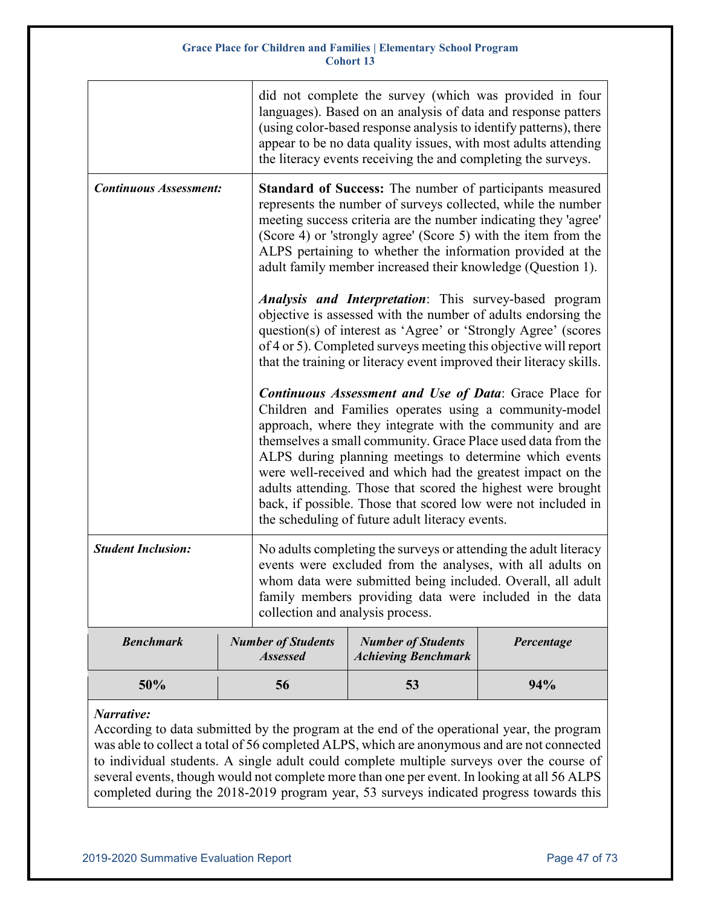| | |
|---|---|
| | did not complete the survey (which was provided in four languages). Based on an analysis of data and response patters (using color-based response analysis to identify patterns), there appear to be no data quality issues, with most adults attending the literacy events receiving the and completing the surveys. |
| ***Continuous Assessment:*** | **Standard of Success:** The number of participants measured represents the number of surveys collected, while the number meeting success criteria are the number indicating they 'agree' (Score 4) or 'strongly agree' (Score 5) with the item from the ALPS pertaining to whether the information provided at the adult family member increased their knowledge (Question 1).<br><br>***Analysis and Interpretation***: This survey-based program objective is assessed with the number of adults endorsing the question(s) of interest as 'Agree' or 'Strongly Agree' (scores of 4 or 5). Completed surveys meeting this objective will report that the training or literacy event improved their literacy skills.<br><br>***Continuous Assessment and Use of Data***: Grace Place for Children and Families operates using a community-model approach, where they integrate with the community and are themselves a small community. Grace Place used data from the ALPS during planning meetings to determine which events were well-received and which had the greatest impact on the adults attending. Those that scored the highest were brought back, if possible. Those that scored low were not included in the scheduling of future adult literacy events. |
| ***Student Inclusion:*** | No adults completing the surveys or attending the adult literacy events were excluded from the analyses, with all adults on whom data were submitted being included. Overall, all adult family members providing data were included in the data collection and analysis process. |

| ***Benchmark*** | ***Number of Students Assessed*** | ***Number of Students Achieving Benchmark*** | ***Percentage*** |
|---|---|---|---|
| **50%** | **56** | **53** | **94%** |

***Narrative:***
According to data submitted by the program at the end of the operational year, the program was able to collect a total of 56 completed ALPS, which are anonymous and are not connected to individual students. A single adult could complete multiple surveys over the course of several events, though would not complete more than one per event. In looking at all 56 ALPS completed during the 2018-2019 program year, 53 surveys indicated progress towards this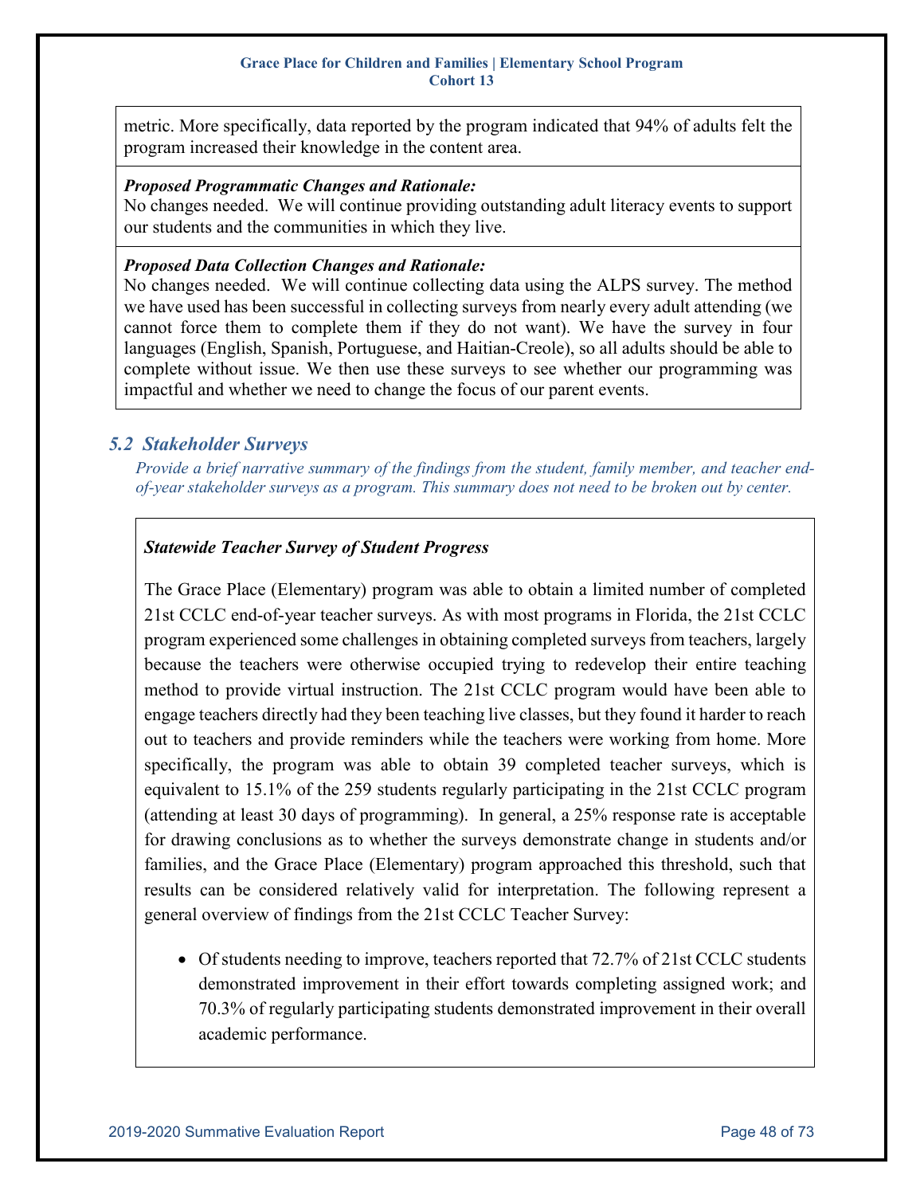metric. More specifically, data reported by the program indicated that 94% of adults felt the program increased their knowledge in the content area.

***Proposed Programmatic Changes and Rationale:***
No changes needed. We will continue providing outstanding adult literacy events to support our students and the communities in which they live.

***Proposed Data Collection Changes and Rationale:***
No changes needed. We will continue collecting data using the ALPS survey. The method we have used has been successful in collecting surveys from nearly every adult attending (we cannot force them to complete them if they do not want). We have the survey in four languages (English, Spanish, Portuguese, and Haitian-Creole), so all adults should be able to complete without issue. We then use these surveys to see whether our programming was impactful and whether we need to change the focus of our parent events.

## *5.2 Stakeholder Surveys*

*Provide a brief narrative summary of the findings from the student, family member, and teacher end-of-year stakeholder surveys as a program. This summary does not need to be broken out by center.*

***Statewide Teacher Survey of Student Progress***

The Grace Place (Elementary) program was able to obtain a limited number of completed 21st CCLC end-of-year teacher surveys. As with most programs in Florida, the 21st CCLC program experienced some challenges in obtaining completed surveys from teachers, largely because the teachers were otherwise occupied trying to redevelop their entire teaching method to provide virtual instruction. The 21st CCLC program would have been able to engage teachers directly had they been teaching live classes, but they found it harder to reach out to teachers and provide reminders while the teachers were working from home. More specifically, the program was able to obtain 39 completed teacher surveys, which is equivalent to 15.1% of the 259 students regularly participating in the 21st CCLC program (attending at least 30 days of programming). In general, a 25% response rate is acceptable for drawing conclusions as to whether the surveys demonstrate change in students and/or families, and the Grace Place (Elementary) program approached this threshold, such that results can be considered relatively valid for interpretation. The following represent a general overview of findings from the 21st CCLC Teacher Survey:

- Of students needing to improve, teachers reported that 72.7% of 21st CCLC students demonstrated improvement in their effort towards completing assigned work; and 70.3% of regularly participating students demonstrated improvement in their overall academic performance.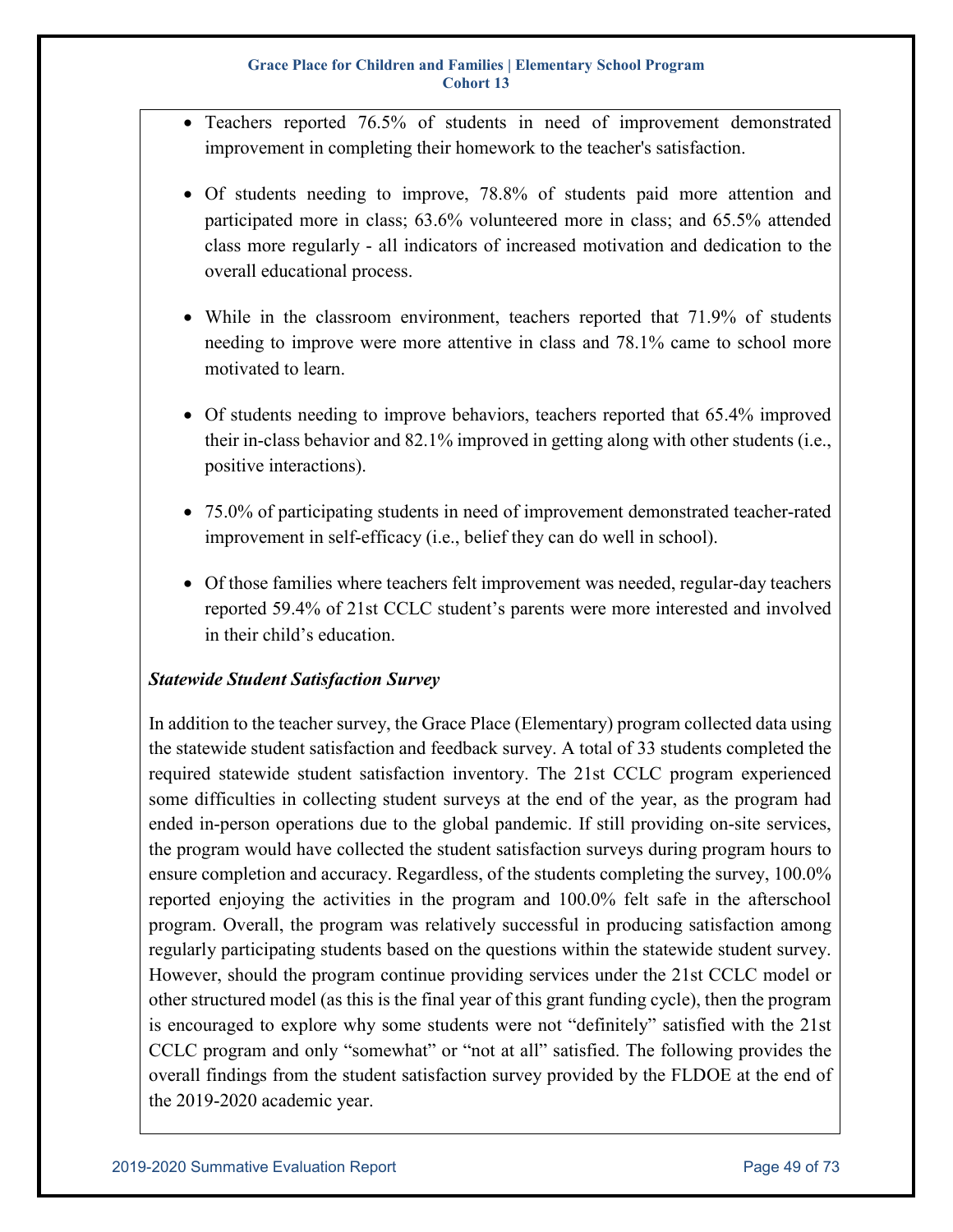- Teachers reported 76.5% of students in need of improvement demonstrated improvement in completing their homework to the teacher's satisfaction.

- Of students needing to improve, 78.8% of students paid more attention and participated more in class; 63.6% volunteered more in class; and 65.5% attended class more regularly - all indicators of increased motivation and dedication to the overall educational process.

- While in the classroom environment, teachers reported that 71.9% of students needing to improve were more attentive in class and 78.1% came to school more motivated to learn.

- Of students needing to improve behaviors, teachers reported that 65.4% improved their in-class behavior and 82.1% improved in getting along with other students (i.e., positive interactions).

- 75.0% of participating students in need of improvement demonstrated teacher-rated improvement in self-efficacy (i.e., belief they can do well in school).

- Of those families where teachers felt improvement was needed, regular-day teachers reported 59.4% of 21st CCLC student's parents were more interested and involved in their child's education.

***Statewide Student Satisfaction Survey***

In addition to the teacher survey, the Grace Place (Elementary) program collected data using the statewide student satisfaction and feedback survey. A total of 33 students completed the required statewide student satisfaction inventory. The 21st CCLC program experienced some difficulties in collecting student surveys at the end of the year, as the program had ended in-person operations due to the global pandemic. If still providing on-site services, the program would have collected the student satisfaction surveys during program hours to ensure completion and accuracy. Regardless, of the students completing the survey, 100.0% reported enjoying the activities in the program and 100.0% felt safe in the afterschool program. Overall, the program was relatively successful in producing satisfaction among regularly participating students based on the questions within the statewide student survey. However, should the program continue providing services under the 21st CCLC model or other structured model (as this is the final year of this grant funding cycle), then the program is encouraged to explore why some students were not "definitely" satisfied with the 21st CCLC program and only "somewhat" or "not at all" satisfied. The following provides the overall findings from the student satisfaction survey provided by the FLDOE at the end of the 2019-2020 academic year.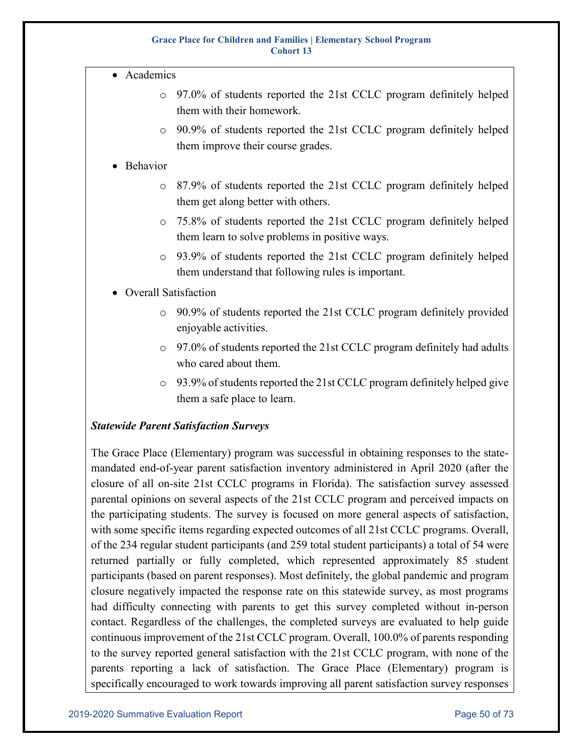- Academics
  - 97.0% of students reported the 21st CCLC program definitely helped them with their homework.
  - 90.9% of students reported the 21st CCLC program definitely helped them improve their course grades.
- Behavior
  - 87.9% of students reported the 21st CCLC program definitely helped them get along better with others.
  - 75.8% of students reported the 21st CCLC program definitely helped them learn to solve problems in positive ways.
  - 93.9% of students reported the 21st CCLC program definitely helped them understand that following rules is important.
- Overall Satisfaction
  - 90.9% of students reported the 21st CCLC program definitely provided enjoyable activities.
  - 97.0% of students reported the 21st CCLC program definitely had adults who cared about them.
  - 93.9% of students reported the 21st CCLC program definitely helped give them a safe place to learn.

***Statewide Parent Satisfaction Surveys***

The Grace Place (Elementary) program was successful in obtaining responses to the state-mandated end-of-year parent satisfaction inventory administered in April 2020 (after the closure of all on-site 21st CCLC programs in Florida). The satisfaction survey assessed parental opinions on several aspects of the 21st CCLC program and perceived impacts on the participating students. The survey is focused on more general aspects of satisfaction, with some specific items regarding expected outcomes of all 21st CCLC programs. Overall, of the 234 regular student participants (and 259 total student participants) a total of 54 were returned partially or fully completed, which represented approximately 85 student participants (based on parent responses). Most definitely, the global pandemic and program closure negatively impacted the response rate on this statewide survey, as most programs had difficulty connecting with parents to get this survey completed without in-person contact. Regardless of the challenges, the completed surveys are evaluated to help guide continuous improvement of the 21st CCLC program. Overall, 100.0% of parents responding to the survey reported general satisfaction with the 21st CCLC program, with none of the parents reporting a lack of satisfaction. The Grace Place (Elementary) program is specifically encouraged to work towards improving all parent satisfaction survey responses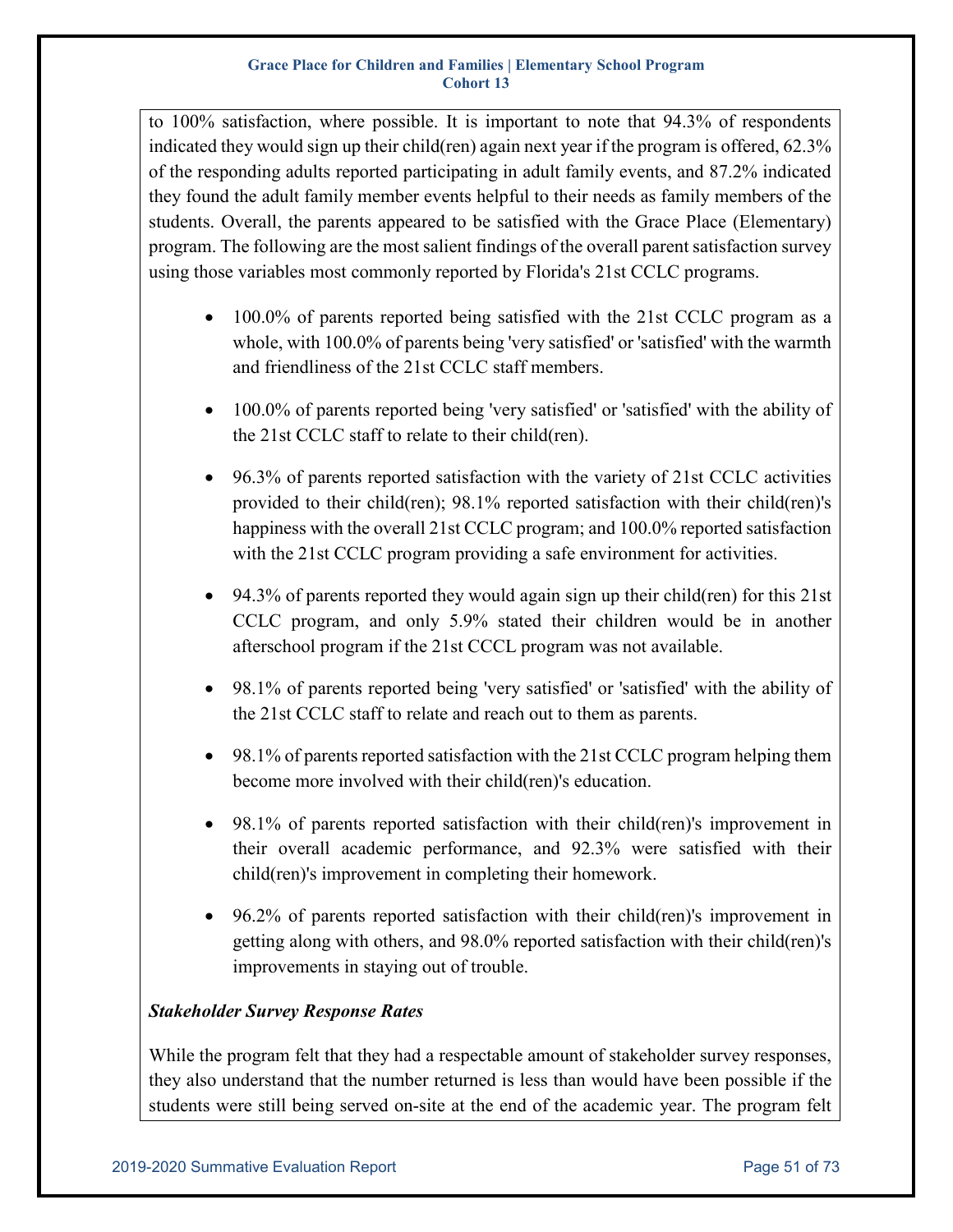to 100% satisfaction, where possible. It is important to note that 94.3% of respondents indicated they would sign up their child(ren) again next year if the program is offered, 62.3% of the responding adults reported participating in adult family events, and 87.2% indicated they found the adult family member events helpful to their needs as family members of the students. Overall, the parents appeared to be satisfied with the Grace Place (Elementary) program. The following are the most salient findings of the overall parent satisfaction survey using those variables most commonly reported by Florida's 21st CCLC programs.

- 100.0% of parents reported being satisfied with the 21st CCLC program as a whole, with 100.0% of parents being 'very satisfied' or 'satisfied' with the warmth and friendliness of the 21st CCLC staff members.
- 100.0% of parents reported being 'very satisfied' or 'satisfied' with the ability of the 21st CCLC staff to relate to their child(ren).
- 96.3% of parents reported satisfaction with the variety of 21st CCLC activities provided to their child(ren); 98.1% reported satisfaction with their child(ren)'s happiness with the overall 21st CCLC program; and 100.0% reported satisfaction with the 21st CCLC program providing a safe environment for activities.
- 94.3% of parents reported they would again sign up their child(ren) for this 21st CCLC program, and only 5.9% stated their children would be in another afterschool program if the 21st CCCL program was not available.
- 98.1% of parents reported being 'very satisfied' or 'satisfied' with the ability of the 21st CCLC staff to relate and reach out to them as parents.
- 98.1% of parents reported satisfaction with the 21st CCLC program helping them become more involved with their child(ren)'s education.
- 98.1% of parents reported satisfaction with their child(ren)'s improvement in their overall academic performance, and 92.3% were satisfied with their child(ren)'s improvement in completing their homework.
- 96.2% of parents reported satisfaction with their child(ren)'s improvement in getting along with others, and 98.0% reported satisfaction with their child(ren)'s improvements in staying out of trouble.

***Stakeholder Survey Response Rates***

While the program felt that they had a respectable amount of stakeholder survey responses, they also understand that the number returned is less than would have been possible if the students were still being served on-site at the end of the academic year. The program felt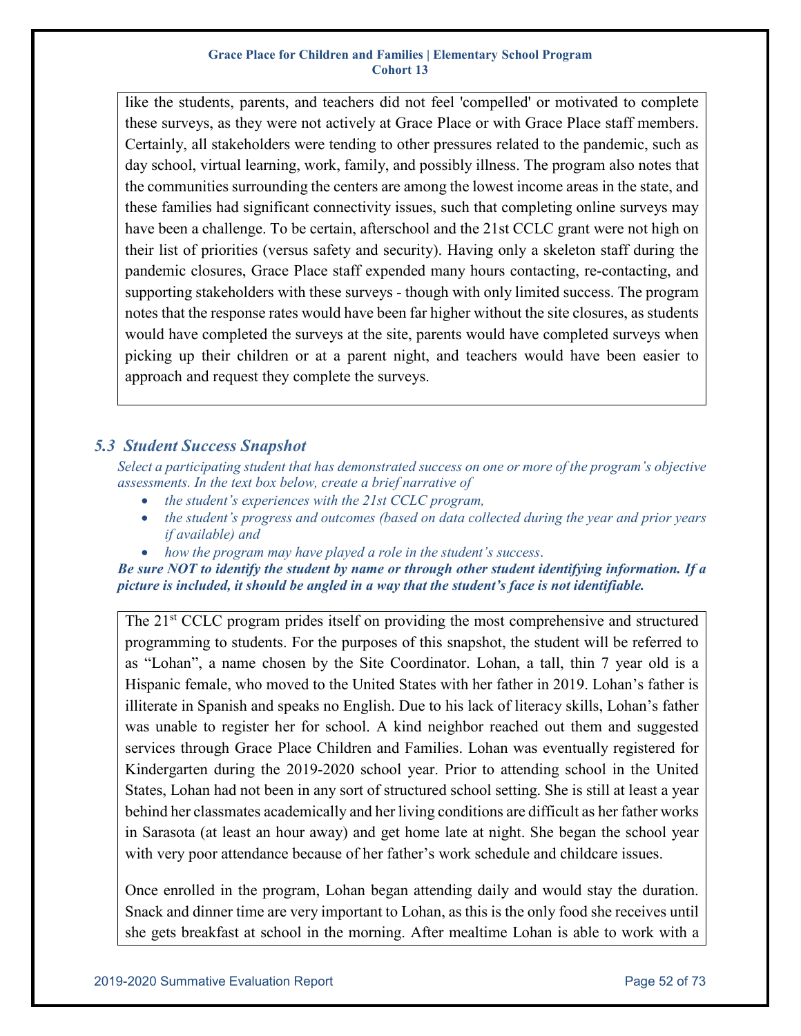like the students, parents, and teachers did not feel 'compelled' or motivated to complete these surveys, as they were not actively at Grace Place or with Grace Place staff members. Certainly, all stakeholders were tending to other pressures related to the pandemic, such as day school, virtual learning, work, family, and possibly illness. The program also notes that the communities surrounding the centers are among the lowest income areas in the state, and these families had significant connectivity issues, such that completing online surveys may have been a challenge. To be certain, afterschool and the 21st CCLC grant were not high on their list of priorities (versus safety and security). Having only a skeleton staff during the pandemic closures, Grace Place staff expended many hours contacting, re-contacting, and supporting stakeholders with these surveys - though with only limited success. The program notes that the response rates would have been far higher without the site closures, as students would have completed the surveys at the site, parents would have completed surveys when picking up their children or at a parent night, and teachers would have been easier to approach and request they complete the surveys.

## *5.3 Student Success Snapshot*

*Select a participating student that has demonstrated success on one or more of the program's objective assessments. In the text box below, create a brief narrative of*

- *the student's experiences with the 21st CCLC program,*
- *the student's progress and outcomes (based on data collected during the year and prior years if available) and*
- *how the program may have played a role in the student's success.*

***Be sure NOT to identify the student by name or through other student identifying information. If a picture is included, it should be angled in a way that the student's face is not identifiable.***

The 21st CCLC program prides itself on providing the most comprehensive and structured programming to students. For the purposes of this snapshot, the student will be referred to as "Lohan", a name chosen by the Site Coordinator. Lohan, a tall, thin 7 year old is a Hispanic female, who moved to the United States with her father in 2019. Lohan's father is illiterate in Spanish and speaks no English. Due to his lack of literacy skills, Lohan's father was unable to register her for school. A kind neighbor reached out them and suggested services through Grace Place Children and Families. Lohan was eventually registered for Kindergarten during the 2019-2020 school year. Prior to attending school in the United States, Lohan had not been in any sort of structured school setting. She is still at least a year behind her classmates academically and her living conditions are difficult as her father works in Sarasota (at least an hour away) and get home late at night. She began the school year with very poor attendance because of her father's work schedule and childcare issues.

Once enrolled in the program, Lohan began attending daily and would stay the duration. Snack and dinner time are very important to Lohan, as this is the only food she receives until she gets breakfast at school in the morning. After mealtime Lohan is able to work with a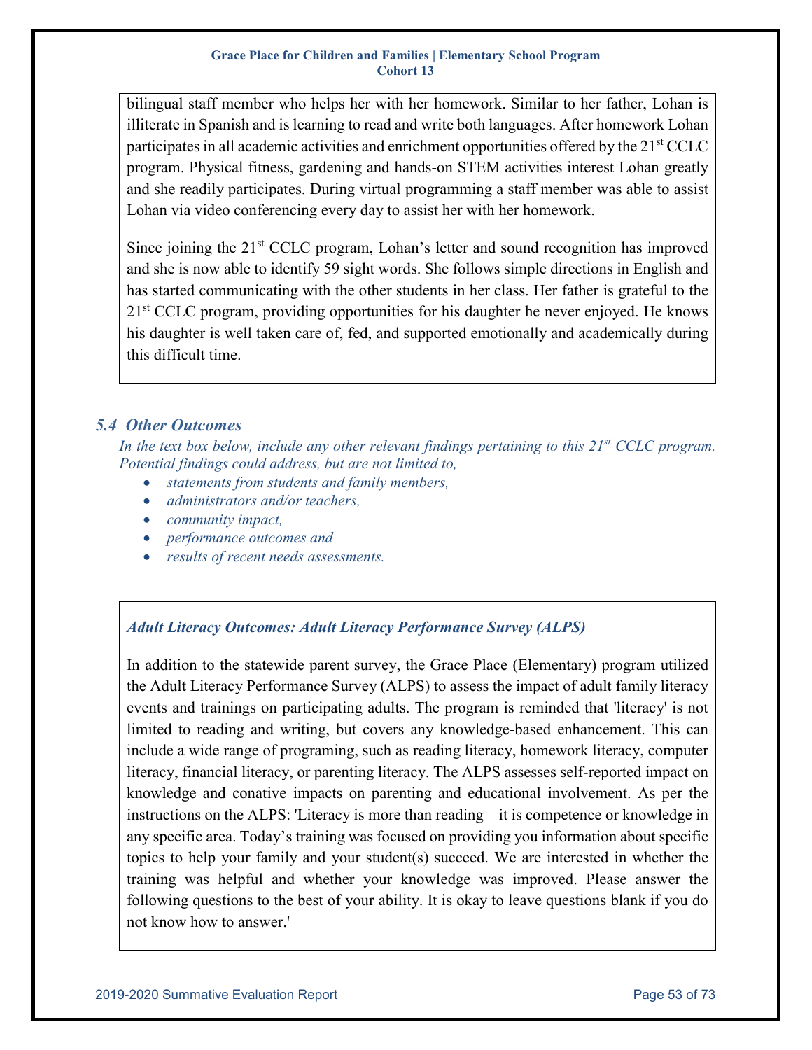bilingual staff member who helps her with her homework. Similar to her father, Lohan is illiterate in Spanish and is learning to read and write both languages. After homework Lohan participates in all academic activities and enrichment opportunities offered by the 21st CCLC program. Physical fitness, gardening and hands-on STEM activities interest Lohan greatly and she readily participates. During virtual programming a staff member was able to assist Lohan via video conferencing every day to assist her with her homework.

Since joining the 21st CCLC program, Lohan's letter and sound recognition has improved and she is now able to identify 59 sight words. She follows simple directions in English and has started communicating with the other students in her class. Her father is grateful to the 21st CCLC program, providing opportunities for his daughter he never enjoyed. He knows his daughter is well taken care of, fed, and supported emotionally and academically during this difficult time.

### *5.4 Other Outcomes*

*In the text box below, include any other relevant findings pertaining to this 21st CCLC program. Potential findings could address, but are not limited to,*

- *statements from students and family members,*
- *administrators and/or teachers,*
- *community impact,*
- *performance outcomes and*
- *results of recent needs assessments.*

***Adult Literacy Outcomes: Adult Literacy Performance Survey (ALPS)***

In addition to the statewide parent survey, the Grace Place (Elementary) program utilized the Adult Literacy Performance Survey (ALPS) to assess the impact of adult family literacy events and trainings on participating adults. The program is reminded that 'literacy' is not limited to reading and writing, but covers any knowledge-based enhancement. This can include a wide range of programing, such as reading literacy, homework literacy, computer literacy, financial literacy, or parenting literacy. The ALPS assesses self-reported impact on knowledge and conative impacts on parenting and educational involvement. As per the instructions on the ALPS: 'Literacy is more than reading – it is competence or knowledge in any specific area. Today's training was focused on providing you information about specific topics to help your family and your student(s) succeed. We are interested in whether the training was helpful and whether your knowledge was improved. Please answer the following questions to the best of your ability. It is okay to leave questions blank if you do not know how to answer.'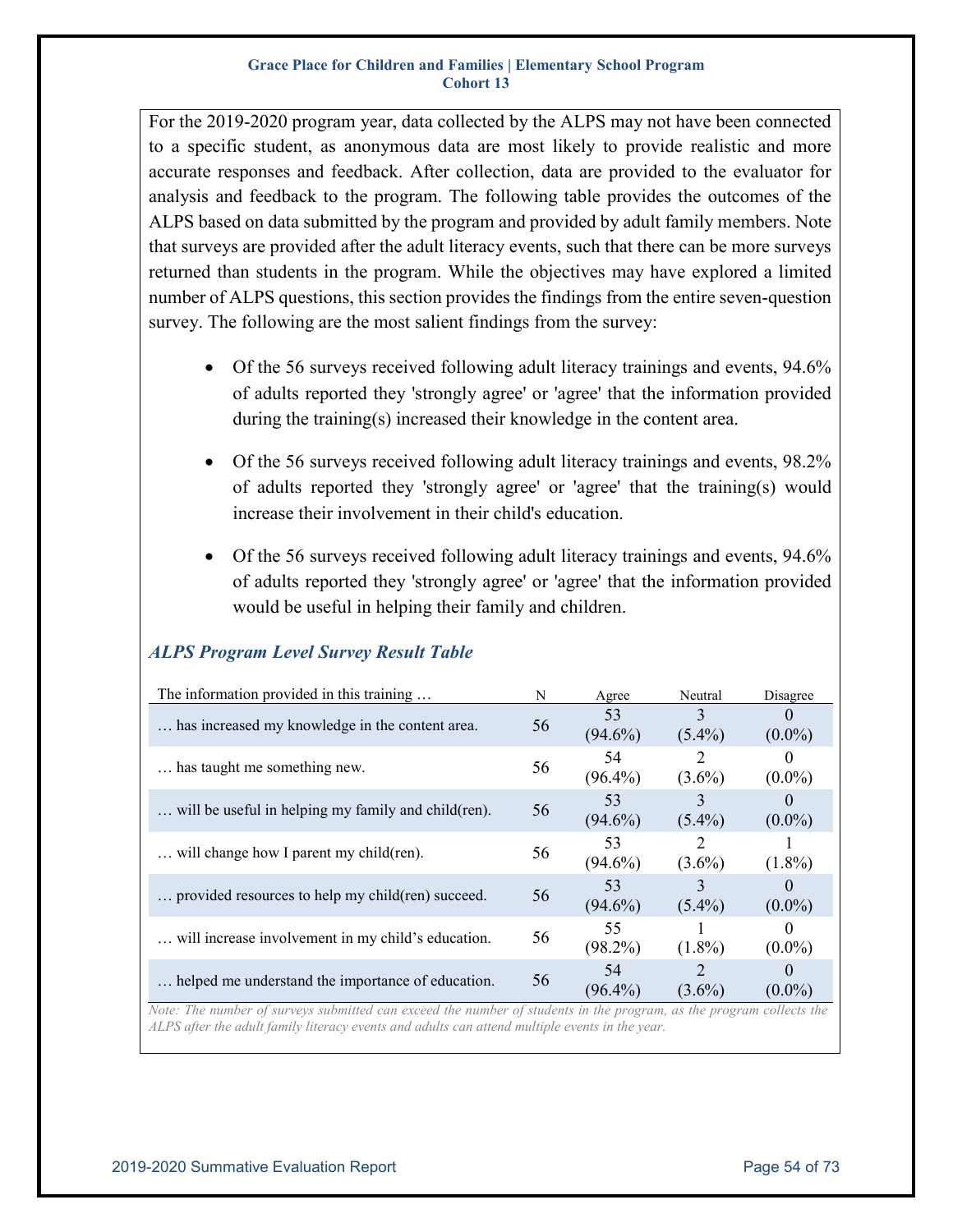For the 2019-2020 program year, data collected by the ALPS may not have been connected to a specific student, as anonymous data are most likely to provide realistic and more accurate responses and feedback. After collection, data are provided to the evaluator for analysis and feedback to the program. The following table provides the outcomes of the ALPS based on data submitted by the program and provided by adult family members. Note that surveys are provided after the adult literacy events, such that there can be more surveys returned than students in the program. While the objectives may have explored a limited number of ALPS questions, this section provides the findings from the entire seven-question survey. The following are the most salient findings from the survey:

- Of the 56 surveys received following adult literacy trainings and events, 94.6% of adults reported they 'strongly agree' or 'agree' that the information provided during the training(s) increased their knowledge in the content area.
- Of the 56 surveys received following adult literacy trainings and events, 98.2% of adults reported they 'strongly' or 'agree' that the training(s) would increase their involvement in their child's education.
- Of the 56 surveys received following adult literacy trainings and events, 94.6% of adults reported they 'strongly agree' or 'agree' that the information provided would be useful in helping their family and children.

### *ALPS Program Level Survey Result Table*

| The information provided in this training … | N | Agree | Neutral | Disagree |
|---|---|---|---|---|
| … has increased my knowledge in the content area. | 56 | 53 (94.6%) | 3 (5.4%) | 0 (0.0%) |
| … has taught me something new. | 56 | 54 (96.4%) | 2 (3.6%) | 0 (0.0%) |
| … will be useful in helping my family and child(ren). | 56 | 53 (94.6%) | 3 (5.4%) | 0 (0.0%) |
| … will change how I parent my child(ren). | 56 | 53 (94.6%) | 2 (3.6%) | 1 (1.8%) |
| … provided resources to help my child(ren) succeed. | 56 | 53 (94.6%) | 3 (5.4%) | 0 (0.0%) |
| … will increase involvement in my child's education. | 56 | 55 (98.2%) | 1 (1.8%) | 0 (0.0%) |
| … helped me understand the importance of education. | 56 | 54 (96.4%) | 2 (3.6%) | 0 (0.0%) |

*Note: The number of surveys submitted can exceed the number of students in the program, as the program collects the ALPS after the adult family literacy events and adults can attend multiple events in the year.*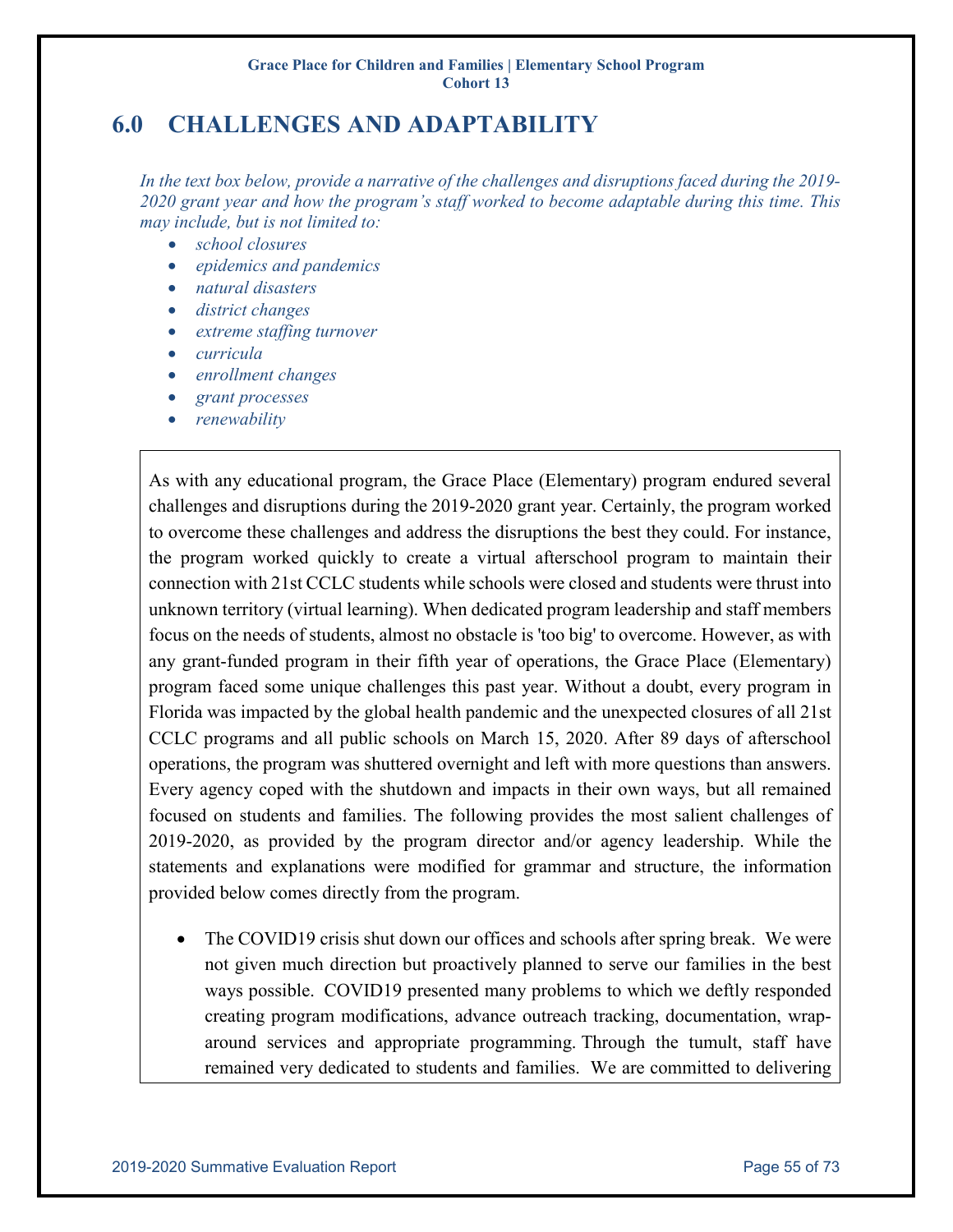# 6.0 CHALLENGES AND ADAPTABILITY

*In the text box below, provide a narrative of the challenges and disruptions faced during the 2019-2020 grant year and how the program's staff worked to become adaptable during this time. This may include, but is not limited to:*

- *school closures*
- *epidemics and pandemics*
- *natural disasters*
- *district changes*
- *extreme staffing turnover*
- *curricula*
- *enrollment changes*
- *grant processes*
- *renewability*

As with any educational program, the Grace Place (Elementary) program endured several challenges and disruptions during the 2019-2020 grant year. Certainly, the program worked to overcome these challenges and address the disruptions the best they could. For instance, the program worked quickly to create a virtual afterschool program to maintain their connection with 21st CCLC students while schools were closed and students were thrust into unknown territory (virtual learning). When dedicated program leadership and staff members focus on the needs of students, almost no obstacle is 'too big' to overcome. However, as with any grant-funded program in their fifth year of operations, the Grace Place (Elementary) program faced some unique challenges this past year. Without a doubt, every program in Florida was impacted by the global health pandemic and the unexpected closures of all 21st CCLC programs and all public schools on March 15, 2020. After 89 days of afterschool operations, the program was shuttered overnight and left with more questions than answers. Every agency coped with the shutdown and impacts in their own ways, but all remained focused on students and families. The following provides the most salient challenges of 2019-2020, as provided by the program director and/or agency leadership. While the statements and explanations were modified for grammar and structure, the information provided below comes directly from the program.

- The COVID19 crisis shut down our offices and schools after spring break. We were not given much direction but proactively planned to serve our families in the best ways possible. COVID19 presented many problems to which we deftly responded creating program modifications, advance outreach tracking, documentation, wrap-around services and appropriate programming. Through the tumult, staff have remained very dedicated to students and families. We are committed to delivering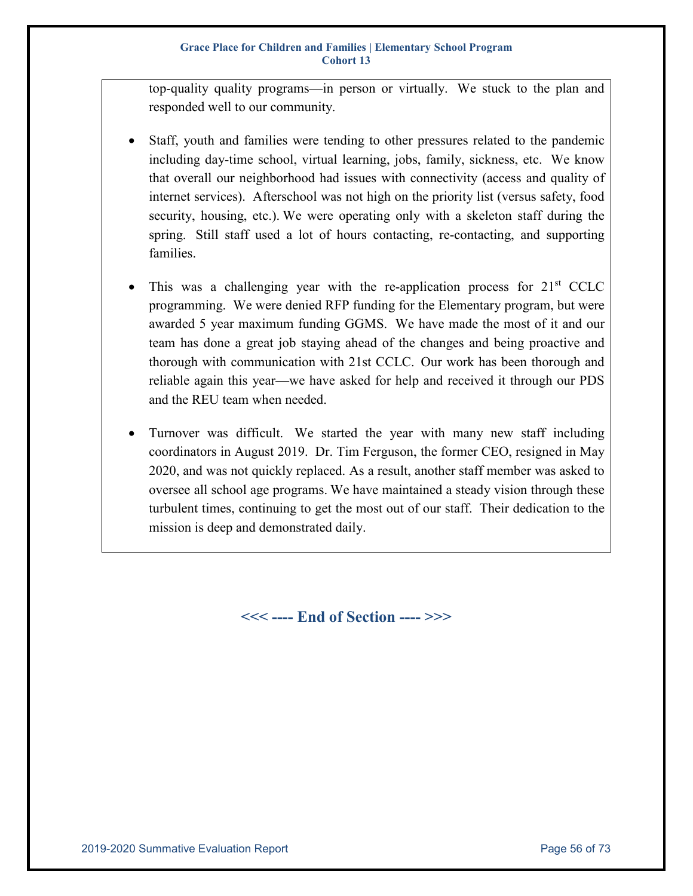top-quality quality programs—in person or virtually. We stuck to the plan and responded well to our community.

- Staff, youth and families were tending to other pressures related to the pandemic including day-time school, virtual learning, jobs, family, sickness, etc. We know that overall our neighborhood had issues with connectivity (access and quality of internet services). Afterschool was not high on the priority list (versus safety, food security, housing, etc.). We were operating only with a skeleton staff during the spring. Still staff used a lot of hours contacting, re-contacting, and supporting families.

- This was a challenging year with the re-application process for 21st CCLC programming. We were denied RFP funding for the Elementary program, but were awarded 5 year maximum funding GGMS. We have made the most of it and our team has done a great job staying ahead of the changes and being proactive and thorough with communication with 21st CCLC. Our work has been thorough and reliable again this year—we have asked for help and received it through our PDS and the REU team when needed.

- Turnover was difficult. We started the year with many new staff including coordinators in August 2019. Dr. Tim Ferguson, the former CEO, resigned in May 2020, and was not quickly replaced. As a result, another staff member was asked to oversee all school age programs. We have maintained a steady vision through these turbulent times, continuing to get the most out of our staff. Their dedication to the mission is deep and demonstrated daily.

**<<< ---- End of Section ---- >>>**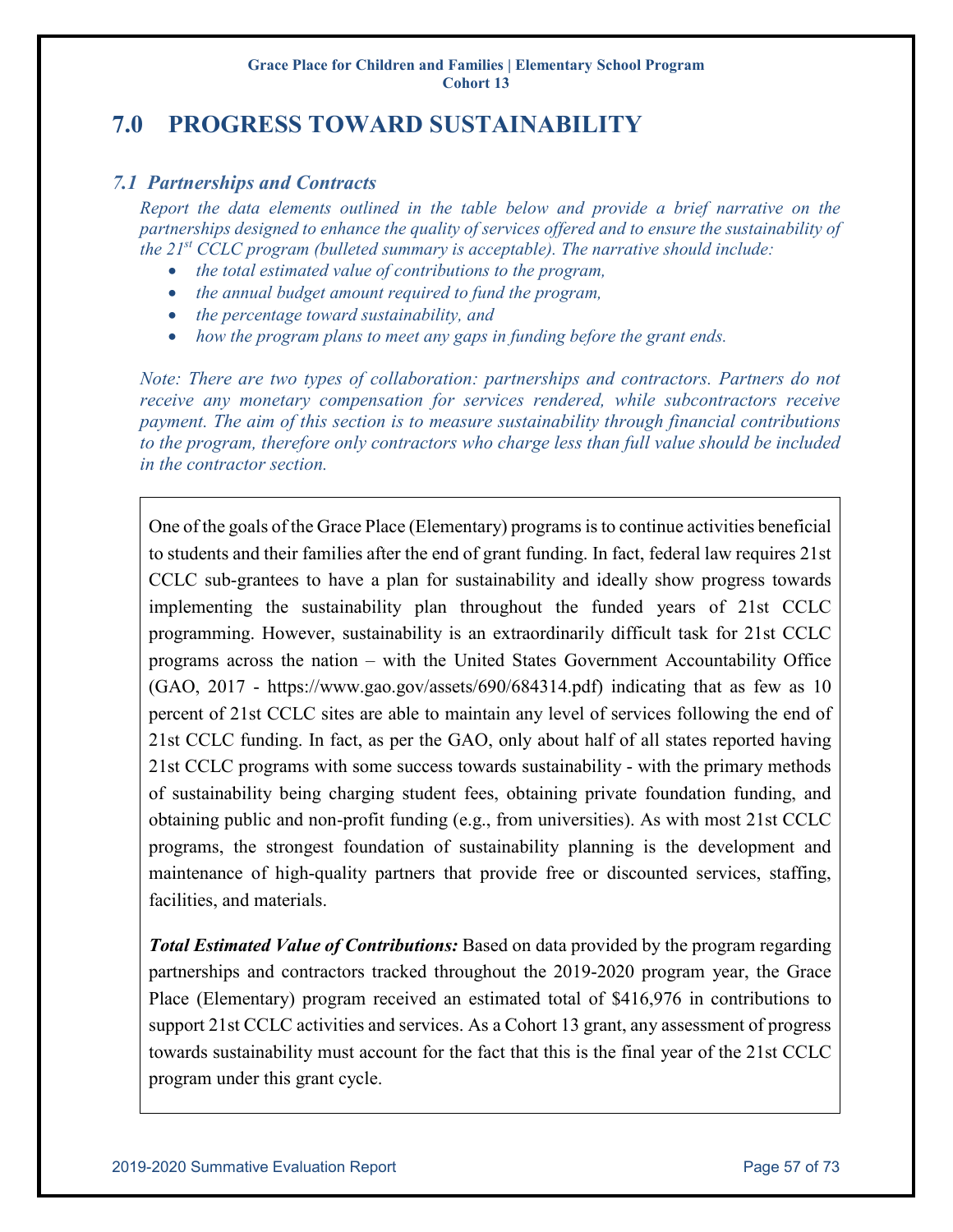# 7.0 PROGRESS TOWARD SUSTAINABILITY

## 7.1 Partnerships and Contracts

*Report the data elements outlined in the table below and provide a brief narrative on the partnerships designed to enhance the quality of services offered and to ensure the sustainability of the 21st CCLC program (bulleted summary is acceptable). The narrative should include:*

- *the total estimated value of contributions to the program,*
- *the annual budget amount required to fund the program,*
- *the percentage toward sustainability, and*
- *how the program plans to meet any gaps in funding before the grant ends.*

*Note: There are two types of collaboration: partnerships and contractors. Partners do not receive any monetary compensation for services rendered, while subcontractors receive payment. The aim of this section is to measure sustainability through financial contributions to the program, therefore only contractors who charge less than full value should be included in the contractor section.*

One of the goals of the Grace Place (Elementary) programs is to continue activities beneficial to students and their families after the end of grant funding. In fact, federal law requires 21st CCLC sub-grantees to have a plan for sustainability and ideally show progress towards implementing the sustainability plan throughout the funded years of 21st CCLC programming. However, sustainability is an extraordinarily difficult task for 21st CCLC programs across the nation – with the United States Government Accountability Office (GAO, 2017 - https://www.gao.gov/assets/690/684314.pdf) indicating that as few as 10 percent of 21st CCLC sites are able to maintain any level of services following the end of 21st CCLC funding. In fact, as per the GAO, only about half of all states reported having 21st CCLC programs with some success towards sustainability - with the primary methods of sustainability being charging student fees, obtaining private foundation funding, and obtaining public and non-profit funding (e.g., from universities). As with most 21st CCLC programs, the strongest foundation of sustainability planning is the development and maintenance of high-quality partners that provide free or discounted services, staffing, facilities, and materials.

***Total Estimated Value of Contributions:*** Based on data provided by the program regarding partnerships and contractors tracked throughout the 2019-2020 program year, the Grace Place (Elementary) program received an estimated total of $416,976 in contributions to support 21st CCLC activities and services. As a Cohort 13 grant, any assessment of progress towards sustainability must account for the fact that this is the final year of the 21st CCLC program under this grant cycle.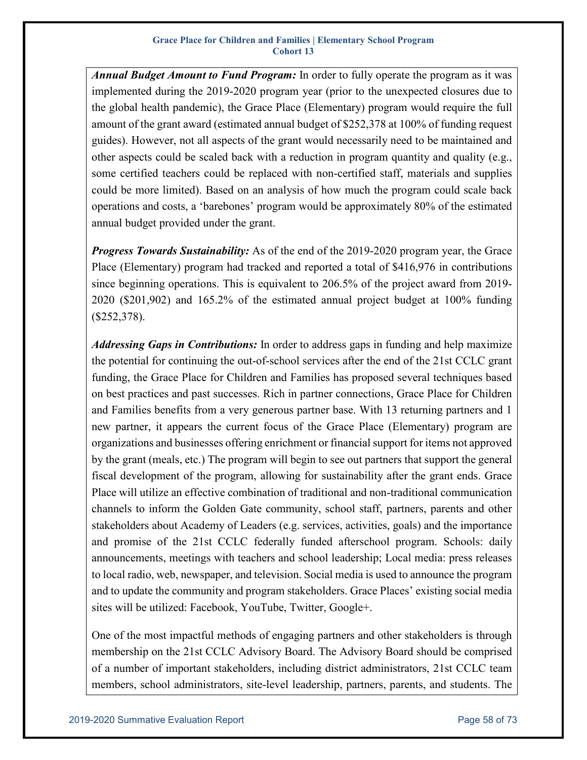***Annual Budget Amount to Fund Program:*** In order to fully operate the program as it was implemented during the 2019-2020 program year (prior to the unexpected closures due to the global health pandemic), the Grace Place (Elementary) program would require the full amount of the grant award (estimated annual budget of $252,378 at 100% of funding request guides). However, not all aspects of the grant would necessarily need to be maintained and other aspects could be scaled back with a reduction in program quantity and quality (e.g., some certified teachers could be replaced with non-certified staff, materials and supplies could be more limited). Based on an analysis of how much the program could scale back operations and costs, a 'barebones' program would be approximately 80% of the estimated annual budget provided under the grant.

***Progress Towards Sustainability:*** As of the end of the 2019-2020 program year, the Grace Place (Elementary) program had tracked and reported a total of $416,976 in contributions since beginning operations. This is equivalent to 206.5% of the project award from 2019-2020 ($201,902) and 165.2% of the estimated annual project budget at 100% funding ($252,378).

***Addressing Gaps in Contributions:*** In order to address gaps in funding and help maximize the potential for continuing the out-of-school services after the end of the 21st CCLC grant funding, the Grace Place for Children and Families has proposed several techniques based on best practices and past successes. Rich in partner connections, Grace Place for Children and Families benefits from a very generous partner base. With 13 returning partners and 1 new partner, it appears the current focus of the Grace Place (Elementary) program are organizations and businesses offering enrichment or financial support for items not approved by the grant (meals, etc.) The program will begin to see out partners that support the general fiscal development of the program, allowing for sustainability after the grant ends. Grace Place will utilize an effective combination of traditional and non-traditional communication channels to inform the Golden Gate community, school staff, partners, parents and other stakeholders about Academy of Leaders (e.g. services, activities, goals) and the importance and promise of the 21st CCLC federally funded afterschool program. Schools: daily announcements, meetings with teachers and school leadership; Local media: press releases to local radio, web, newspaper, and television. Social media is used to announce the program and to update the community and program stakeholders. Grace Places' existing social media sites will be utilized: Facebook, YouTube, Twitter, Google+.

One of the most impactful methods of engaging partners and other stakeholders is through membership on the 21st CCLC Advisory Board. The Advisory Board should be comprised of a number of important stakeholders, including district administrators, 21st CCLC team members, school administrators, site-level leadership, partners, parents, and students. The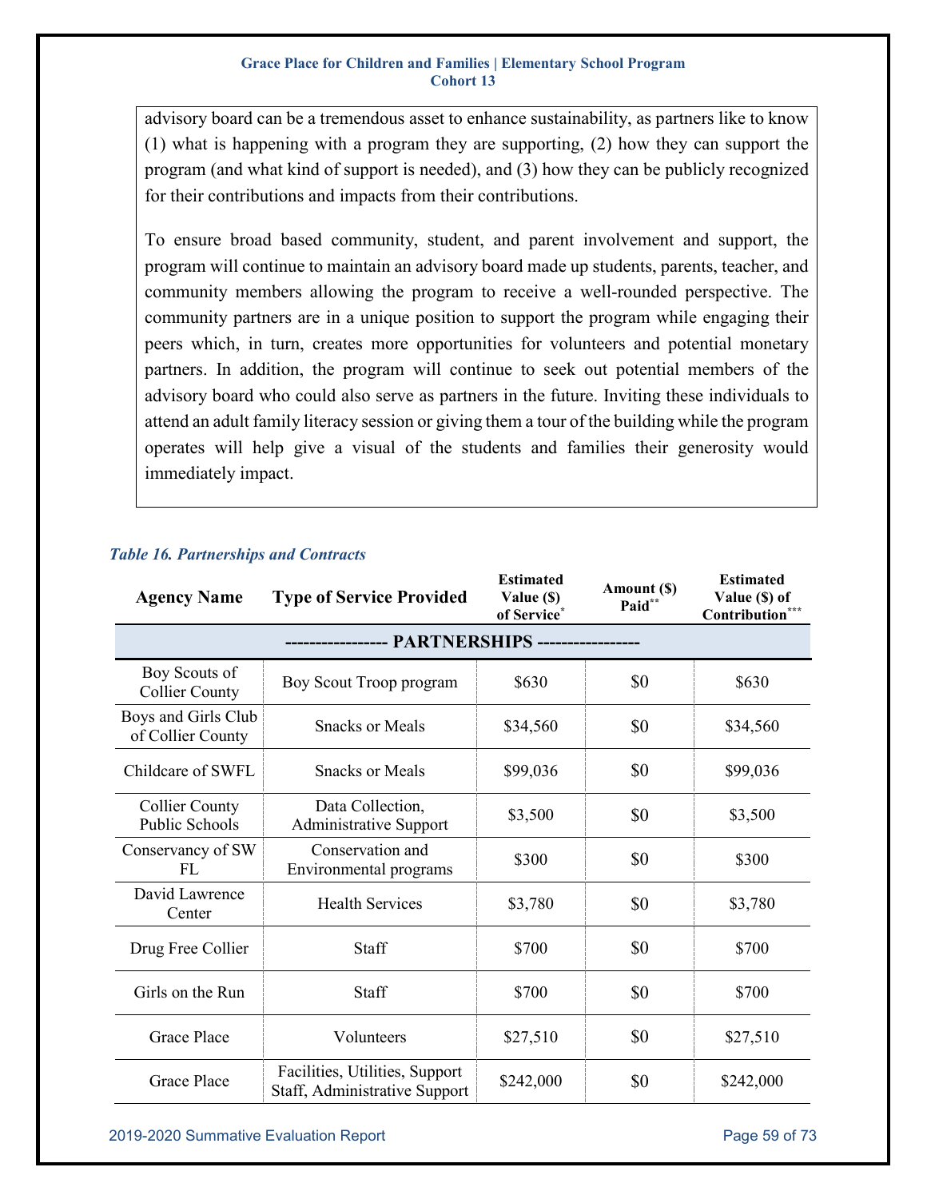advisory board can be a tremendous asset to enhance sustainability, as partners like to know (1) what is happening with a program they are supporting, (2) how they can support the program (and what kind of support is needed), and (3) how they can be publicly recognized for their contributions and impacts from their contributions.

To ensure broad based community, student, and parent involvement and support, the program will continue to maintain an advisory board made up students, parents, teacher, and community members allowing the program to receive a well-rounded perspective. The community partners are in a unique position to support the program while engaging their peers which, in turn, creates more opportunities for volunteers and potential monetary partners. In addition, the program will continue to seek out potential members of the advisory board who could also serve as partners in the future. Inviting these individuals to attend an adult family literacy session or giving them a tour of the building while the program operates will help give a visual of the students and families their generosity would immediately impact.

***Table 16. Partnerships and Contracts***

| Agency Name | Type of Service Provided | Estimated Value ($) of Service* | Amount ($) Paid** | Estimated Value ($) of Contribution*** |
|---|---|---|---|---|
| **---------------- PARTNERSHIPS ----------------** | | | | |
| Boy Scouts of Collier County | Boy Scout Troop program | $630 | $0 | $630 |
| Boys and Girls Club of Collier County | Snacks or Meals | $34,560 | $0 | $34,560 |
| Childcare of SWFL | Snacks or Meals | $99,036 | $0 | $99,036 |
| Collier County Public Schools | Data Collection, Administrative Support | $3,500 | $0 | $3,500 |
| Conservancy of SW FL | Conservation and Environmental programs | $300 | $0 | $300 |
| David Lawrence Center | Health Services | $3,780 | $0 | $3,780 |
| Drug Free Collier | Staff | $700 | $0 | $700 |
| Girls on the Run | Staff | $700 | $0 | $700 |
| Grace Place | Volunteers | $27,510 | $0 | $27,510 |
| Grace Place | Facilities, Utilities, Support Staff, Administrative Support | $242,000 | $0 | $242,000 |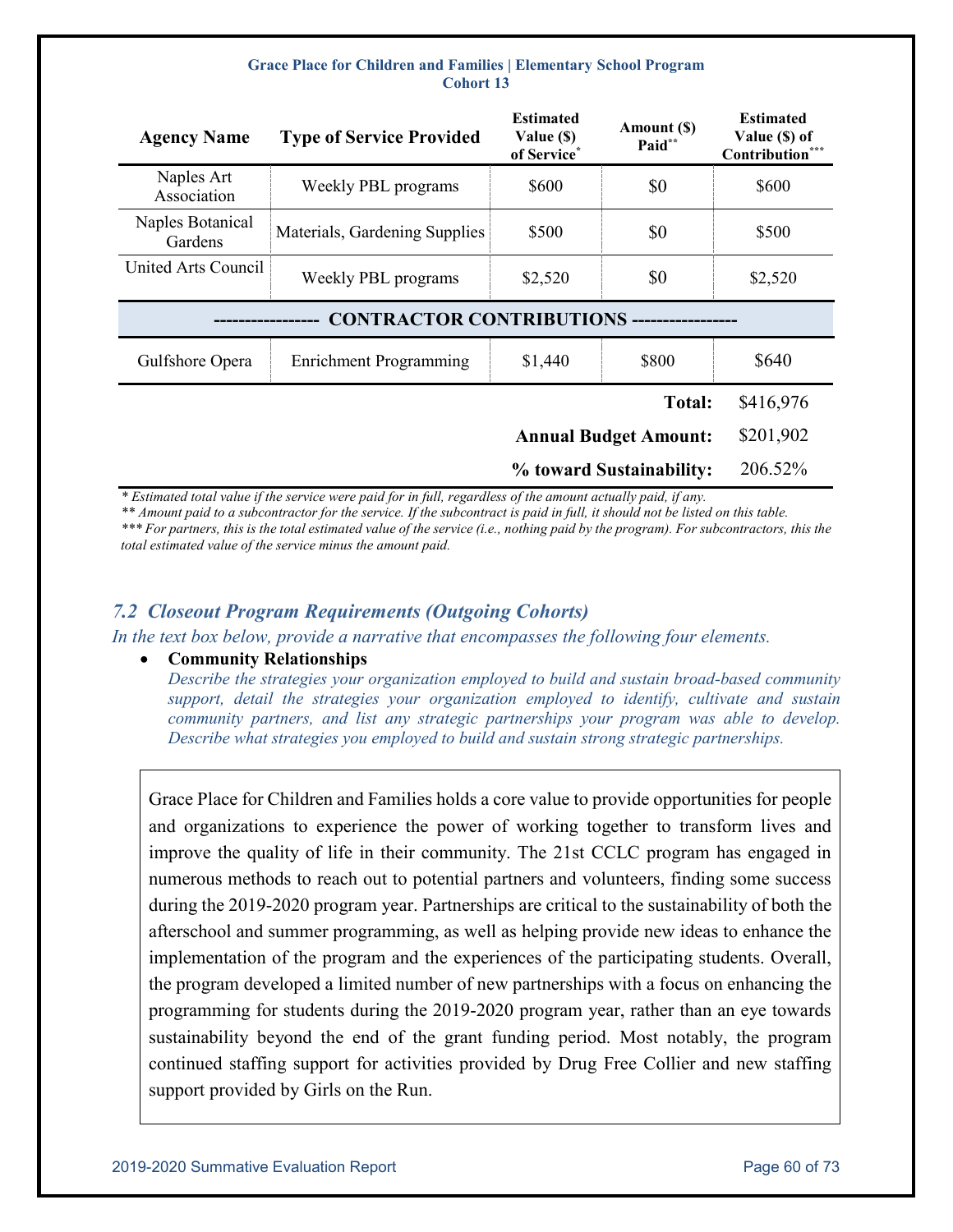**Grace Place for Children and Families | Elementary School Program**
**Cohort 13**

| Agency Name | Type of Service Provided | Estimated Value ($) of Service* | Amount ($) Paid** | Estimated Value ($) of Contribution*** |
|---|---|---|---|---|
| Naples Art Association | Weekly PBL programs | $600 | $0 | $600 |
| Naples Botanical Gardens | Materials, Gardening Supplies | $500 | $0 | $500 |
| United Arts Council | Weekly PBL programs | $2,520 | $0 | $2,520 |
| ---------------- CONTRACTOR CONTRIBUTIONS ---------------- | | | | |
| Gulfshore Opera | Enrichment Programming | $1,440 | $800 | $640 |
| | | | **Total:** | $416,976 |
| | | | **Annual Budget Amount:** | $201,902 |
| | | | **% toward Sustainability:** | 206.52% |

*\* Estimated total value if the service were paid for in full, regardless of the amount actually paid, if any.*
*\*\* Amount paid to a subcontractor for the service. If the subcontract is paid in full, it should not be listed on this table.*
*\*\*\* For partners, this is the total estimated value of the service (i.e., nothing paid by the program). For subcontractors, this the total estimated value of the service minus the amount paid.*

### *7.2 Closeout Program Requirements (Outgoing Cohorts)*

*In the text box below, provide a narrative that encompasses the following four elements.*

- **Community Relationships**
  *Describe the strategies your organization employed to build and sustain broad-based community support, detail the strategies your organization employed to identify, cultivate and sustain community partners, and list any strategic partnerships your program was able to develop. Describe what strategies you employed to build and sustain strong strategic partnerships.*

Grace Place for Children and Families holds a core value to provide opportunities for people and organizations to experience the power of working together to transform lives and improve the quality of life in their community. The 21st CCLC program has engaged in numerous methods to reach out to potential partners and volunteers, finding some success during the 2019-2020 program year. Partnerships are critical to the sustainability of both the afterschool and summer programming, as well as helping provide new ideas to enhance the implementation of the program and the experiences of the participating students. Overall, the program developed a limited number of new partnerships with a focus on enhancing the programming for students during the 2019-2020 program year, rather than an eye towards sustainability beyond the end of the grant funding period. Most notably, the program continued staffing support for activities provided by Drug Free Collier and new staffing support provided by Girls on the Run.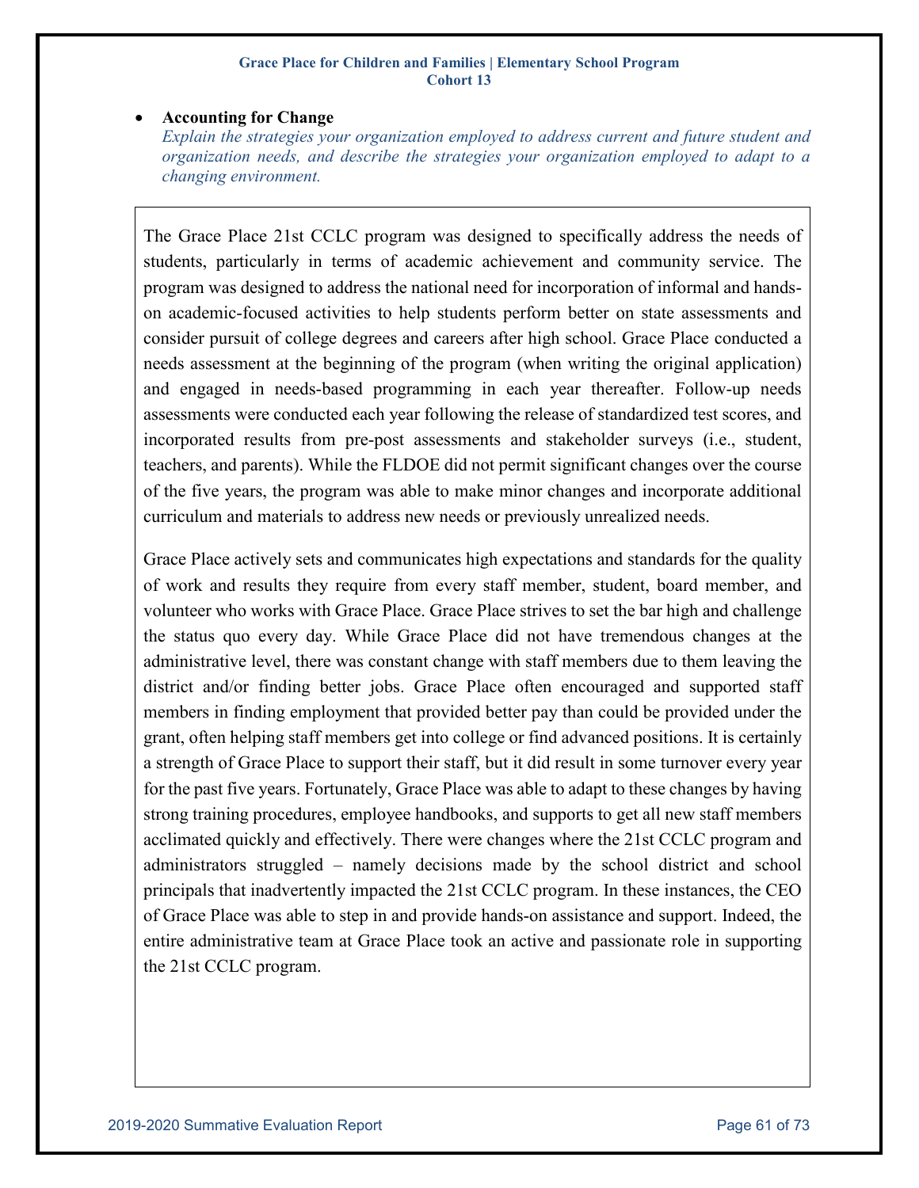- **Accounting for Change**
  *Explain the strategies your organization employed to address current and future student and organization needs, and describe the strategies your organization employed to adapt to a changing environment.*

The Grace Place 21st CCLC program was designed to specifically address the needs of students, particularly in terms of academic achievement and community service. The program was designed to address the national need for incorporation of informal and hands-on academic-focused activities to help students perform better on state assessments and consider pursuit of college degrees and careers after high school. Grace Place conducted a needs assessment at the beginning of the program (when writing the original application) and engaged in needs-based programming in each year thereafter. Follow-up needs assessments were conducted each year following the release of standardized test scores, and incorporated results from pre-post assessments and stakeholder surveys (i.e., student, teachers, and parents). While the FLDOE did not permit significant changes over the course of the five years, the program was able to make minor changes and incorporate additional curriculum and materials to address new needs or previously unrealized needs.

Grace Place actively sets and communicates high expectations and standards for the quality of work and results they require from every staff member, student, board member, and volunteer who works with Grace Place. Grace Place strives to set the bar high and challenge the status quo every day. While Grace Place did not have tremendous changes at the administrative level, there was constant change with staff members due to them leaving the district and/or finding better jobs. Grace Place often encouraged and supported staff members in finding employment that provided better pay than could be provided under the grant, often helping staff members get into college or find advanced positions. It is certainly a strength of Grace Place to support their staff, but it did result in some turnover every year for the past five years. Fortunately, Grace Place was able to adapt to these changes by having strong training procedures, employee handbooks, and supports to get all new staff members acclimated quickly and effectively. There were changes where the 21st CCLC program and administrators struggled – namely decisions made by the school district and school principals that inadvertently impacted the 21st CCLC program. In these instances, the CEO of Grace Place was able to step in and provide hands-on assistance and support. Indeed, the entire administrative team at Grace Place took an active and passionate role in supporting the 21st CCLC program.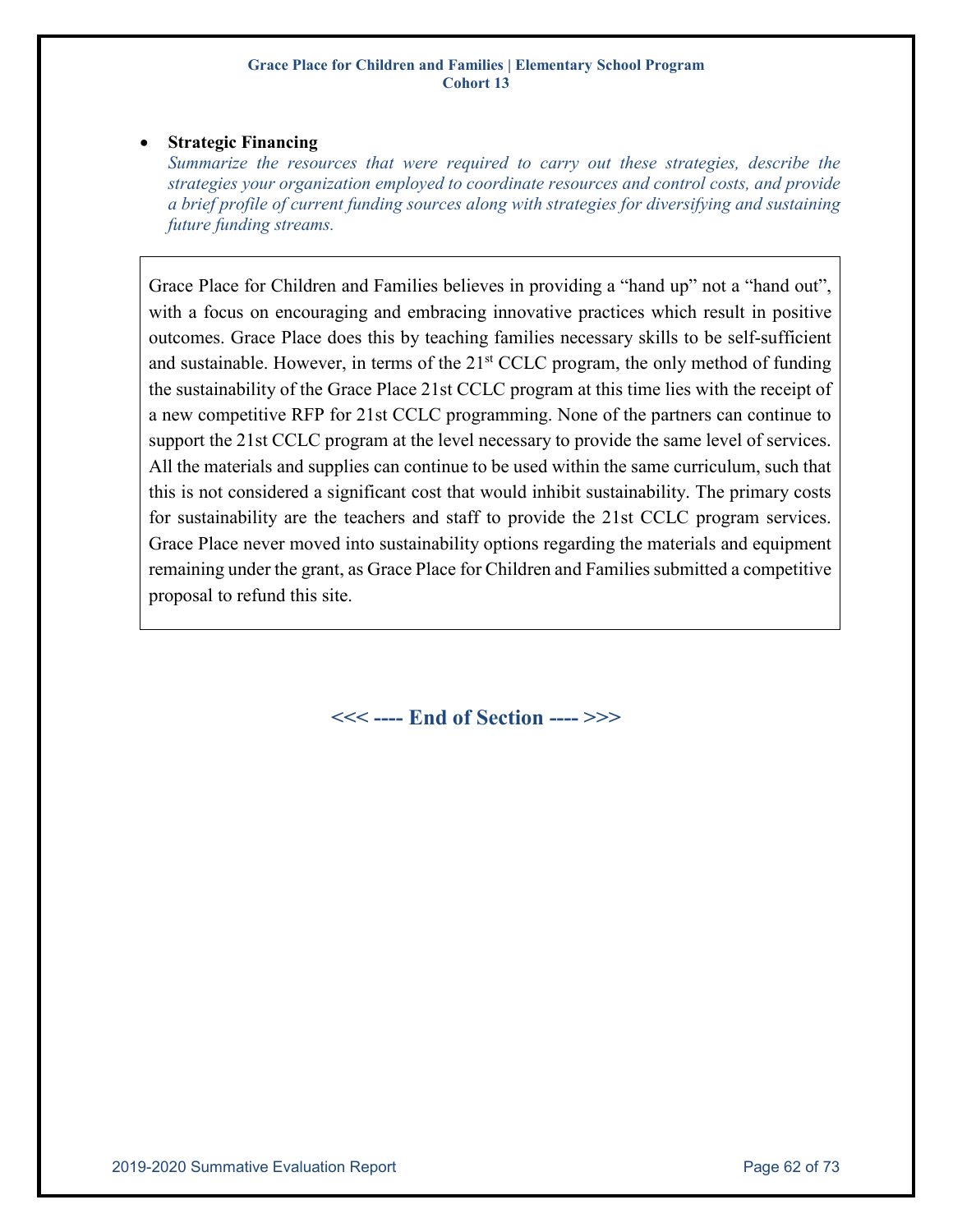- **Strategic Financing**
  *Summarize the resources that were required to carry out these strategies, describe the strategies your organization employed to coordinate resources and control costs, and provide a brief profile of current funding sources along with strategies for diversifying and sustaining future funding streams.*

Grace Place for Children and Families believes in providing a "hand up" not a "hand out", with a focus on encouraging and embracing innovative practices which result in positive outcomes. Grace Place does this by teaching families necessary skills to be self-sufficient and sustainable. However, in terms of the 21st CCLC program, the only method of funding the sustainability of the Grace Place 21st CCLC program at this time lies with the receipt of a new competitive RFP for 21st CCLC programming. None of the partners can continue to support the 21st CCLC program at the level necessary to provide the same level of services. All the materials and supplies can continue to be used within the same curriculum, such that this is not considered a significant cost that would inhibit sustainability. The primary costs for sustainability are the teachers and staff to provide the 21st CCLC program services. Grace Place never moved into sustainability options regarding the materials and equipment remaining under the grant, as Grace Place for Children and Families submitted a competitive proposal to refund this site.

**<<< ---- End of Section ---- >>>**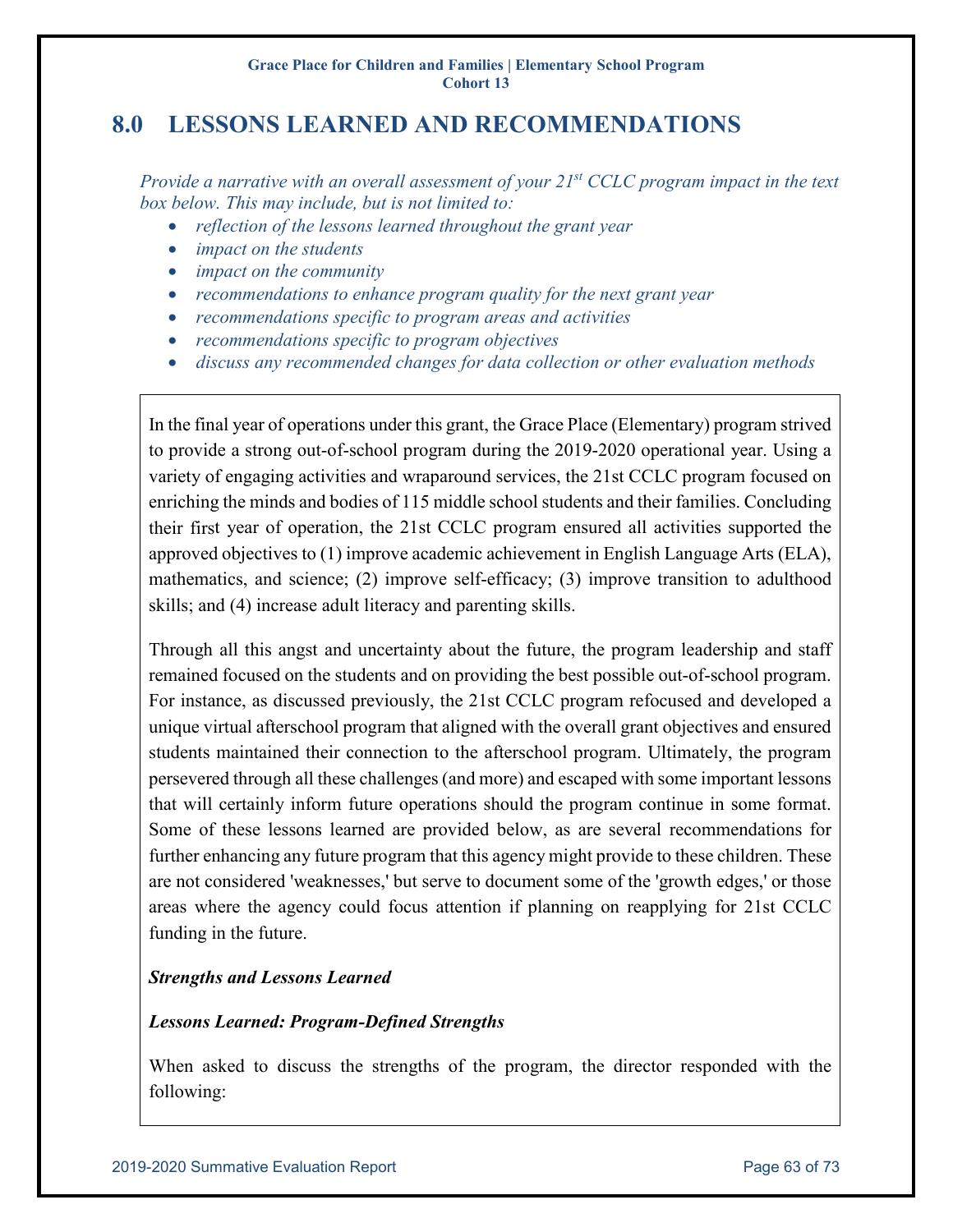## 8.0 LESSONS LEARNED AND RECOMMENDATIONS

*Provide a narrative with an overall assessment of your 21st CCLC program impact in the text box below. This may include, but is not limited to:*

- *reflection of the lessons learned throughout the grant year*
- *impact on the students*
- *impact on the community*
- *recommendations to enhance program quality for the next grant year*
- *recommendations specific to program areas and activities*
- *recommendations specific to program objectives*
- *discuss any recommended changes for data collection or other evaluation methods*

In the final year of operations under this grant, the Grace Place (Elementary) program strived to provide a strong out-of-school program during the 2019-2020 operational year. Using a variety of engaging activities and wraparound services, the 21st CCLC program focused on enriching the minds and bodies of 115 middle school students and their families. Concluding their first year of operation, the 21st CCLC program ensured all activities supported the approved objectives to (1) improve academic achievement in English Language Arts (ELA), mathematics, and science; (2) improve self-efficacy; (3) improve transition to adulthood skills; and (4) increase adult literacy and parenting skills.

Through all this angst and uncertainty about the future, the program leadership and staff remained focused on the students and on providing the best possible out-of-school program. For instance, as discussed previously, the 21st CCLC program refocused and developed a unique virtual afterschool program that aligned with the overall grant objectives and ensured students maintained their connection to the afterschool program. Ultimately, the program persevered through all these challenges (and more) and escaped with some important lessons that will certainly inform future operations should the program continue in some format. Some of these lessons learned are provided below, as are several recommendations for further enhancing any future program that this agency might provide to these children. These are not considered 'weaknesses,' but serve to document some of the 'growth edges,' or those areas where the agency could focus attention if planning on reapplying for 21st CCLC funding in the future.

***Strengths and Lessons Learned***

***Lessons Learned: Program-Defined Strengths***

When asked to discuss the strengths of the program, the director responded with the following: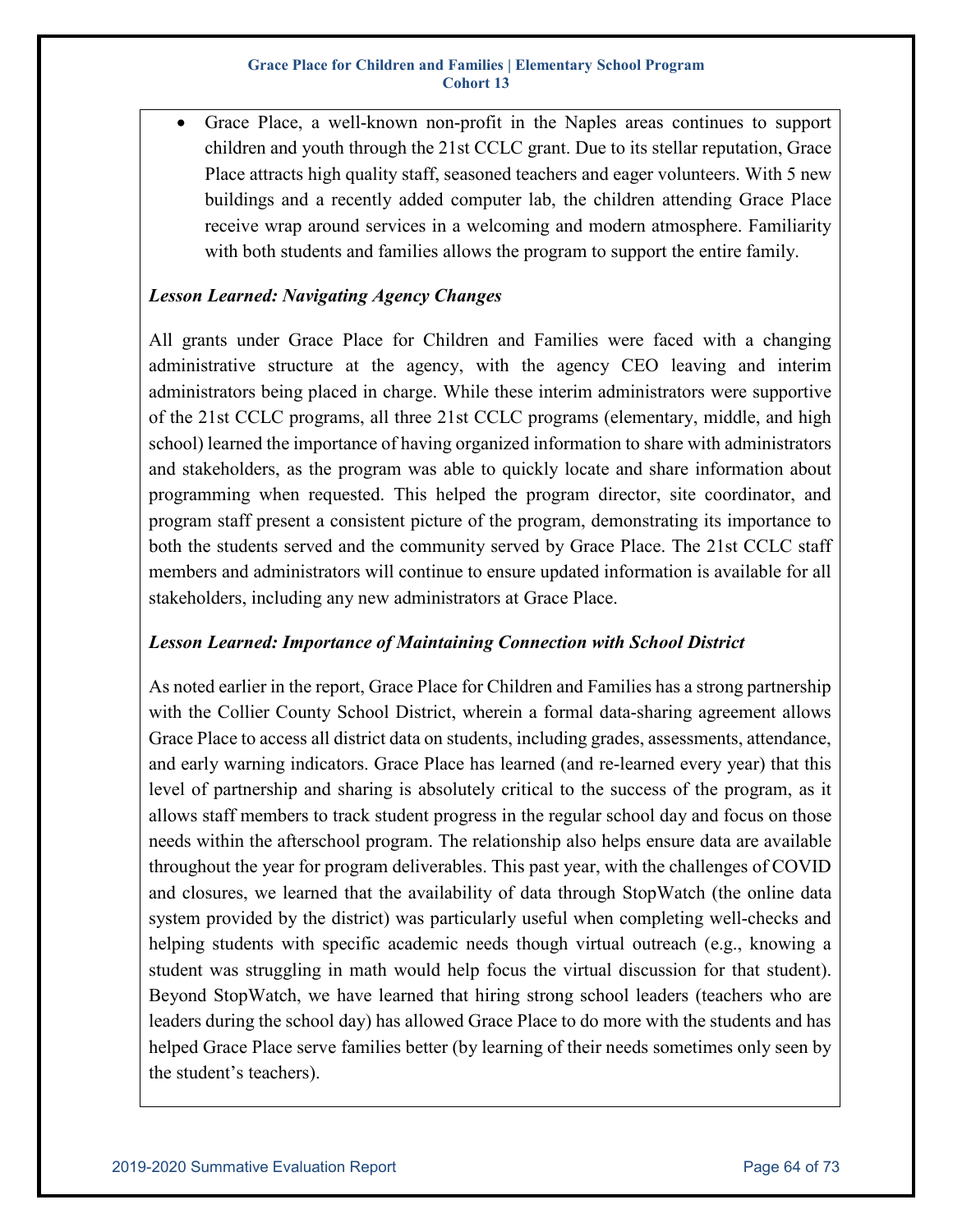- Grace Place, a well-known non-profit in the Naples areas continues to support children and youth through the 21st CCLC grant. Due to its stellar reputation, Grace Place attracts high quality staff, seasoned teachers and eager volunteers. With 5 new buildings and a recently added computer lab, the children attending Grace Place receive wrap around services in a welcoming and modern atmosphere. Familiarity with both students and families allows the program to support the entire family.

***Lesson Learned: Navigating Agency Changes***

All grants under Grace Place for Children and Families were faced with a changing administrative structure at the agency, with the agency CEO leaving and interim administrators being placed in charge. While these interim administrators were supportive of the 21st CCLC programs, all three 21st CCLC programs (elementary, middle, and high school) learned the importance of having organized information to share with administrators and stakeholders, as the program was able to quickly locate and share information about programming when requested. This helped the program director, site coordinator, and program staff present a consistent picture of the program, demonstrating its importance to both the students served and the community served by Grace Place. The 21st CCLC staff members and administrators will continue to ensure updated information is available for all stakeholders, including any new administrators at Grace Place.

***Lesson Learned: Importance of Maintaining Connection with School District***

As noted earlier in the report, Grace Place for Children and Families has a strong partnership with the Collier County School District, wherein a formal data-sharing agreement allows Grace Place to access all district data on students, including grades, assessments, attendance, and early warning indicators. Grace Place has learned (and re-learned every year) that this level of partnership and sharing is absolutely critical to the success of the program, as it allows staff members to track student progress in the regular school day and focus on those needs within the afterschool program. The relationship also helps ensure data are available throughout the year for program deliverables. This past year, with the challenges of COVID and closures, we learned that the availability of data through StopWatch (the online data system provided by the district) was particularly useful when completing well-checks and helping students with specific academic needs though virtual outreach (e.g., knowing a student was struggling in math would help focus the virtual discussion for that student). Beyond StopWatch, we have learned that hiring strong school leaders (teachers who are leaders during the school day) has allowed Grace Place to do more with the students and has helped Grace Place serve families better (by learning of their needs sometimes only seen by the student's teachers).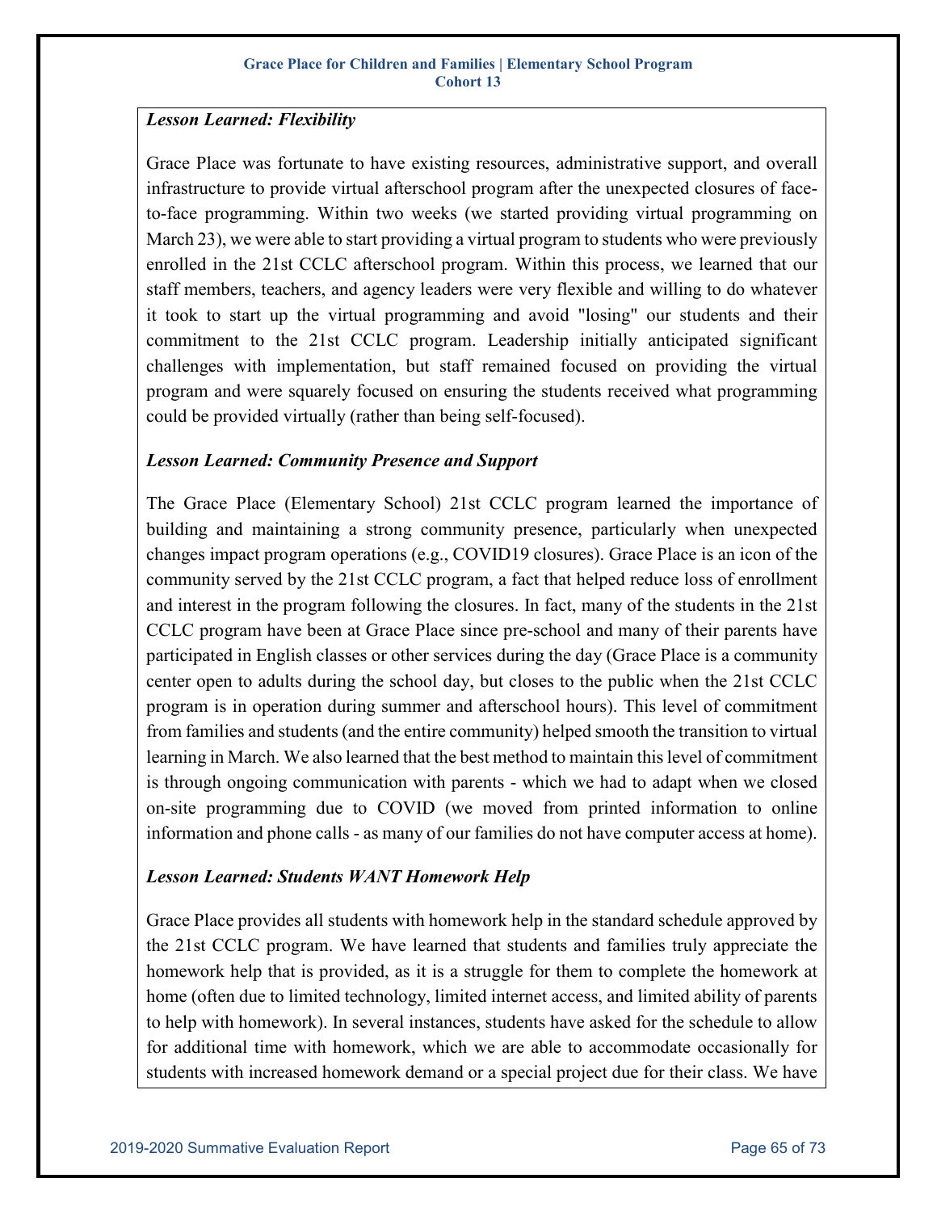***Lesson Learned: Flexibility***

Grace Place was fortunate to have existing resources, administrative support, and overall infrastructure to provide virtual afterschool program after the unexpected closures of face-to-face programming. Within two weeks (we started providing virtual programming on March 23), we were able to start providing a virtual program to students who were previously enrolled in the 21st CCLC afterschool program. Within this process, we learned that our staff members, teachers, and agency leaders were very flexible and willing to do whatever it took to start up the virtual programming and avoid "losing" our students and their commitment to the 21st CCLC program. Leadership initially anticipated significant challenges with implementation, but staff remained focused on providing the virtual program and were squarely focused on ensuring the students received what programming could be provided virtually (rather than being self-focused).

***Lesson Learned: Community Presence and Support***

The Grace Place (Elementary School) 21st CCLC program learned the importance of building and maintaining a strong community presence, particularly when unexpected changes impact program operations (e.g., COVID19 closures). Grace Place is an icon of the community served by the 21st CCLC program, a fact that helped reduce loss of enrollment and interest in the program following the closures. In fact, many of the students in the 21st CCLC program have been at Grace Place since pre-school and many of their parents have participated in English classes or other services during the day (Grace Place is a community center open to adults during the school day, but closes to the public when the 21st CCLC program is in operation during summer and afterschool hours). This level of commitment from families and students (and the entire community) helped smooth the transition to virtual learning in March. We also learned that the best method to maintain this level of commitment is through ongoing communication with parents - which we had to adapt when we closed on-site programming due to COVID (we moved from printed information to online information and phone calls - as many of our families do not have computer access at home).

***Lesson Learned: Students WANT Homework Help***

Grace Place provides all students with homework help in the standard schedule approved by the 21st CCLC program. We have learned that students and families truly appreciate the homework help that is provided, as it is a struggle for them to complete the homework at home (often due to limited technology, limited internet access, and limited ability of parents to help with homework). In several instances, students have asked for the schedule to allow for additional time with homework, which we are able to accommodate occasionally for students with increased homework demand or a special project due for their class. We have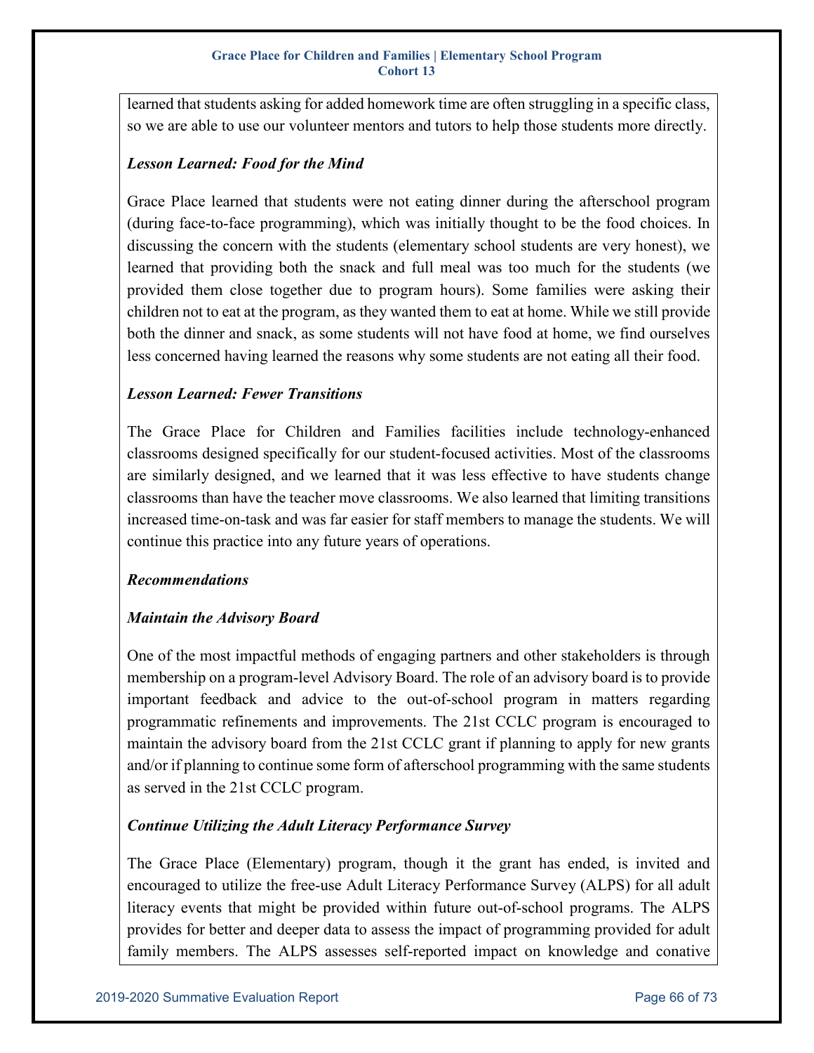learned that students asking for added homework time are often struggling in a specific class, so we are able to use our volunteer mentors and tutors to help those students more directly.

***Lesson Learned: Food for the Mind***

Grace Place learned that students were not eating dinner during the afterschool program (during face-to-face programming), which was initially thought to be the food choices. In discussing the concern with the students (elementary school students are very honest), we learned that providing both the snack and full meal was too much for the students (we provided them close together due to program hours). Some families were asking their children not to eat at the program, as they wanted them to eat at home. While we still provide both the dinner and snack, as some students will not have food at home, we find ourselves less concerned having learned the reasons why some students are not eating all their food.

***Lesson Learned: Fewer Transitions***

The Grace Place for Children and Families facilities include technology-enhanced classrooms designed specifically for our student-focused activities. Most of the classrooms are similarly designed, and we learned that it was less effective to have students change classrooms than have the teacher move classrooms. We also learned that limiting transitions increased time-on-task and was far easier for staff members to manage the students. We will continue this practice into any future years of operations.

***Recommendations***

***Maintain the Advisory Board***

One of the most impactful methods of engaging partners and other stakeholders is through membership on a program-level Advisory Board. The role of an advisory board is to provide important feedback and advice to the out-of-school program in matters regarding programmatic refinements and improvements. The 21st CCLC program is encouraged to maintain the advisory board from the 21st CCLC grant if planning to apply for new grants and/or if planning to continue some form of afterschool programming with the same students as served in the 21st CCLC program.

***Continue Utilizing the Adult Literacy Performance Survey***

The Grace Place (Elementary) program, though it the grant has ended, is invited and encouraged to utilize the free-use Adult Literacy Performance Survey (ALPS) for all adult literacy events that might be provided within future out-of-school programs. The ALPS provides for better and deeper data to assess the impact of programming provided for adult family members. The ALPS assesses self-reported impact on knowledge and conative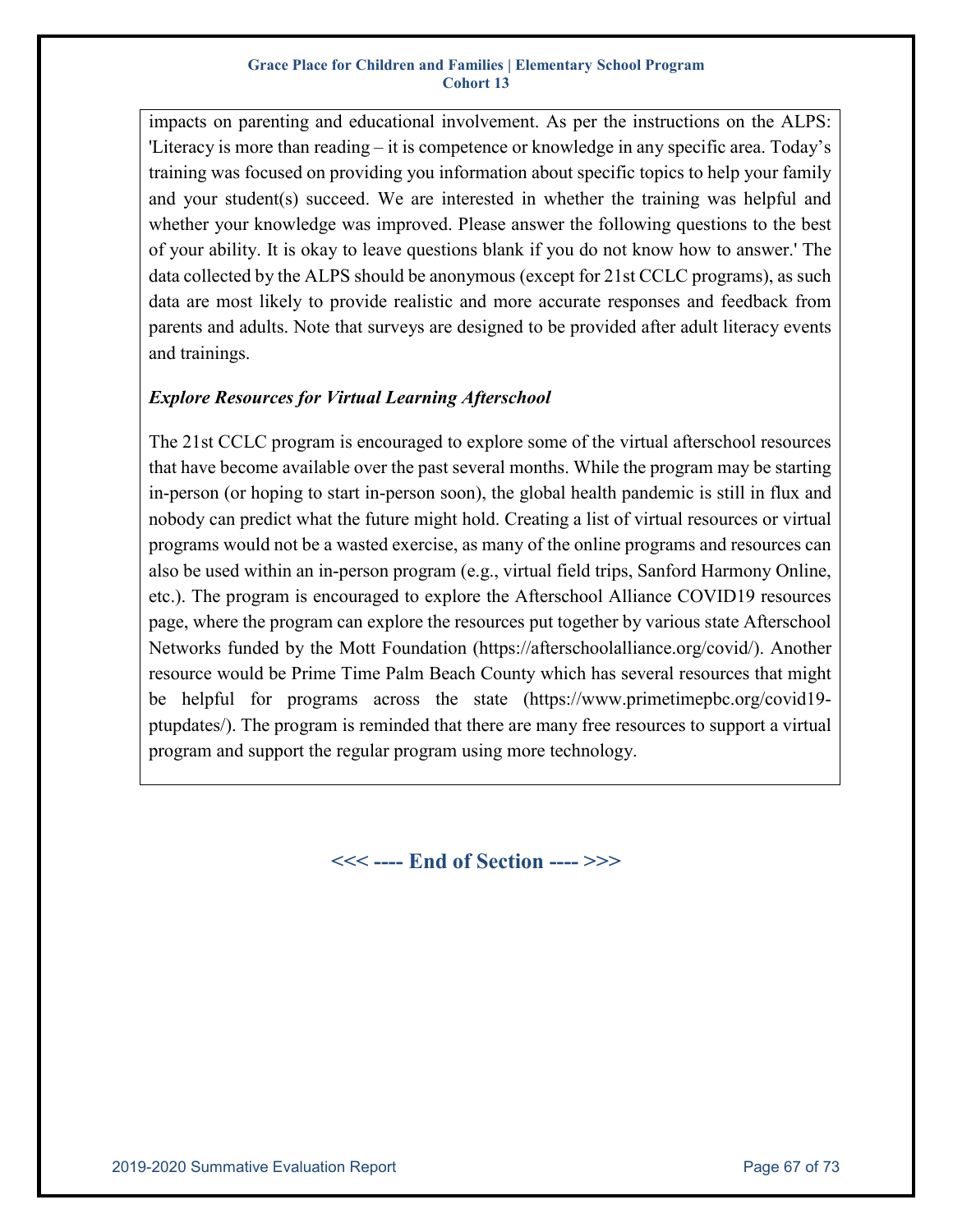impacts on parenting and educational involvement. As per the instructions on the ALPS: 'Literacy is more than reading – it is competence or knowledge in any specific area. Today's training was focused on providing you information about specific topics to help your family and your student(s) succeed. We are interested in whether the training was helpful and whether your knowledge was improved. Please answer the following questions to the best of your ability. It is okay to leave questions blank if you do not know how to answer.' The data collected by the ALPS should be anonymous (except for 21st CCLC programs), as such data are most likely to provide realistic and more accurate responses and feedback from parents and adults. Note that surveys are designed to be provided after adult literacy events and trainings.

***Explore Resources for Virtual Learning Afterschool***

The 21st CCLC program is encouraged to explore some of the virtual afterschool resources that have become available over the past several months. While the program may be starting in-person (or hoping to start in-person soon), the global health pandemic is still in flux and nobody can predict what the future might hold. Creating a list of virtual resources or virtual programs would not be a wasted exercise, as many of the online programs and resources can also be used within an in-person program (e.g., virtual field trips, Sanford Harmony Online, etc.). The program is encouraged to explore the Afterschool Alliance COVID19 resources page, where the program can explore the resources put together by various state Afterschool Networks funded by the Mott Foundation (https://afterschoolalliance.org/covid/). Another resource would be Prime Time Palm Beach County which has several resources that might be helpful for programs across the state (https://www.primetimepbc.org/covid19-ptupdates/). The program is reminded that there are many free resources to support a virtual program and support the regular program using more technology.

**<<< ---- End of Section ---- >>>**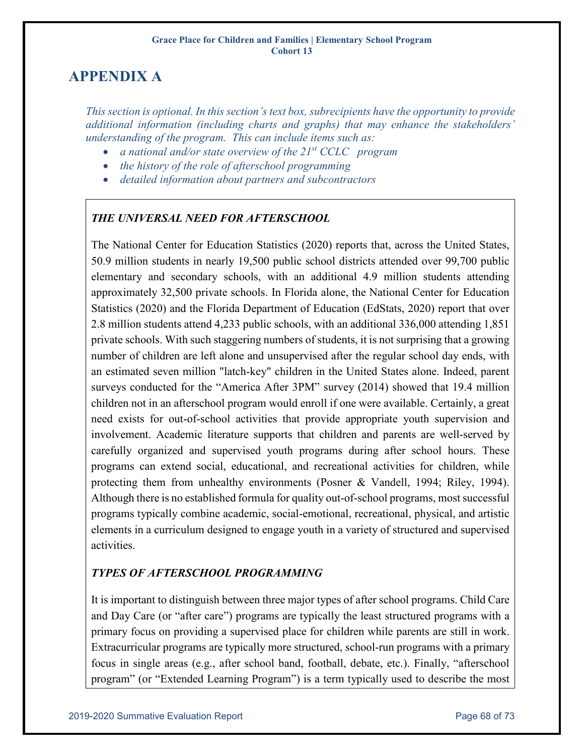# APPENDIX A

*This section is optional. In this section's text box, subrecipients have the opportunity to provide additional information (including charts and graphs) that may enhance the stakeholders' understanding of the program. This can include items such as:*

- *a national and/or state overview of the 21st CCLC program*
- *the history of the role of afterschool programming*
- *detailed information about partners and subcontractors*

***THE UNIVERSAL NEED FOR AFTERSCHOOL***

The National Center for Education Statistics (2020) reports that, across the United States, 50.9 million students in nearly 19,500 public school districts attended over 99,700 public elementary and secondary schools, with an additional 4.9 million students attending approximately 32,500 private schools. In Florida alone, the National Center for Education Statistics (2020) and the Florida Department of Education (EdStats, 2020) report that over 2.8 million students attend 4,233 public schools, with an additional 336,000 attending 1,851 private schools. With such staggering numbers of students, it is not surprising that a growing number of children are left alone and unsupervised after the regular school day ends, with an estimated seven million "latch-key" children in the United States alone. Indeed, parent surveys conducted for the "America After 3PM" survey (2014) showed that 19.4 million children not in an afterschool program would enroll if one were available. Certainly, a great need exists for out-of-school activities that provide appropriate youth supervision and involvement. Academic literature supports that children and parents are well-served by carefully organized and supervised youth programs during after school hours. These programs can extend social, educational, and recreational activities for children, while protecting them from unhealthy environments (Posner & Vandell, 1994; Riley, 1994). Although there is no established formula for quality out-of-school programs, most successful programs typically combine academic, social-emotional, recreational, physical, and artistic elements in a curriculum designed to engage youth in a variety of structured and supervised activities.

***TYPES OF AFTERSCHOOL PROGRAMMING***

It is important to distinguish between three major types of after school programs. Child Care and Day Care (or "after care") programs are typically the least structured programs with a primary focus on providing a supervised place for children while parents are still in work. Extracurricular programs are typically more structured, school-run programs with a primary focus in single areas (e.g., after school band, football, debate, etc.). Finally, "afterschool program" (or "Extended Learning Program") is a term typically used to describe the most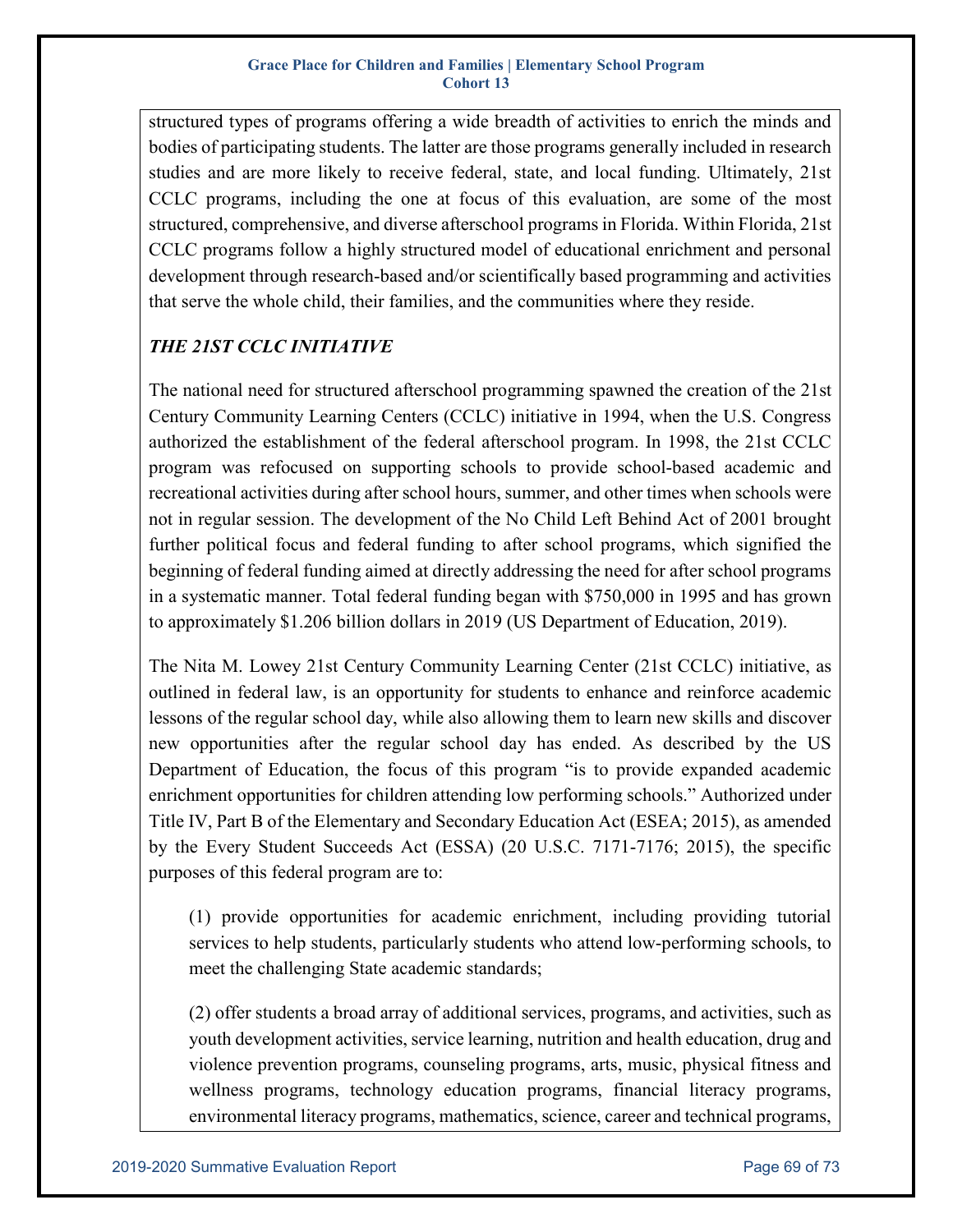structured types of programs offering a wide breadth of activities to enrich the minds and bodies of participating students. The latter are those programs generally included in research studies and are more likely to receive federal, state, and local funding. Ultimately, 21st CCLC programs, including the one at focus of this evaluation, are some of the most structured, comprehensive, and diverse afterschool programs in Florida. Within Florida, 21st CCLC programs follow a highly structured model of educational enrichment and personal development through research-based and/or scientifically based programming and activities that serve the whole child, their families, and the communities where they reside.

### *THE 21ST CCLC INITIATIVE*

The national need for structured afterschool programming spawned the creation of the 21st Century Community Learning Centers (CCLC) initiative in 1994, when the U.S. Congress authorized the establishment of the federal afterschool program. In 1998, the 21st CCLC program was refocused on supporting schools to provide school-based academic and recreational activities during after school hours, summer, and other times when schools were not in regular session. The development of the No Child Left Behind Act of 2001 brought further political focus and federal funding to after school programs, which signified the beginning of federal funding aimed at directly addressing the need for after school programs in a systematic manner. Total federal funding began with $750,000 in 1995 and has grown to approximately $1.206 billion dollars in 2019 (US Department of Education, 2019).

The Nita M. Lowey 21st Century Community Learning Center (21st CCLC) initiative, as outlined in federal law, is an opportunity for students to enhance and reinforce academic lessons of the regular school day, while also allowing them to learn new skills and discover new opportunities after the regular school day has ended. As described by the US Department of Education, the focus of this program "is to provide expanded academic enrichment opportunities for children attending low performing schools." Authorized under Title IV, Part B of the Elementary and Secondary Education Act (ESEA; 2015), as amended by the Every Student Succeeds Act (ESSA) (20 U.S.C. 7171-7176; 2015), the specific purposes of this federal program are to:

> (1) provide opportunities for academic enrichment, including providing tutorial services to help students, particularly students who attend low-performing schools, to meet the challenging State academic standards;
>
> (2) offer students a broad array of additional services, programs, and activities, such as youth development activities, service learning, nutrition and health education, drug and violence prevention programs, counseling programs, arts, music, physical fitness and wellness programs, technology education programs, financial literacy programs, environmental literacy programs, mathematics, science, career and technical programs,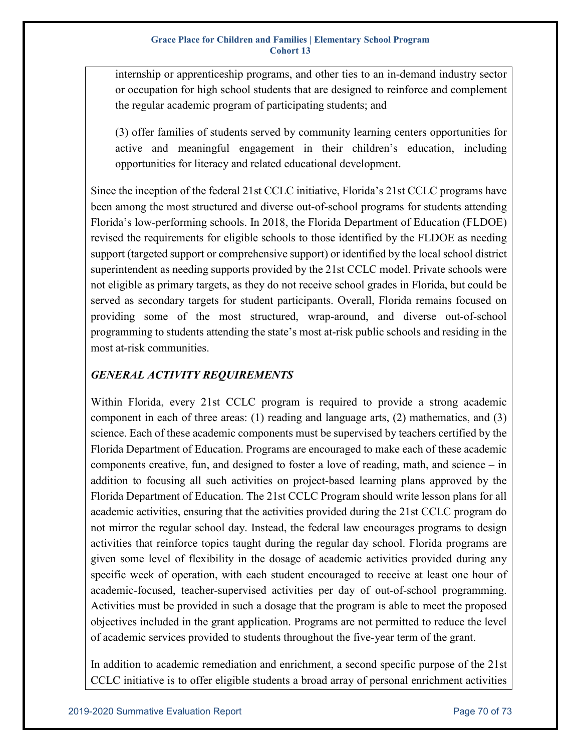internship or apprenticeship programs, and other ties to an in-demand industry sector or occupation for high school students that are designed to reinforce and complement the regular academic program of participating students; and

(3) offer families of students served by community learning centers opportunities for active and meaningful engagement in their children's education, including opportunities for literacy and related educational development.

Since the inception of the federal 21st CCLC initiative, Florida's 21st CCLC programs have been among the most structured and diverse out-of-school programs for students attending Florida's low-performing schools. In 2018, the Florida Department of Education (FLDOE) revised the requirements for eligible schools to those identified by the FLDOE as needing support (targeted support or comprehensive support) or identified by the local school district superintendent as needing supports provided by the 21st CCLC model. Private schools were not eligible as primary targets, as they do not receive school grades in Florida, but could be served as secondary targets for student participants. Overall, Florida remains focused on providing some of the most structured, wrap-around, and diverse out-of-school programming to students attending the state's most at-risk public schools and residing in the most at-risk communities.

### *GENERAL ACTIVITY REQUIREMENTS*

Within Florida, every 21st CCLC program is required to provide a strong academic component in each of three areas: (1) reading and language arts, (2) mathematics, and (3) science. Each of these academic components must be supervised by teachers certified by the Florida Department of Education. Programs are encouraged to make each of these academic components creative, fun, and designed to foster a love of reading, math, and science – in addition to focusing all such activities on project-based learning plans approved by the Florida Department of Education. The 21st CCLC Program should write lesson plans for all academic activities, ensuring that the activities provided during the 21st CCLC program do not mirror the regular school day. Instead, the federal law encourages programs to design activities that reinforce topics taught during the regular day school. Florida programs are given some level of flexibility in the dosage of academic activities provided during any specific week of operation, with each student encouraged to receive at least one hour of academic-focused, teacher-supervised activities per day of out-of-school programming. Activities must be provided in such a dosage that the program is able to meet the proposed objectives included in the grant application. Programs are not permitted to reduce the level of academic services provided to students throughout the five-year term of the grant.

In addition to academic remediation and enrichment, a second specific purpose of the 21st CCLC initiative is to offer eligible students a broad array of personal enrichment activities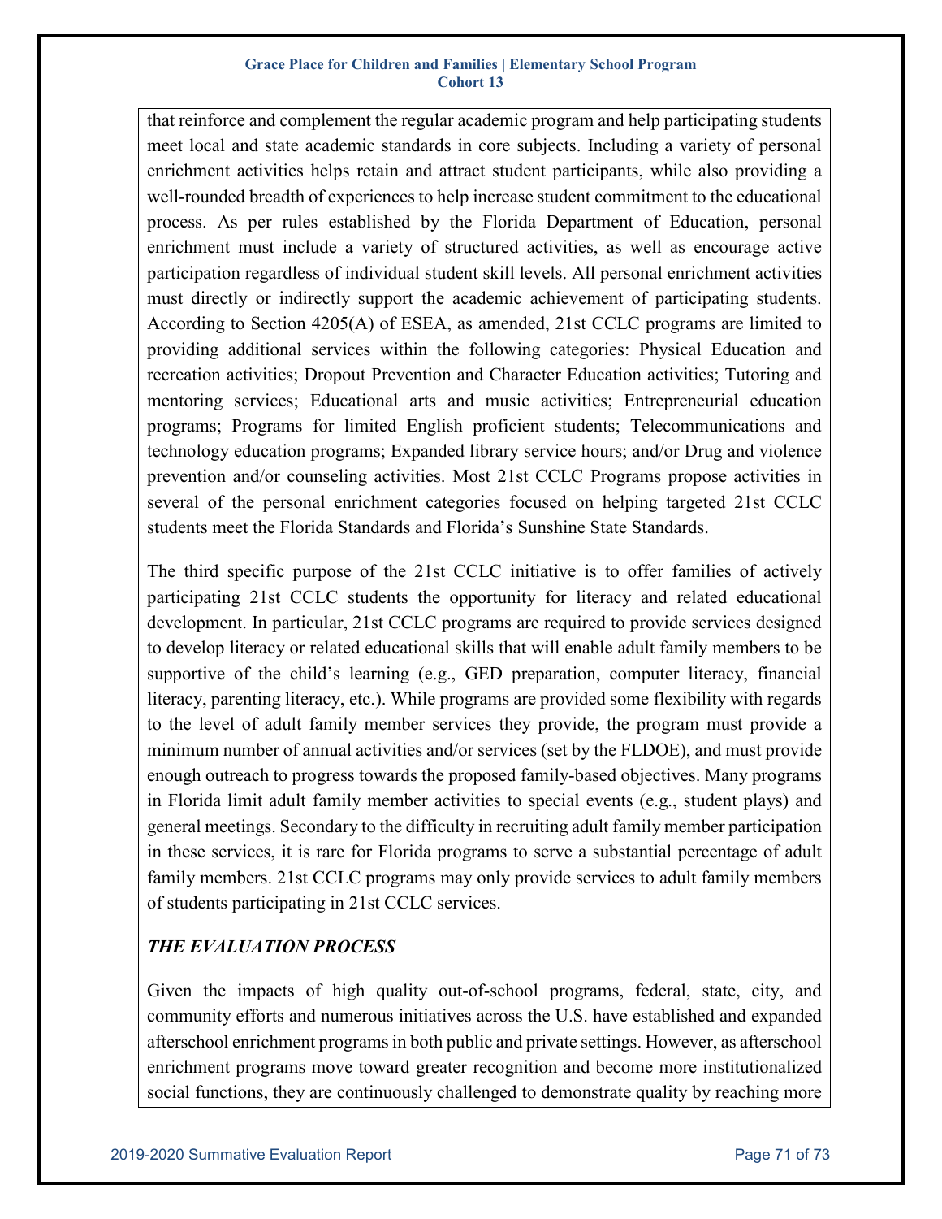that reinforce and complement the regular academic program and help participating students meet local and state academic standards in core subjects. Including a variety of personal enrichment activities helps retain and attract student participants, while also providing a well-rounded breadth of experiences to help increase student commitment to the educational process. As per rules established by the Florida Department of Education, personal enrichment must include a variety of structured activities, as well as encourage active participation regardless of individual student skill levels. All personal enrichment activities must directly or indirectly support the academic achievement of participating students. According to Section 4205(A) of ESEA, as amended, 21st CCLC programs are limited to providing additional services within the following categories: Physical Education and recreation activities; Dropout Prevention and Character Education activities; Tutoring and mentoring services; Educational arts and music activities; Entrepreneurial education programs; Programs for limited English proficient students; Telecommunications and technology education programs; Expanded library service hours; and/or Drug and violence prevention and/or counseling activities. Most 21st CCLC Programs propose activities in several of the personal enrichment categories focused on helping targeted 21st CCLC students meet the Florida Standards and Florida's Sunshine State Standards.

The third specific purpose of the 21st CCLC initiative is to offer families of actively participating 21st CCLC students the opportunity for literacy and related educational development. In particular, 21st CCLC programs are required to provide services designed to develop literacy or related educational skills that will enable adult family members to be supportive of the child's learning (e.g., GED preparation, computer literacy, financial literacy, parenting literacy, etc.). While programs are provided some flexibility with regards to the level of adult family member services they provide, the program must provide a minimum number of annual activities and/or services (set by the FLDOE), and must provide enough outreach to progress towards the proposed family-based objectives. Many programs in Florida limit adult family member activities to special events (e.g., student plays) and general meetings. Secondary to the difficulty in recruiting adult family member participation in these services, it is rare for Florida programs to serve a substantial percentage of adult family members. 21st CCLC programs may only provide services to adult family members of students participating in 21st CCLC services.

### *THE EVALUATION PROCESS*

Given the impacts of high quality out-of-school programs, federal, state, city, and community efforts and numerous initiatives across the U.S. have established and expanded afterschool enrichment programs in both public and private settings. However, as afterschool enrichment programs move toward greater recognition and become more institutionalized social functions, they are continuously challenged to demonstrate quality by reaching more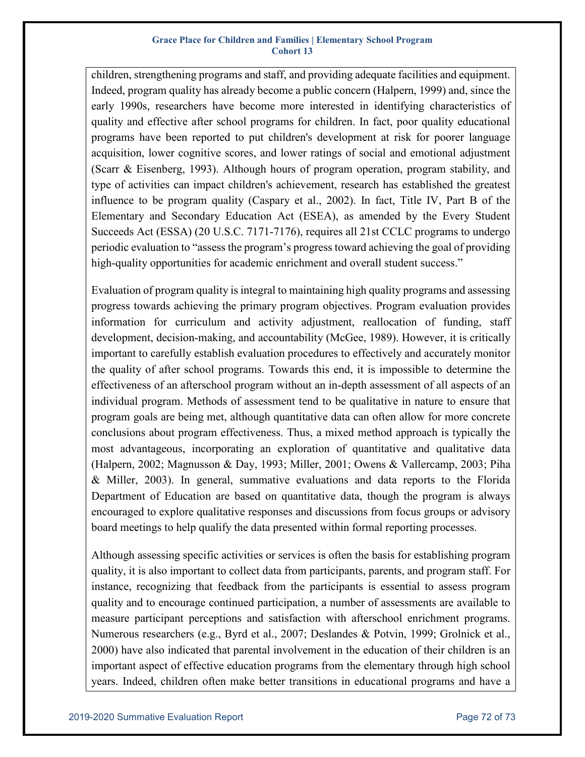children, strengthening programs and staff, and providing adequate facilities and equipment. Indeed, program quality has already become a public concern (Halpern, 1999) and, since the early 1990s, researchers have become more interested in identifying characteristics of quality and effective after school programs for children. In fact, poor quality educational programs have been reported to put children's development at risk for poorer language acquisition, lower cognitive scores, and lower ratings of social and emotional adjustment (Scarr & Eisenberg, 1993). Although hours of program operation, program stability, and type of activities can impact children's achievement, research has established the greatest influence to be program quality (Caspary et al., 2002). In fact, Title IV, Part B of the Elementary and Secondary Education Act (ESEA), as amended by the Every Student Succeeds Act (ESSA) (20 U.S.C. 7171-7176), requires all 21st CCLC programs to undergo periodic evaluation to "assess the program's progress toward achieving the goal of providing high-quality opportunities for academic enrichment and overall student success."

Evaluation of program quality is integral to maintaining high quality programs and assessing progress towards achieving the primary program objectives. Program evaluation provides information for curriculum and activity adjustment, reallocation of funding, staff development, decision-making, and accountability (McGee, 1989). However, it is critically important to carefully establish evaluation procedures to effectively and accurately monitor the quality of after school programs. Towards this end, it is impossible to determine the effectiveness of an afterschool program without an in-depth assessment of all aspects of an individual program. Methods of assessment tend to be qualitative in nature to ensure that program goals are being met, although quantitative data can often allow for more concrete conclusions about program effectiveness. Thus, a mixed method approach is typically the most advantageous, incorporating an exploration of quantitative and qualitative data (Halpern, 2002; Magnusson & Day, 1993; Miller, 2001; Owens & Vallercamp, 2003; Piha & Miller, 2003). In general, summative evaluations and data reports to the Florida Department of Education are based on quantitative data, though the program is always encouraged to explore qualitative responses and discussions from focus groups or advisory board meetings to help qualify the data presented within formal reporting processes.

Although assessing specific activities or services is often the basis for establishing program quality, it is also important to collect data from participants, parents, and program staff. For instance, recognizing that feedback from the participants is essential to assess program quality and to encourage continued participation, a number of assessments are available to measure participant perceptions and satisfaction with afterschool enrichment programs. Numerous researchers (e.g., Byrd et al., 2007; Deslandes & Potvin, 1999; Grolnick et al., 2000) have also indicated that parental involvement in the education of their children is an important aspect of effective education programs from the elementary through high school years. Indeed, children often make better transitions in educational programs and have a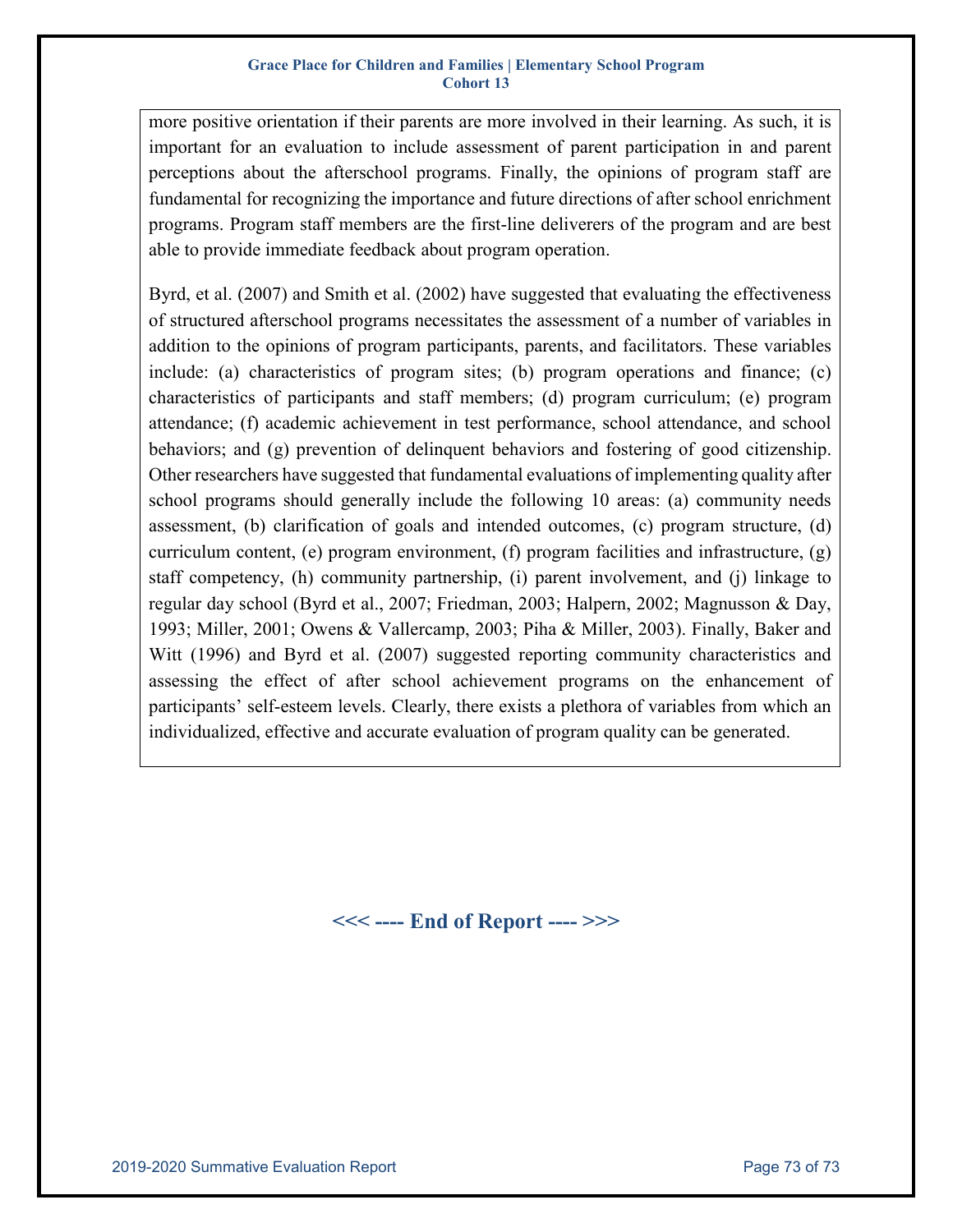more positive orientation if their parents are more involved in their learning. As such, it is important for an evaluation to include assessment of parent participation in and parent perceptions about the afterschool programs. Finally, the opinions of program staff are fundamental for recognizing the importance and future directions of after school enrichment programs. Program staff members are the first-line deliverers of the program and are best able to provide immediate feedback about program operation.

Byrd, et al. (2007) and Smith et al. (2002) have suggested that evaluating the effectiveness of structured afterschool programs necessitates the assessment of a number of variables in addition to the opinions of program participants, parents, and facilitators. These variables include: (a) characteristics of program sites; (b) program operations and finance; (c) characteristics of participants and staff members; (d) program curriculum; (e) program attendance; (f) academic achievement in test performance, school attendance, and school behaviors; and (g) prevention of delinquent behaviors and fostering of good citizenship. Other researchers have suggested that fundamental evaluations of implementing quality after school programs should generally include the following 10 areas: (a) community needs assessment, (b) clarification of goals and intended outcomes, (c) program structure, (d) curriculum content, (e) program environment, (f) program facilities and infrastructure, (g) staff competency, (h) community partnership, (i) parent involvement, and (j) linkage to regular day school (Byrd et al., 2007; Friedman, 2003; Halpern, 2002; Magnusson & Day, 1993; Miller, 2001; Owens & Vallercamp, 2003; Piha & Miller, 2003). Finally, Baker and Witt (1996) and Byrd et al. (2007) suggested reporting community characteristics and assessing the effect of after school achievement programs on the enhancement of participants' self-esteem levels. Clearly, there exists a plethora of variables from which an individualized, effective and accurate evaluation of program quality can be generated.

**<<< ---- End of Report ---- >>>**